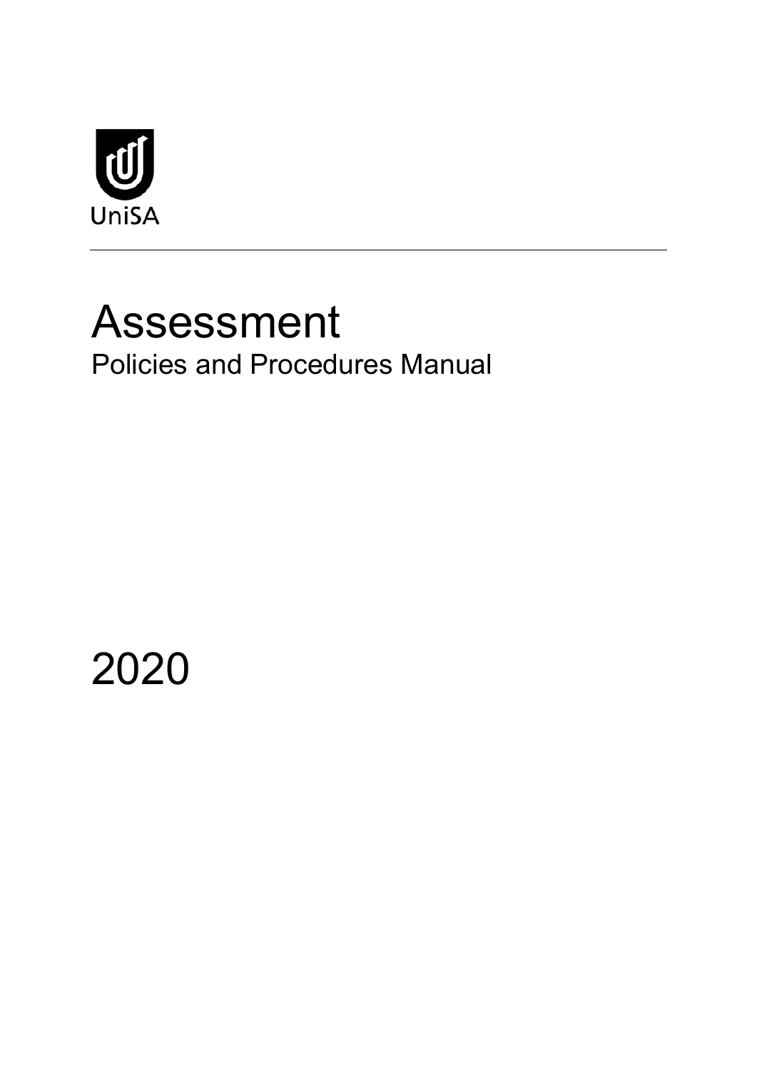UniSA

# Assessment

## Policies and Procedures Manual

2020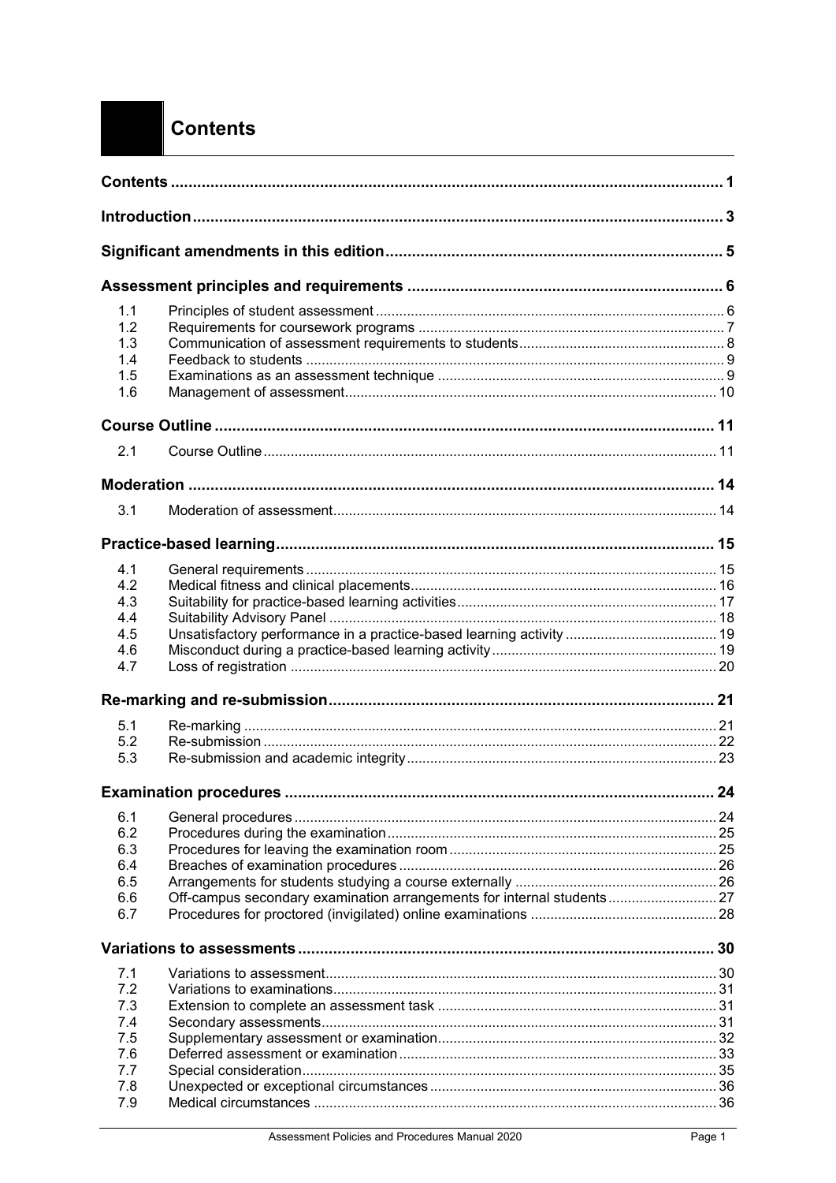# Contents

| | | |
|---|---|---|
| **Contents** | | **1** |
| **Introduction** | | **3** |
| **Significant amendments in this edition** | | **5** |
| **Assessment principles and requirements** | | **6** |
| 1.1 | Principles of student assessment | 6 |
| 1.2 | Requirements for coursework programs | 7 |
| 1.3 | Communication of assessment requirements to students | 8 |
| 1.4 | Feedback to students | 9 |
| 1.5 | Examinations as an assessment technique | 9 |
| 1.6 | Management of assessment | 10 |
| **Course Outline** | | **11** |
| 2.1 | Course Outline | 11 |
| **Moderation** | | **14** |
| 3.1 | Moderation of assessment | 14 |
| **Practice-based learning** | | **15** |
| 4.1 | General requirements | 15 |
| 4.2 | Medical fitness and clinical placements | 16 |
| 4.3 | Suitability for practice-based learning activities | 17 |
| 4.4 | Suitability Advisory Panel | 18 |
| 4.5 | Unsatisfactory performance in a practice-based learning activity | 19 |
| 4.6 | Misconduct during a practice-based learning activity | 19 |
| 4.7 | Loss of registration | 20 |
| **Re-marking and re-submission** | | **21** |
| 5.1 | Re-marking | 21 |
| 5.2 | Re-submission | 22 |
| 5.3 | Re-submission and academic integrity | 23 |
| **Examination procedures** | | **24** |
| 6.1 | General procedures | 24 |
| 6.2 | Procedures during the examination | 25 |
| 6.3 | Procedures for leaving the examination room | 25 |
| 6.4 | Breaches of examination procedures | 26 |
| 6.5 | Arrangements for students studying a course externally | 26 |
| 6.6 | Off-campus secondary examination arrangements for internal students | 27 |
| 6.7 | Procedures for proctored (invigilated) online examinations | 28 |
| **Variations to assessments** | | **30** |
| 7.1 | Variations to assessment | 30 |
| 7.2 | Variations to examinations | 31 |
| 7.3 | Extension to complete an assessment task | 31 |
| 7.4 | Secondary assessments | 31 |
| 7.5 | Supplementary assessment or examination | 32 |
| 7.6 | Deferred assessment or examination | 33 |
| 7.7 | Special consideration | 35 |
| 7.8 | Unexpected or exceptional circumstances | 36 |
| 7.9 | Medical circumstances | 36 |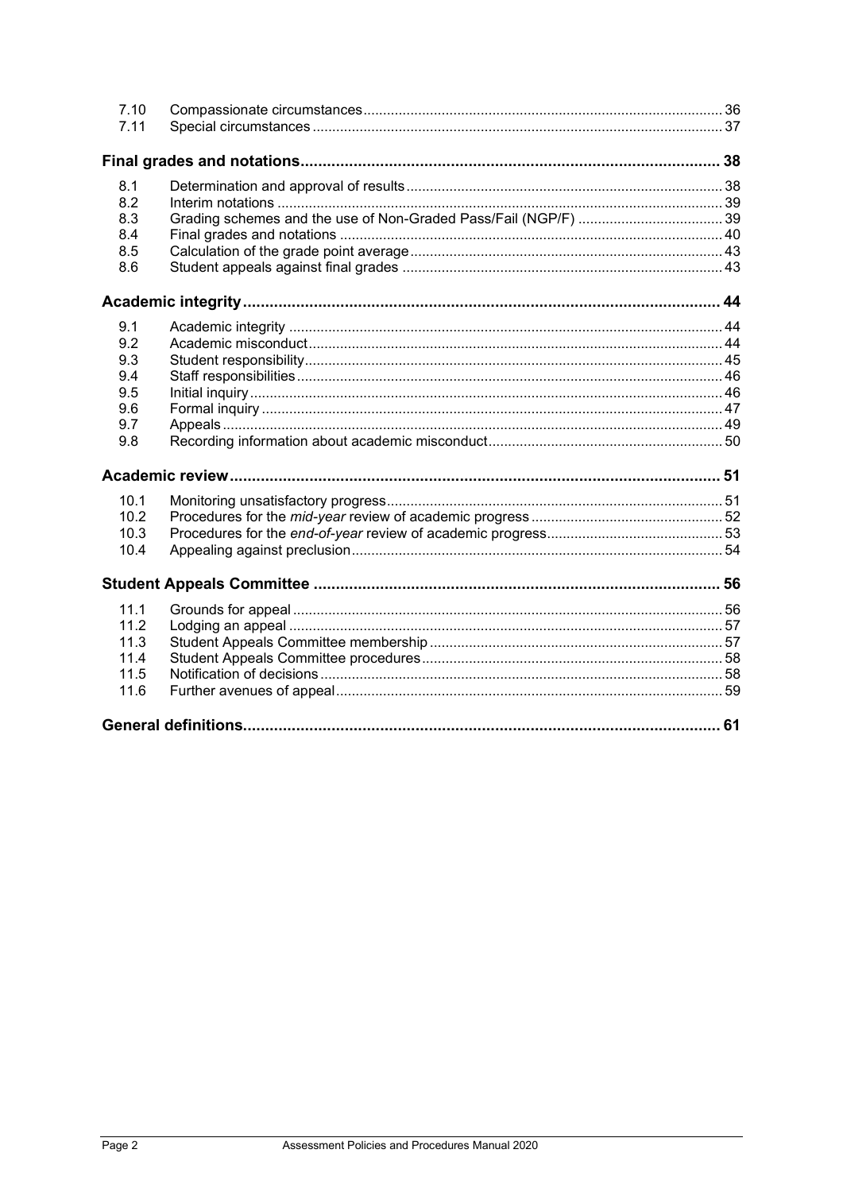| | | |
|---|---|---|
| 7.10 | Compassionate circumstances | 36 |
| 7.11 | Special circumstances | 37 |

**Final grades and notations** ..... 38

| | | |
|---|---|---|
| 8.1 | Determination and approval of results | 38 |
| 8.2 | Interim notations | 39 |
| 8.3 | Grading schemes and the use of Non-Graded Pass/Fail (NGP/F) | 39 |
| 8.4 | Final grades and notations | 40 |
| 8.5 | Calculation of the grade point average | 43 |
| 8.6 | Student appeals against final grades | 43 |

**Academic integrity** ..... 44

| | | |
|---|---|---|
| 9.1 | Academic integrity | 44 |
| 9.2 | Academic misconduct | 44 |
| 9.3 | Student responsibility | 45 |
| 9.4 | Staff responsibilities | 46 |
| 9.5 | Initial inquiry | 46 |
| 9.6 | Formal inquiry | 47 |
| 9.7 | Appeals | 49 |
| 9.8 | Recording information about academic misconduct | 50 |

**Academic review** ..... 51

| | | |
|---|---|---|
| 10.1 | Monitoring unsatisfactory progress | 51 |
| 10.2 | Procedures for the *mid-year* review of academic progress | 52 |
| 10.3 | Procedures for the *end-of-year* review of academic progress | 53 |
| 10.4 | Appealing against preclusion | 54 |

**Student Appeals Committee** ..... 56

| | | |
|---|---|---|
| 11.1 | Grounds for appeal | 56 |
| 11.2 | Lodging an appeal | 57 |
| 11.3 | Student Appeals Committee membership | 57 |
| 11.4 | Student Appeals Committee procedures | 58 |
| 11.5 | Notification of decisions | 58 |
| 11.6 | Further avenues of appeal | 59 |

**General definitions** ..... 61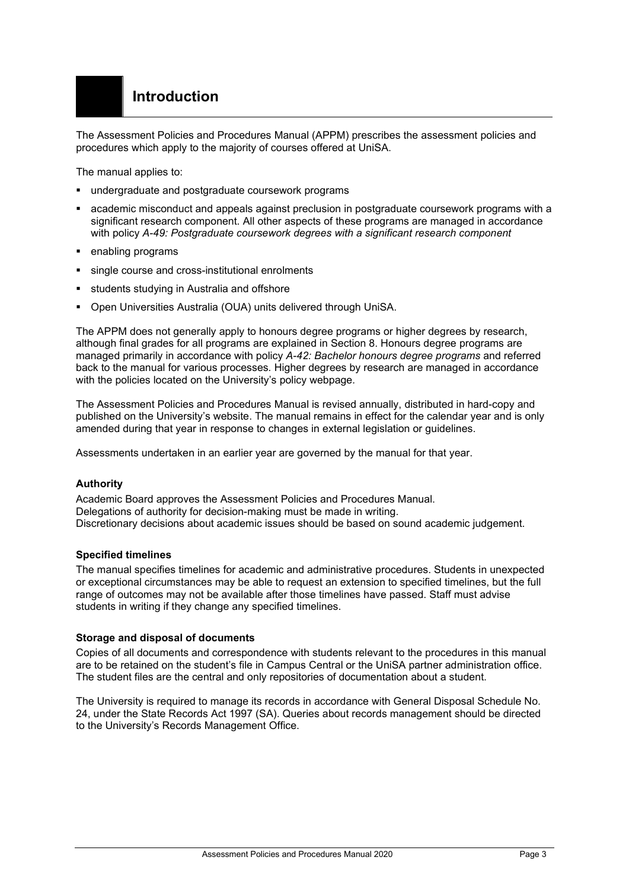# Introduction

The Assessment Policies and Procedures Manual (APPM) prescribes the assessment policies and procedures which apply to the majority of courses offered at UniSA.

The manual applies to:

- undergraduate and postgraduate coursework programs
- academic misconduct and appeals against preclusion in postgraduate coursework programs with a significant research component. All other aspects of these programs are managed in accordance with policy *A-49: Postgraduate coursework degrees with a significant research component*
- enabling programs
- single course and cross-institutional enrolments
- students studying in Australia and offshore
- Open Universities Australia (OUA) units delivered through UniSA.

The APPM does not generally apply to honours degree programs or higher degrees by research, although final grades for all programs are explained in Section 8. Honours degree programs are managed primarily in accordance with policy *A-42: Bachelor honours degree programs* and referred back to the manual for various processes. Higher degrees by research are managed in accordance with the policies located on the University's policy webpage.

The Assessment Policies and Procedures Manual is revised annually, distributed in hard-copy and published on the University's website. The manual remains in effect for the calendar year and is only amended during that year in response to changes in external legislation or guidelines.

Assessments undertaken in an earlier year are governed by the manual for that year.

**Authority**

Academic Board approves the Assessment Policies and Procedures Manual.
Delegations of authority for decision-making must be made in writing.
Discretionary decisions about academic issues should be based on sound academic judgement.

**Specified timelines**

The manual specifies timelines for academic and administrative procedures. Students in unexpected or exceptional circumstances may be able to request an extension to specified timelines, but the full range of outcomes may not be available after those timelines have passed. Staff must advise students in writing if they change any specified timelines.

**Storage and disposal of documents**

Copies of all documents and correspondence with students relevant to the procedures in this manual are to be retained on the student's file in Campus Central or the UniSA partner administration office. The student files are the central and only repositories of documentation about a student.

The University is required to manage its records in accordance with General Disposal Schedule No. 24, under the State Records Act 1997 (SA). Queries about records management should be directed to the University's Records Management Office.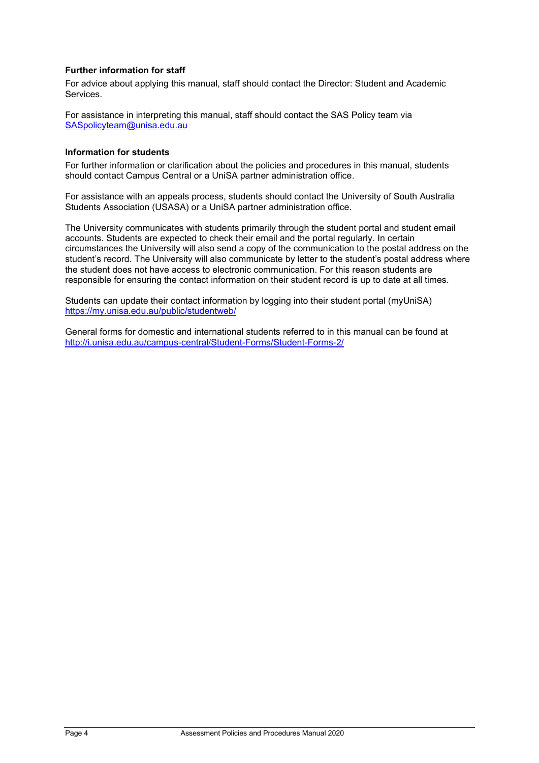### Further information for staff

For advice about applying this manual, staff should contact the Director: Student and Academic Services.

For assistance in interpreting this manual, staff should contact the SAS Policy team via SASpolicyteam@unisa.edu.au

### Information for students

For further information or clarification about the policies and procedures in this manual, students should contact Campus Central or a UniSA partner administration office.

For assistance with an appeals process, students should contact the University of South Australia Students Association (USASA) or a UniSA partner administration office.

The University communicates with students primarily through the student portal and student email accounts. Students are expected to check their email and the portal regularly. In certain circumstances the University will also send a copy of the communication to the postal address on the student's record. The University will also communicate by letter to the student's postal address where the student does not have access to electronic communication. For this reason students are responsible for ensuring the contact information on their student record is up to date at all times.

Students can update their contact information by logging into their student portal (myUniSA) https://my.unisa.edu.au/public/studentweb/

General forms for domestic and international students referred to in this manual can be found at http://i.unisa.edu.au/campus-central/Student-Forms/Student-Forms-2/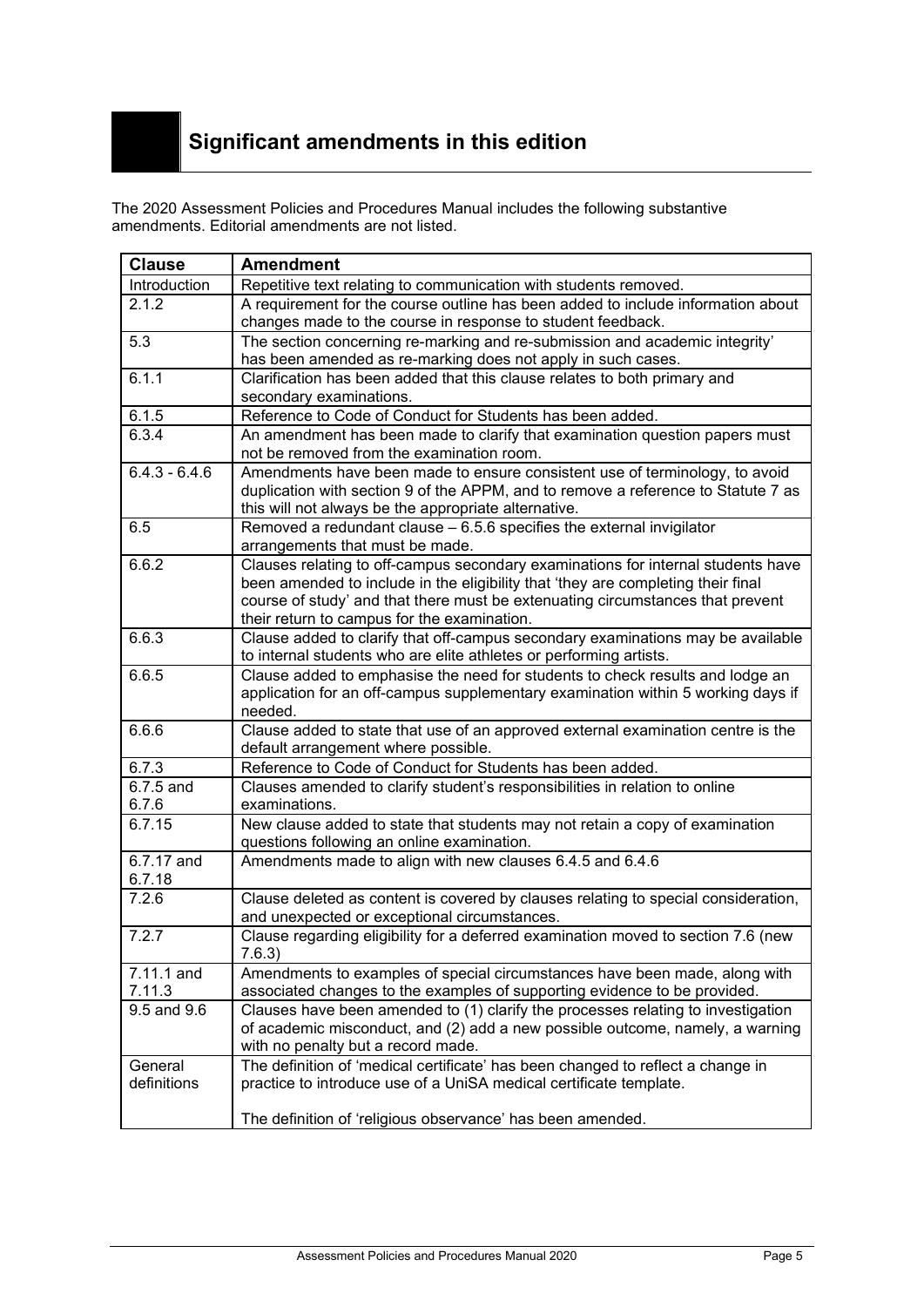# Significant amendments in this edition

The 2020 Assessment Policies and Procedures Manual includes the following substantive amendments. Editorial amendments are not listed.

| Clause | Amendment |
|---|---|
| Introduction | Repetitive text relating to communication with students removed. |
| 2.1.2 | A requirement for the course outline has been added to include information about changes made to the course in response to student feedback. |
| 5.3 | The section concerning re-marking and re-submission and academic integrity' has been amended as re-marking does not apply in such cases. |
| 6.1.1 | Clarification has been added that this clause relates to both primary and secondary examinations. |
| 6.1.5 | Reference to Code of Conduct for Students has been added. |
| 6.3.4 | An amendment has been made to clarify that examination question papers must not be removed from the examination room. |
| 6.4.3 - 6.4.6 | Amendments have been made to ensure consistent use of terminology, to avoid duplication with section 9 of the APPM, and to remove a reference to Statute 7 as this will not always be the appropriate alternative. |
| 6.5 | Removed a redundant clause – 6.5.6 specifies the external invigilator arrangements that must be made. |
| 6.6.2 | Clauses relating to off-campus secondary examinations for internal students have been amended to include in the eligibility that 'they are completing their final course of study' and that there must be extenuating circumstances that prevent their return to campus for the examination. |
| 6.6.3 | Clause added to clarify that off-campus secondary examinations may be available to internal students who are elite athletes or performing artists. |
| 6.6.5 | Clause added to emphasise the need for students to check results and lodge an application for an off-campus supplementary examination within 5 working days if needed. |
| 6.6.6 | Clause added to state that use of an approved external examination centre is the default arrangement where possible. |
| 6.7.3 | Reference to Code of Conduct for Students has been added. |
| 6.7.5 and 6.7.6 | Clauses amended to clarify student's responsibilities in relation to online examinations. |
| 6.7.15 | New clause added to state that students may not retain a copy of examination questions following an online examination. |
| 6.7.17 and 6.7.18 | Amendments made to align with new clauses 6.4.5 and 6.4.6 |
| 7.2.6 | Clause deleted as content is covered by clauses relating to special consideration, and unexpected or exceptional circumstances. |
| 7.2.7 | Clause regarding eligibility for a deferred examination moved to section 7.6 (new 7.6.3) |
| 7.11.1 and 7.11.3 | Amendments to examples of special circumstances have been made, along with associated changes to the examples of supporting evidence to be provided. |
| 9.5 and 9.6 | Clauses have been amended to (1) clarify the processes relating to investigation of academic misconduct, and (2) add a new possible outcome, namely, a warning with no penalty but a record made. |
| General definitions | The definition of 'medical certificate' has been changed to reflect a change in practice to introduce use of a UniSA medical certificate template.<br><br>The definition of 'religious observance' has been amended. |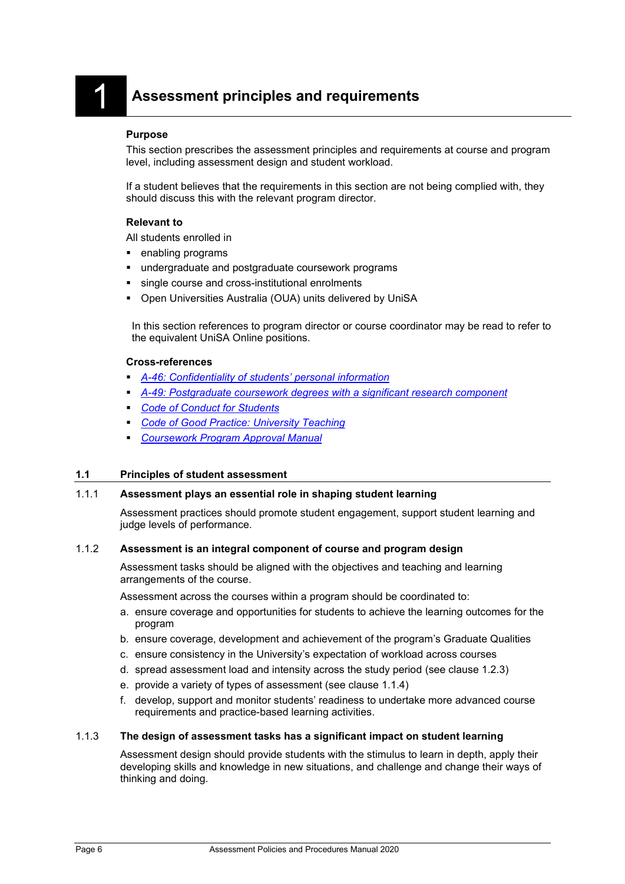# 1 Assessment principles and requirements

**Purpose**

This section prescribes the assessment principles and requirements at course and program level, including assessment design and student workload.

If a student believes that the requirements in this section are not being complied with, they should discuss this with the relevant program director.

**Relevant to**

All students enrolled in

- enabling programs
- undergraduate and postgraduate coursework programs
- single course and cross-institutional enrolments
- Open Universities Australia (OUA) units delivered by UniSA

In this section references to program director or course coordinator may be read to refer to the equivalent UniSA Online positions.

**Cross-references**

- *A-46: Confidentiality of students' personal information*
- *A-49: Postgraduate coursework degrees with a significant research component*
- *Code of Conduct for Students*
- *Code of Good Practice: University Teaching*
- *Coursework Program Approval Manual*

## 1.1 Principles of student assessment

### 1.1.1 Assessment plays an essential role in shaping student learning

Assessment practices should promote student engagement, support student learning and judge levels of performance.

### 1.1.2 Assessment is an integral component of course and program design

Assessment tasks should be aligned with the objectives and teaching and learning arrangements of the course.

Assessment across the courses within a program should be coordinated to:

a. ensure coverage and opportunities for students to achieve the learning outcomes for the program
b. ensure coverage, development and achievement of the program's Graduate Qualities
c. ensure consistency in the University's expectation of workload across courses
d. spread assessment load and intensity across the study period (see clause 1.2.3)
e. provide a variety of types of assessment (see clause 1.1.4)
f. develop, support and monitor students' readiness to undertake more advanced course requirements and practice-based learning activities.

### 1.1.3 The design of assessment tasks has a significant impact on student learning

Assessment design should provide students with the stimulus to learn in depth, apply their developing skills and knowledge in new situations, and challenge and change their ways of thinking and doing.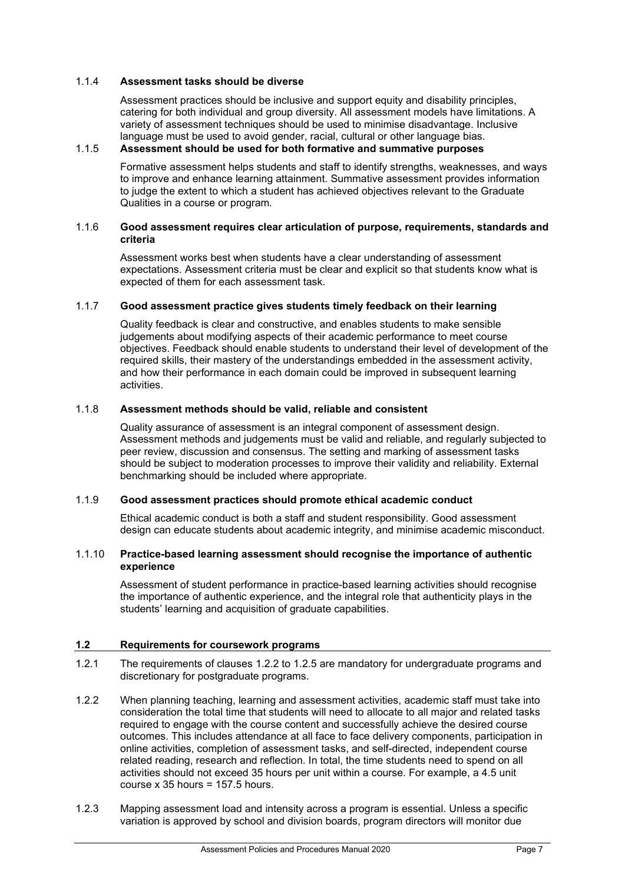#### 1.1.4 Assessment tasks should be diverse

Assessment practices should be inclusive and support equity and disability principles, catering for both individual and group diversity. All assessment models have limitations. A variety of assessment techniques should be used to minimise disadvantage. Inclusive language must be used to avoid gender, racial, cultural or other language bias.

#### 1.1.5 Assessment should be used for both formative and summative purposes

Formative assessment helps students and staff to identify strengths, weaknesses, and ways to improve and enhance learning attainment. Summative assessment provides information to judge the extent to which a student has achieved objectives relevant to the Graduate Qualities in a course or program.

#### 1.1.6 Good assessment requires clear articulation of purpose, requirements, standards and criteria

Assessment works best when students have a clear understanding of assessment expectations. Assessment criteria must be clear and explicit so that students know what is expected of them for each assessment task.

#### 1.1.7 Good assessment practice gives students timely feedback on their learning

Quality feedback is clear and constructive, and enables students to make sensible judgements about modifying aspects of their academic performance to meet course objectives. Feedback should enable students to understand their level of development of the required skills, their mastery of the understandings embedded in the assessment activity, and how their performance in each domain could be improved in subsequent learning activities.

#### 1.1.8 Assessment methods should be valid, reliable and consistent

Quality assurance of assessment is an integral component of assessment design. Assessment methods and judgements must be valid and reliable, and regularly subjected to peer review, discussion and consensus. The setting and marking of assessment tasks should be subject to moderation processes to improve their validity and reliability. External benchmarking should be included where appropriate.

#### 1.1.9 Good assessment practices should promote ethical academic conduct

Ethical academic conduct is both a staff and student responsibility. Good assessment design can educate students about academic integrity, and minimise academic misconduct.

#### 1.1.10 Practice-based learning assessment should recognise the importance of authentic experience

Assessment of student performance in practice-based learning activities should recognise the importance of authentic experience, and the integral role that authenticity plays in the students' learning and acquisition of graduate capabilities.

### 1.2 Requirements for coursework programs

1.2.1 The requirements of clauses 1.2.2 to 1.2.5 are mandatory for undergraduate programs and discretionary for postgraduate programs.

1.2.2 When planning teaching, learning and assessment activities, academic staff must take into consideration the total time that students will need to allocate to all major and related tasks required to engage with the course content and successfully achieve the desired course outcomes. This includes attendance at all face to face delivery components, participation in online activities, completion of assessment tasks, and self-directed, independent course related reading, research and reflection. In total, the time students need to spend on all activities should not exceed 35 hours per unit within a course. For example, a 4.5 unit course x 35 hours = 157.5 hours.

1.2.3 Mapping assessment load and intensity across a program is essential. Unless a specific variation is approved by school and division boards, program directors will monitor due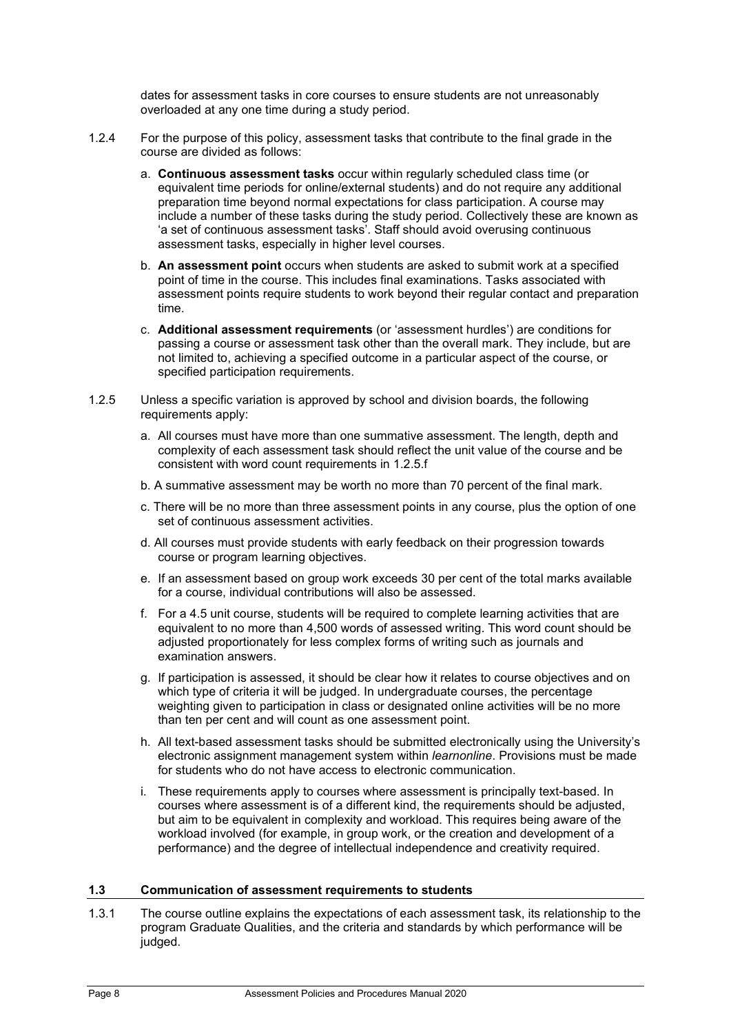dates for assessment tasks in core courses to ensure students are not unreasonably overloaded at any one time during a study period.

1.2.4 For the purpose of this policy, assessment tasks that contribute to the final grade in the course are divided as follows:

a. **Continuous assessment tasks** occur within regularly scheduled class time (or equivalent time periods for online/external students) and do not require any additional preparation time beyond normal expectations for class participation. A course may include a number of these tasks during the study period. Collectively these are known as 'a set of continuous assessment tasks'. Staff should avoid overusing continuous assessment tasks, especially in higher level courses.

b. **An assessment point** occurs when students are asked to submit work at a specified point of time in the course. This includes final examinations. Tasks associated with assessment points require students to work beyond their regular contact and preparation time.

c. **Additional assessment requirements** (or 'assessment hurdles') are conditions for passing a course or assessment task other than the overall mark. They include, but are not limited to, achieving a specified outcome in a particular aspect of the course, or specified participation requirements.

1.2.5 Unless a specific variation is approved by school and division boards, the following requirements apply:

a. All courses must have more than one summative assessment. The length, depth and complexity of each assessment task should reflect the unit value of the course and be consistent with word count requirements in 1.2.5.f

b. A summative assessment may be worth no more than 70 percent of the final mark.

c. There will be no more than three assessment points in any course, plus the option of one set of continuous assessment activities.

d. All courses must provide students with early feedback on their progression towards course or program learning objectives.

e. If an assessment based on group work exceeds 30 per cent of the total marks available for a course, individual contributions will also be assessed.

f. For a 4.5 unit course, students will be required to complete learning activities that are equivalent to no more than 4,500 words of assessed writing. This word count should be adjusted proportionately for less complex forms of writing such as journals and examination answers.

g. If participation is assessed, it should be clear how it relates to course objectives and on which type of criteria it will be judged. In undergraduate courses, the percentage weighting given to participation in class or designated online activities will be no more than ten per cent and will count as one assessment point.

h. All text-based assessment tasks should be submitted electronically using the University's electronic assignment management system within *learnonline*. Provisions must be made for students who do not have access to electronic communication.

i. These requirements apply to courses where assessment is principally text-based. In courses where assessment is of a different kind, the requirements should be adjusted, but aim to be equivalent in complexity and workload. This requires being aware of the workload involved (for example, in group work, or the creation and development of a performance) and the degree of intellectual independence and creativity required.

### 1.3 Communication of assessment requirements to students

1.3.1 The course outline explains the expectations of each assessment task, its relationship to the program Graduate Qualities, and the criteria and standards by which performance will be judged.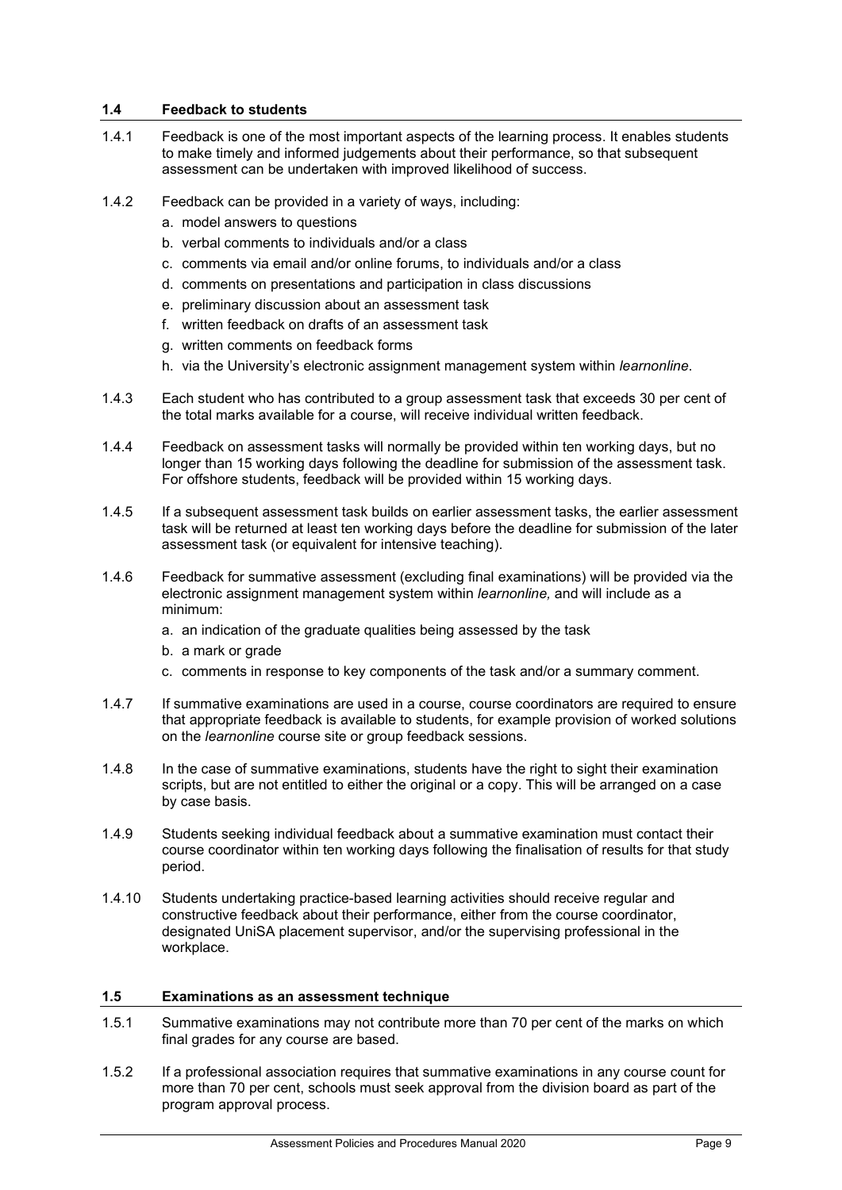### 1.4 Feedback to students

1.4.1 Feedback is one of the most important aspects of the learning process. It enables students to make timely and informed judgements about their performance, so that subsequent assessment can be undertaken with improved likelihood of success.

1.4.2 Feedback can be provided in a variety of ways, including:

a. model answers to questions
b. verbal comments to individuals and/or a class
c. comments via email and/or online forums, to individuals and/or a class
d. comments on presentations and participation in class discussions
e. preliminary discussion about an assessment task
f. written feedback on drafts of an assessment task
g. written comments on feedback forms
h. via the University's electronic assignment management system within *learnonline*.

1.4.3 Each student who has contributed to a group assessment task that exceeds 30 per cent of the total marks available for a course, will receive individual written feedback.

1.4.4 Feedback on assessment tasks will normally be provided within ten working days, but no longer than 15 working days following the deadline for submission of the assessment task. For offshore students, feedback will be provided within 15 working days.

1.4.5 If a subsequent assessment task builds on earlier assessment tasks, the earlier assessment task will be returned at least ten working days before the deadline for submission of the later assessment task (or equivalent for intensive teaching).

1.4.6 Feedback for summative assessment (excluding final examinations) will be provided via the electronic assignment management system within *learnonline,* and will include as a minimum:

a. an indication of the graduate qualities being assessed by the task
b. a mark or grade
c. comments in response to key components of the task and/or a summary comment.

1.4.7 If summative examinations are used in a course, course coordinators are required to ensure that appropriate feedback is available to students, for example provision of worked solutions on the *learnonline* course site or group feedback sessions.

1.4.8 In the case of summative examinations, students have the right to sight their examination scripts, but are not entitled to either the original or a copy. This will be arranged on a case by case basis.

1.4.9 Students seeking individual feedback about a summative examination must contact their course coordinator within ten working days following the finalisation of results for that study period.

1.4.10 Students undertaking practice-based learning activities should receive regular and constructive feedback about their performance, either from the course coordinator, designated UniSA placement supervisor, and/or the supervising professional in the workplace.

### 1.5 Examinations as an assessment technique

1.5.1 Summative examinations may not contribute more than 70 per cent of the marks on which final grades for any course are based.

1.5.2 If a professional association requires that summative examinations in any course count for more than 70 per cent, schools must seek approval from the division board as part of the program approval process.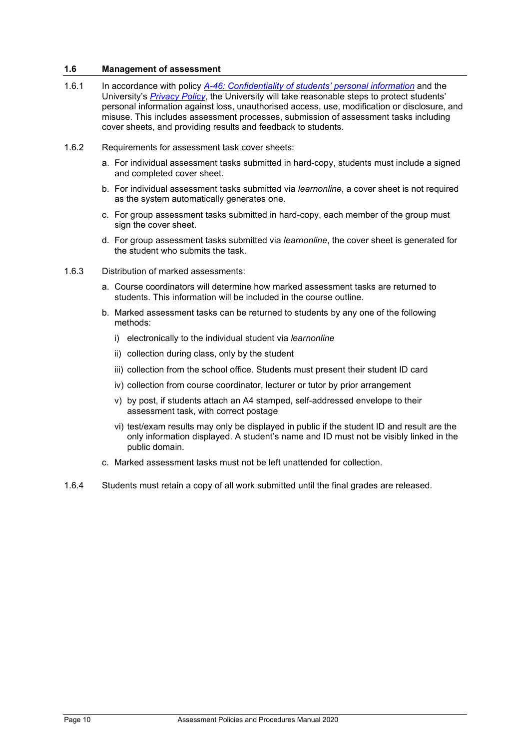### 1.6 Management of assessment

1.6.1 In accordance with policy *A-46: Confidentiality of students' personal information* and the University's *Privacy Policy*, the University will take reasonable steps to protect students' personal information against loss, unauthorised access, use, modification or disclosure, and misuse. This includes assessment processes, submission of assessment tasks including cover sheets, and providing results and feedback to students.

1.6.2 Requirements for assessment task cover sheets:

a. For individual assessment tasks submitted in hard-copy, students must include a signed and completed cover sheet.

b. For individual assessment tasks submitted via *learnonline*, a cover sheet is not required as the system automatically generates one.

c. For group assessment tasks submitted in hard-copy, each member of the group must sign the cover sheet.

d. For group assessment tasks submitted via *learnonline*, the cover sheet is generated for the student who submits the task.

1.6.3 Distribution of marked assessments:

a. Course coordinators will determine how marked assessment tasks are returned to students. This information will be included in the course outline.

b. Marked assessment tasks can be returned to students by any one of the following methods:

i) electronically to the individual student via *learnonline*

ii) collection during class, only by the student

iii) collection from the school office. Students must present their student ID card

iv) collection from course coordinator, lecturer or tutor by prior arrangement

v) by post, if students attach an A4 stamped, self-addressed envelope to their assessment task, with correct postage

vi) test/exam results may only be displayed in public if the student ID and result are the only information displayed. A student's name and ID must not be visibly linked in the public domain.

c. Marked assessment tasks must not be left unattended for collection.

1.6.4 Students must retain a copy of all work submitted until the final grades are released.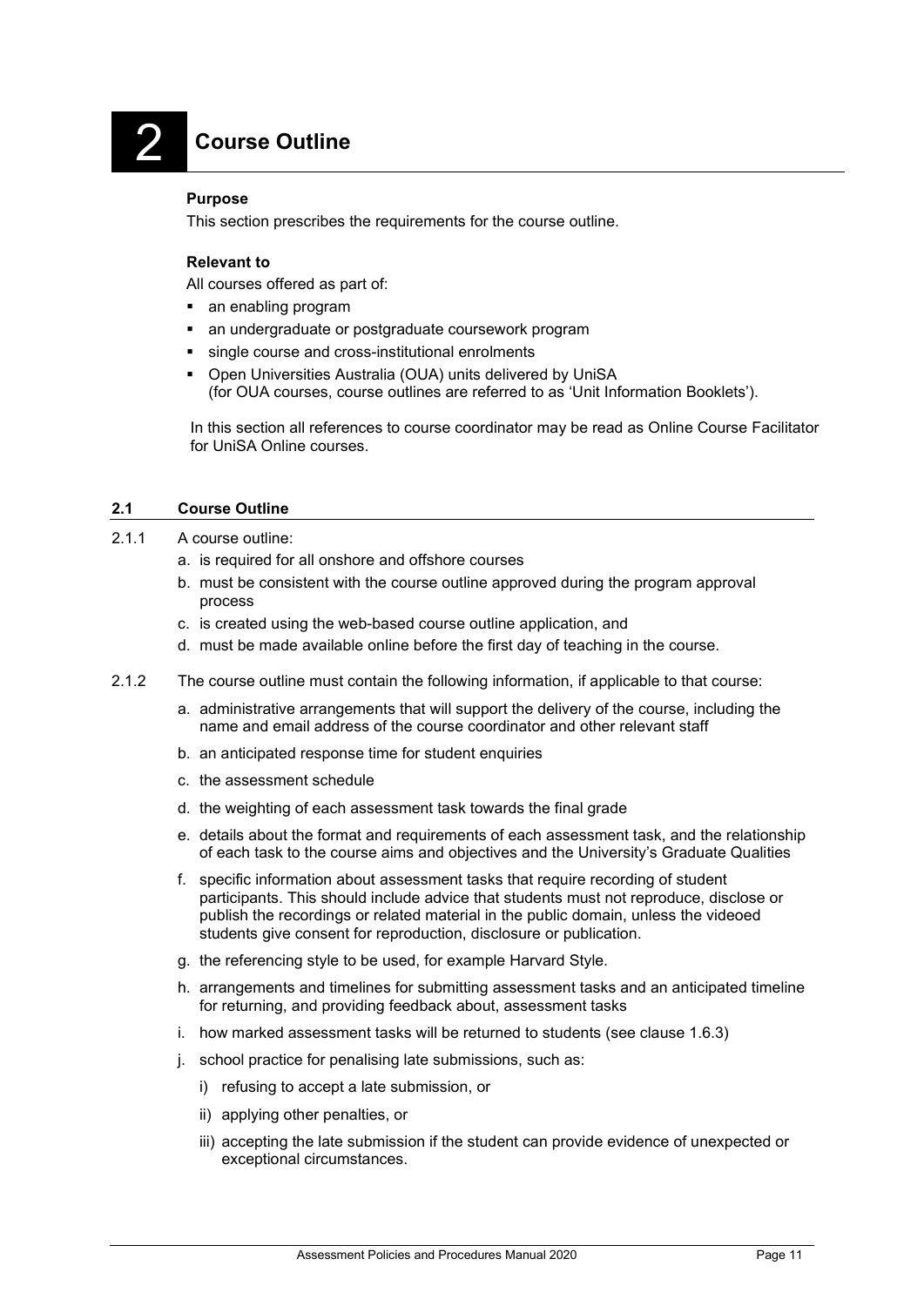# 2 Course Outline

**Purpose**

This section prescribes the requirements for the course outline.

**Relevant to**

All courses offered as part of:

- an enabling program
- an undergraduate or postgraduate coursework program
- single course and cross-institutional enrolments
- Open Universities Australia (OUA) units delivered by UniSA (for OUA courses, course outlines are referred to as 'Unit Information Booklets').

In this section all references to course coordinator may be read as Online Course Facilitator for UniSA Online courses.

## 2.1 Course Outline

2.1.1 A course outline:

a. is required for all onshore and offshore courses

b. must be consistent with the course outline approved during the program approval process

c. is created using the web-based course outline application, and

d. must be made available online before the first day of teaching in the course.

2.1.2 The course outline must contain the following information, if applicable to that course:

a. administrative arrangements that will support the delivery of the course, including the name and email address of the course coordinator and other relevant staff

b. an anticipated response time for student enquiries

c. the assessment schedule

d. the weighting of each assessment task towards the final grade

e. details about the format and requirements of each assessment task, and the relationship of each task to the course aims and objectives and the University's Graduate Qualities

f. specific information about assessment tasks that require recording of student participants. This should include advice that students must not reproduce, disclose or publish the recordings or related material in the public domain, unless the videoed students give consent for reproduction, disclosure or publication.

g. the referencing style to be used, for example Harvard Style.

h. arrangements and timelines for submitting assessment tasks and an anticipated timeline for returning, and providing feedback about, assessment tasks

i. how marked assessment tasks will be returned to students (see clause 1.6.3)

j. school practice for penalising late submissions, such as:

   i) refusing to accept a late submission, or

   ii) applying other penalties, or

   iii) accepting the late submission if the student can provide evidence of unexpected or exceptional circumstances.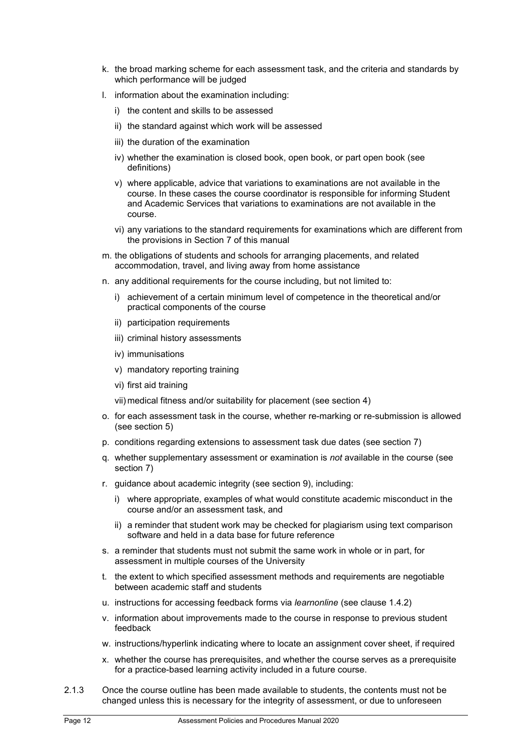k. the broad marking scheme for each assessment task, and the criteria and standards by which performance will be judged

l. information about the examination including:

   i) the content and skills to be assessed

   ii) the standard against which work will be assessed

   iii) the duration of the examination

   iv) whether the examination is closed book, open book, or part open book (see definitions)

   v) where applicable, advice that variations to examinations are not available in the course. In these cases the course coordinator is responsible for informing Student and Academic Services that variations to examinations are not available in the course.

   vi) any variations to the standard requirements for examinations which are different from the provisions in Section 7 of this manual

m. the obligations of students and schools for arranging placements, and related accommodation, travel, and living away from home assistance

n. any additional requirements for the course including, but not limited to:

   i) achievement of a certain minimum level of competence in the theoretical and/or practical components of the course

   ii) participation requirements

   iii) criminal history assessments

   iv) immunisations

   v) mandatory reporting training

   vi) first aid training

   vii) medical fitness and/or suitability for placement (see section 4)

o. for each assessment task in the course, whether re-marking or re-submission is allowed (see section 5)

p. conditions regarding extensions to assessment task due dates (see section 7)

q. whether supplementary assessment or examination is *not* available in the course (see section 7)

r. guidance about academic integrity (see section 9), including:

   i) where appropriate, examples of what would constitute academic misconduct in the course and/or an assessment task, and

   ii) a reminder that student work may be checked for plagiarism using text comparison software and held in a data base for future reference

s. a reminder that students must not submit the same work in whole or in part, for assessment in multiple courses of the University

t. the extent to which specified assessment methods and requirements are negotiable between academic staff and students

u. instructions for accessing feedback forms via *learnonline* (see clause 1.4.2)

v. information about improvements made to the course in response to previous student feedback

w. instructions/hyperlink indicating where to locate an assignment cover sheet, if required

x. whether the course has prerequisites, and whether the course serves as a prerequisite for a practice-based learning activity included in a future course.

2.1.3 Once the course outline has been made available to students, the contents must not be changed unless this is necessary for the integrity of assessment, or due to unforeseen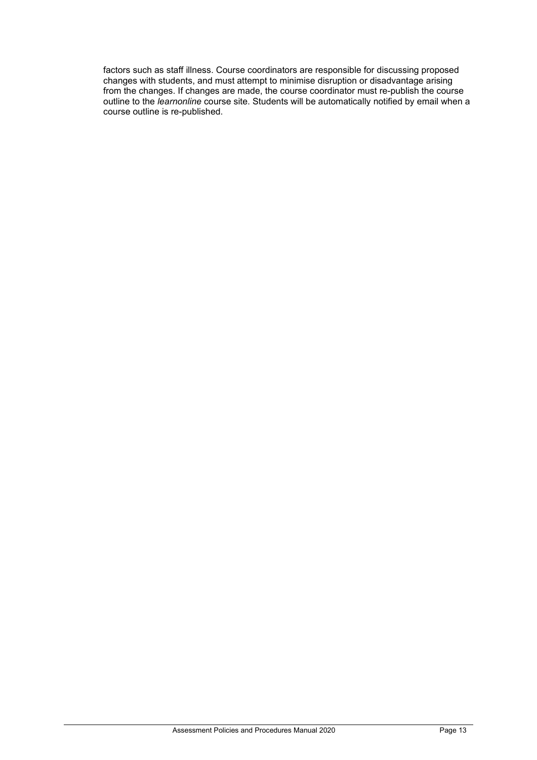factors such as staff illness. Course coordinators are responsible for discussing proposed changes with students, and must attempt to minimise disruption or disadvantage arising from the changes. If changes are made, the course coordinator must re-publish the course outline to the *learnonline* course site. Students will be automatically notified by email when a course outline is re-published.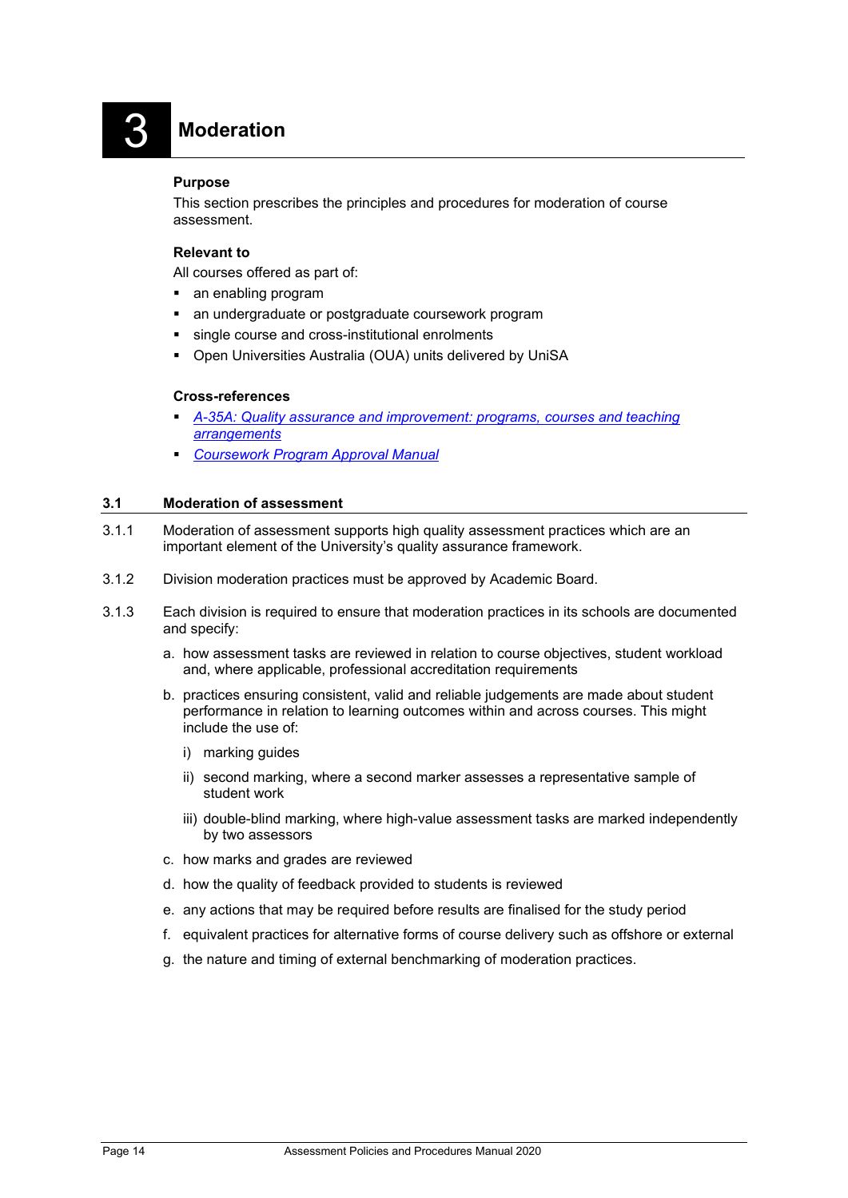# 3 Moderation

**Purpose**

This section prescribes the principles and procedures for moderation of course assessment.

**Relevant to**

All courses offered as part of:

- an enabling program
- an undergraduate or postgraduate coursework program
- single course and cross-institutional enrolments
- Open Universities Australia (OUA) units delivered by UniSA

**Cross-references**

- *A-35A: Quality assurance and improvement: programs, courses and teaching arrangements*
- *Coursework Program Approval Manual*

## 3.1 Moderation of assessment

3.1.1 Moderation of assessment supports high quality assessment practices which are an important element of the University's quality assurance framework.

3.1.2 Division moderation practices must be approved by Academic Board.

3.1.3 Each division is required to ensure that moderation practices in its schools are documented and specify:

a. how assessment tasks are reviewed in relation to course objectives, student workload and, where applicable, professional accreditation requirements

b. practices ensuring consistent, valid and reliable judgements are made about student performance in relation to learning outcomes within and across courses. This might include the use of:

   i) marking guides

   ii) second marking, where a second marker assesses a representative sample of student work

   iii) double-blind marking, where high-value assessment tasks are marked independently by two assessors

c. how marks and grades are reviewed

d. how the quality of feedback provided to students is reviewed

e. any actions that may be required before results are finalised for the study period

f. equivalent practices for alternative forms of course delivery such as offshore or external

g. the nature and timing of external benchmarking of moderation practices.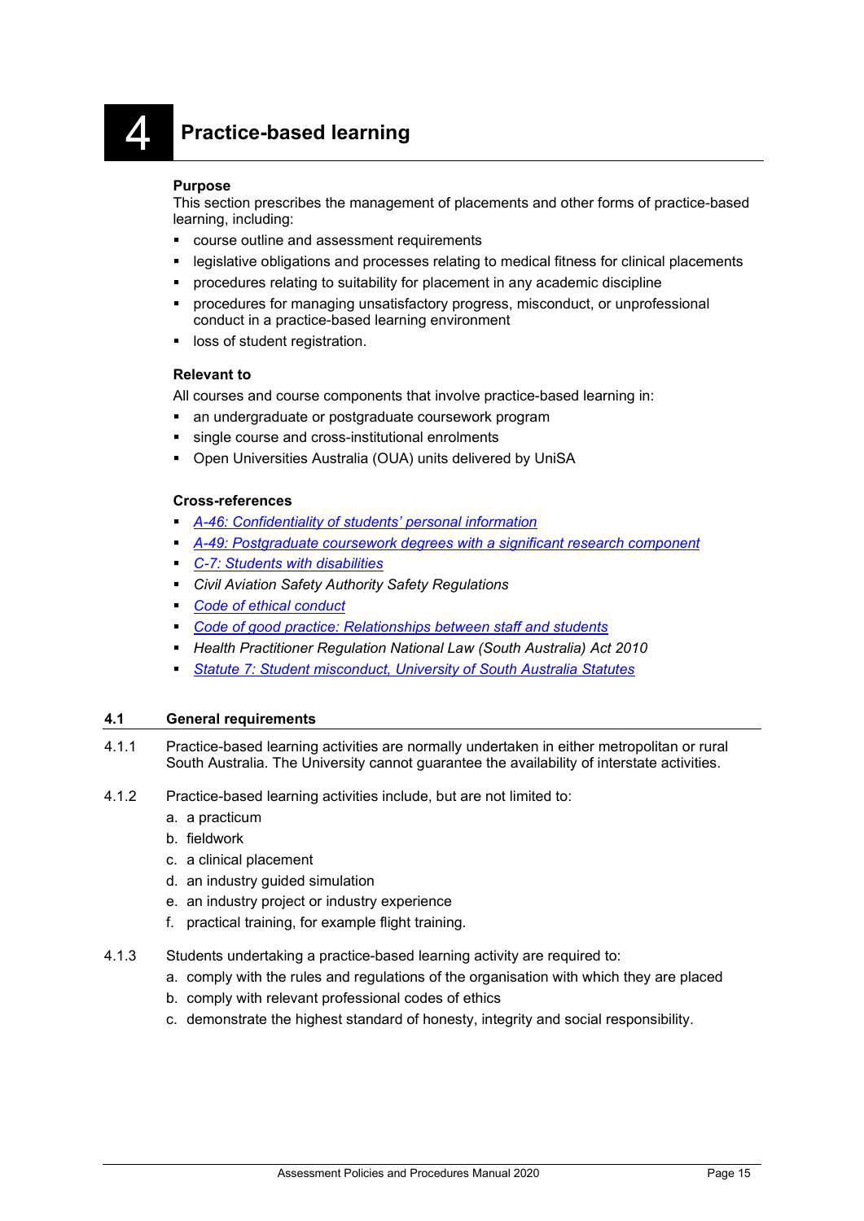# 4 Practice-based learning

**Purpose**

This section prescribes the management of placements and other forms of practice-based learning, including:

- course outline and assessment requirements
- legislative obligations and processes relating to medical fitness for clinical placements
- procedures relating to suitability for placement in any academic discipline
- procedures for managing unsatisfactory progress, misconduct, or unprofessional conduct in a practice-based learning environment
- loss of student registration.

**Relevant to**

All courses and course components that involve practice-based learning in:

- an undergraduate or postgraduate coursework program
- single course and cross-institutional enrolments
- Open Universities Australia (OUA) units delivered by UniSA

**Cross-references**

- *A-46: Confidentiality of students' personal information*
- *A-49: Postgraduate coursework degrees with a significant research component*
- *C-7: Students with disabilities*
- *Civil Aviation Safety Authority Safety Regulations*
- *Code of ethical conduct*
- *Code of good practice: Relationships between staff and students*
- *Health Practitioner Regulation National Law (South Australia) Act 2010*
- *Statute 7: Student misconduct, University of South Australia Statutes*

## 4.1 General requirements

4.1.1 Practice-based learning activities are normally undertaken in either metropolitan or rural South Australia. The University cannot guarantee the availability of interstate activities.

4.1.2 Practice-based learning activities include, but are not limited to:

a. a practicum
b. fieldwork
c. a clinical placement
d. an industry guided simulation
e. an industry project or industry experience
f. practical training, for example flight training.

4.1.3 Students undertaking a practice-based learning activity are required to:

a. comply with the rules and regulations of the organisation with which they are placed
b. comply with relevant professional codes of ethics
c. demonstrate the highest standard of honesty, integrity and social responsibility.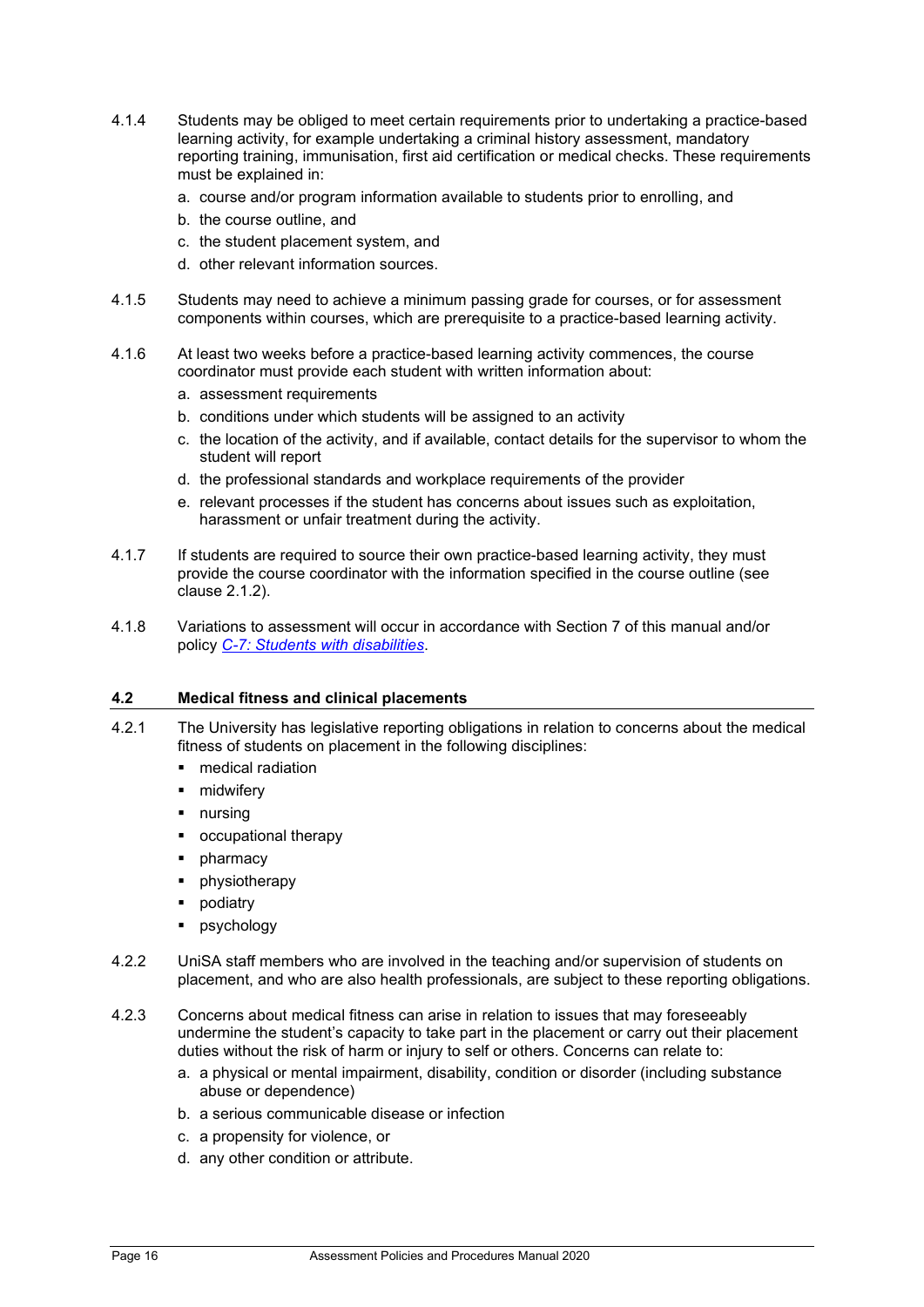4.1.4 Students may be obliged to meet certain requirements prior to undertaking a practice-based learning activity, for example undertaking a criminal history assessment, mandatory reporting training, immunisation, first aid certification or medical checks. These requirements must be explained in:

a. course and/or program information available to students prior to enrolling, and
b. the course outline, and
c. the student placement system, and
d. other relevant information sources.

4.1.5 Students may need to achieve a minimum passing grade for courses, or for assessment components within courses, which are prerequisite to a practice-based learning activity.

4.1.6 At least two weeks before a practice-based learning activity commences, the course coordinator must provide each student with written information about:

a. assessment requirements
b. conditions under which students will be assigned to an activity
c. the location of the activity, and if available, contact details for the supervisor to whom the student will report
d. the professional standards and workplace requirements of the provider
e. relevant processes if the student has concerns about issues such as exploitation, harassment or unfair treatment during the activity.

4.1.7 If students are required to source their own practice-based learning activity, they must provide the course coordinator with the information specified in the course outline (see clause 2.1.2).

4.1.8 Variations to assessment will occur in accordance with Section 7 of this manual and/or policy *C-7: Students with disabilities*.

## 4.2 Medical fitness and clinical placements

4.2.1 The University has legislative reporting obligations in relation to concerns about the medical fitness of students on placement in the following disciplines:

- medical radiation
- midwifery
- nursing
- occupational therapy
- pharmacy
- physiotherapy
- podiatry
- psychology

4.2.2 UniSA staff members who are involved in the teaching and/or supervision of students on placement, and who are also health professionals, are subject to these reporting obligations.

4.2.3 Concerns about medical fitness can arise in relation to issues that may foreseeably undermine the student's capacity to take part in the placement or carry out their placement duties without the risk of harm or injury to self or others. Concerns can relate to:

a. a physical or mental impairment, disability, condition or disorder (including substance abuse or dependence)
b. a serious communicable disease or infection
c. a propensity for violence, or
d. any other condition or attribute.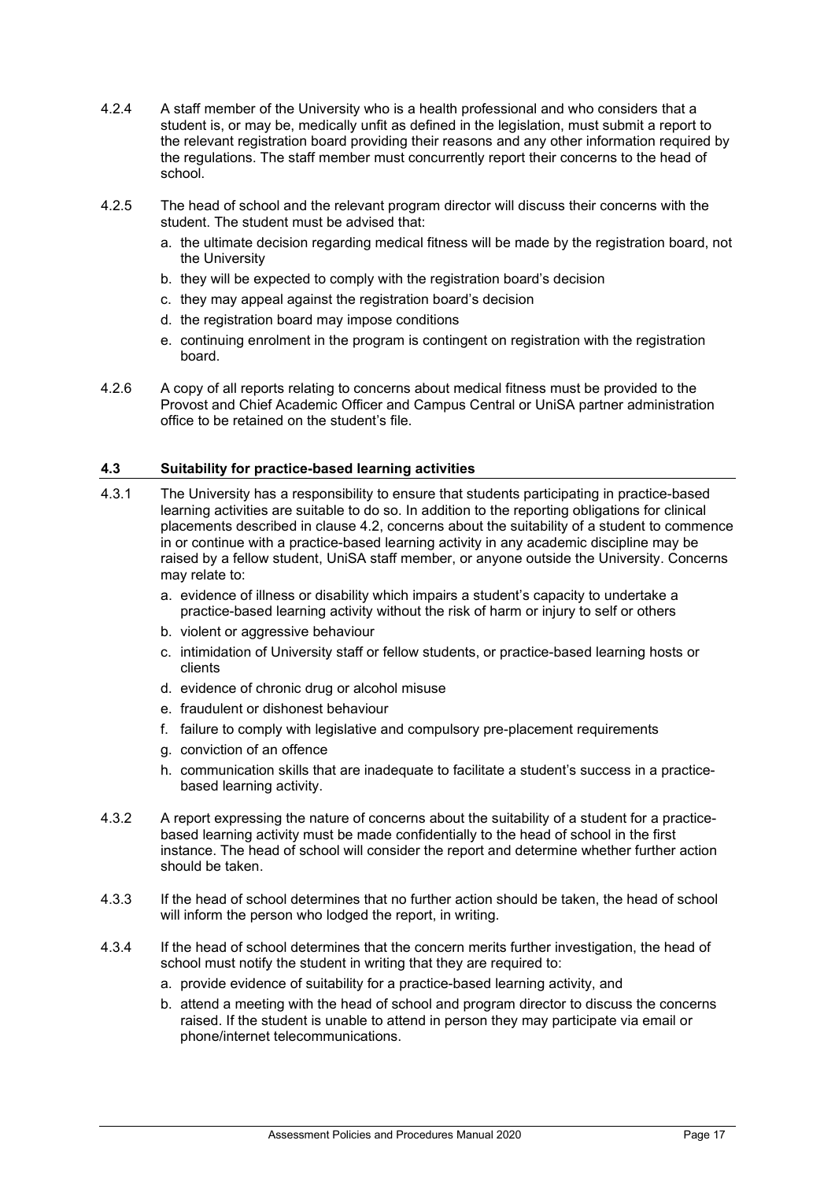4.2.4 A staff member of the University who is a health professional and who considers that a student is, or may be, medically unfit as defined in the legislation, must submit a report to the relevant registration board providing their reasons and any other information required by the regulations. The staff member must concurrently report their concerns to the head of school.

4.2.5 The head of school and the relevant program director will discuss their concerns with the student. The student must be advised that:

a. the ultimate decision regarding medical fitness will be made by the registration board, not the University
b. they will be expected to comply with the registration board's decision
c. they may appeal against the registration board's decision
d. the registration board may impose conditions
e. continuing enrolment in the program is contingent on registration with the registration board.

4.2.6 A copy of all reports relating to concerns about medical fitness must be provided to the Provost and Chief Academic Officer and Campus Central or UniSA partner administration office to be retained on the student's file.

### 4.3 Suitability for practice-based learning activities

4.3.1 The University has a responsibility to ensure that students participating in practice-based learning activities are suitable to do so. In addition to the reporting obligations for clinical placements described in clause 4.2, concerns about the suitability of a student to commence in or continue with a practice-based learning activity in any academic discipline may be raised by a fellow student, UniSA staff member, or anyone outside the University. Concerns may relate to:

a. evidence of illness or disability which impairs a student's capacity to undertake a practice-based learning activity without the risk of harm or injury to self or others
b. violent or aggressive behaviour
c. intimidation of University staff or fellow students, or practice-based learning hosts or clients
d. evidence of chronic drug or alcohol misuse
e. fraudulent or dishonest behaviour
f. failure to comply with legislative and compulsory pre-placement requirements
g. conviction of an offence
h. communication skills that are inadequate to facilitate a student's success in a practice-based learning activity.

4.3.2 A report expressing the nature of concerns about the suitability of a student for a practice-based learning activity must be made confidentially to the head of school in the first instance. The head of school will consider the report and determine whether further action should be taken.

4.3.3 If the head of school determines that no further action should be taken, the head of school will inform the person who lodged the report, in writing.

4.3.4 If the head of school determines that the concern merits further investigation, the head of school must notify the student in writing that they are required to:

a. provide evidence of suitability for a practice-based learning activity, and
b. attend a meeting with the head of school and program director to discuss the concerns raised. If the student is unable to attend in person they may participate via email or phone/internet telecommunications.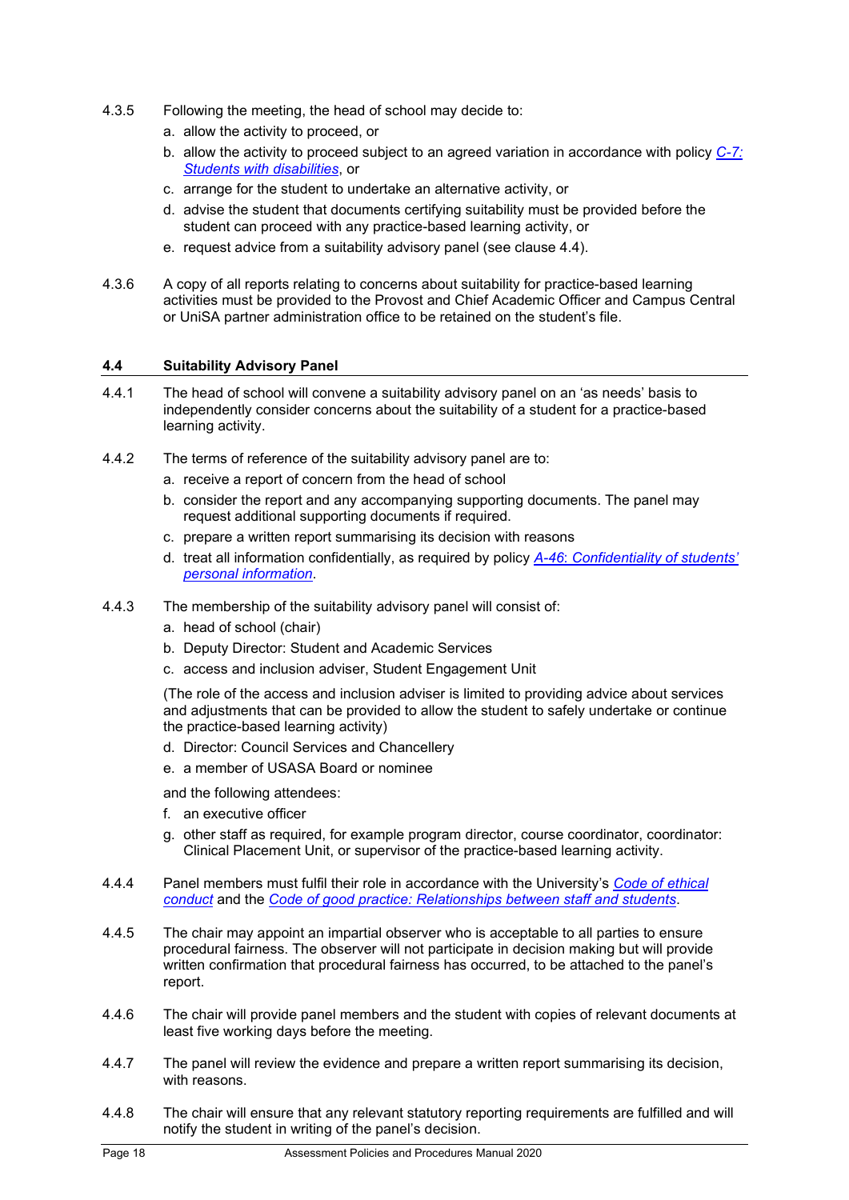4.3.5 Following the meeting, the head of school may decide to:

a. allow the activity to proceed, or

b. allow the activity to proceed subject to an agreed variation in accordance with policy *C-7: Students with disabilities*, or

c. arrange for the student to undertake an alternative activity, or

d. advise the student that documents certifying suitability must be provided before the student can proceed with any practice-based learning activity, or

e. request advice from a suitability advisory panel (see clause 4.4).

4.3.6 A copy of all reports relating to concerns about suitability for practice-based learning activities must be provided to the Provost and Chief Academic Officer and Campus Central or UniSA partner administration office to be retained on the student's file.

### 4.4 Suitability Advisory Panel

4.4.1 The head of school will convene a suitability advisory panel on an 'as needs' basis to independently consider concerns about the suitability of a student for a practice-based learning activity.

4.4.2 The terms of reference of the suitability advisory panel are to:

a. receive a report of concern from the head of school

b. consider the report and any accompanying supporting documents. The panel may request additional supporting documents if required.

c. prepare a written report summarising its decision with reasons

d. treat all information confidentially, as required by policy *A-46: Confidentiality of students' personal information*.

4.4.3 The membership of the suitability advisory panel will consist of:

a. head of school (chair)

b. Deputy Director: Student and Academic Services

c. access and inclusion adviser, Student Engagement Unit

(The role of the access and inclusion adviser is limited to providing advice about services and adjustments that can be provided to allow the student to safely undertake or continue the practice-based learning activity)

d. Director: Council Services and Chancellery

e. a member of USASA Board or nominee

and the following attendees:

f. an executive officer

g. other staff as required, for example program director, course coordinator, coordinator: Clinical Placement Unit, or supervisor of the practice-based learning activity.

4.4.4 Panel members must fulfil their role in accordance with the University's *Code of ethical conduct* and the *Code of good practice: Relationships between staff and students*.

4.4.5 The chair may appoint an impartial observer who is acceptable to all parties to ensure procedural fairness. The observer will not participate in decision making but will provide written confirmation that procedural fairness has occurred, to be attached to the panel's report.

4.4.6 The chair will provide panel members and the student with copies of relevant documents at least five working days before the meeting.

4.4.7 The panel will review the evidence and prepare a written report summarising its decision, with reasons.

4.4.8 The chair will ensure that any relevant statutory reporting requirements are fulfilled and will notify the student in writing of the panel's decision.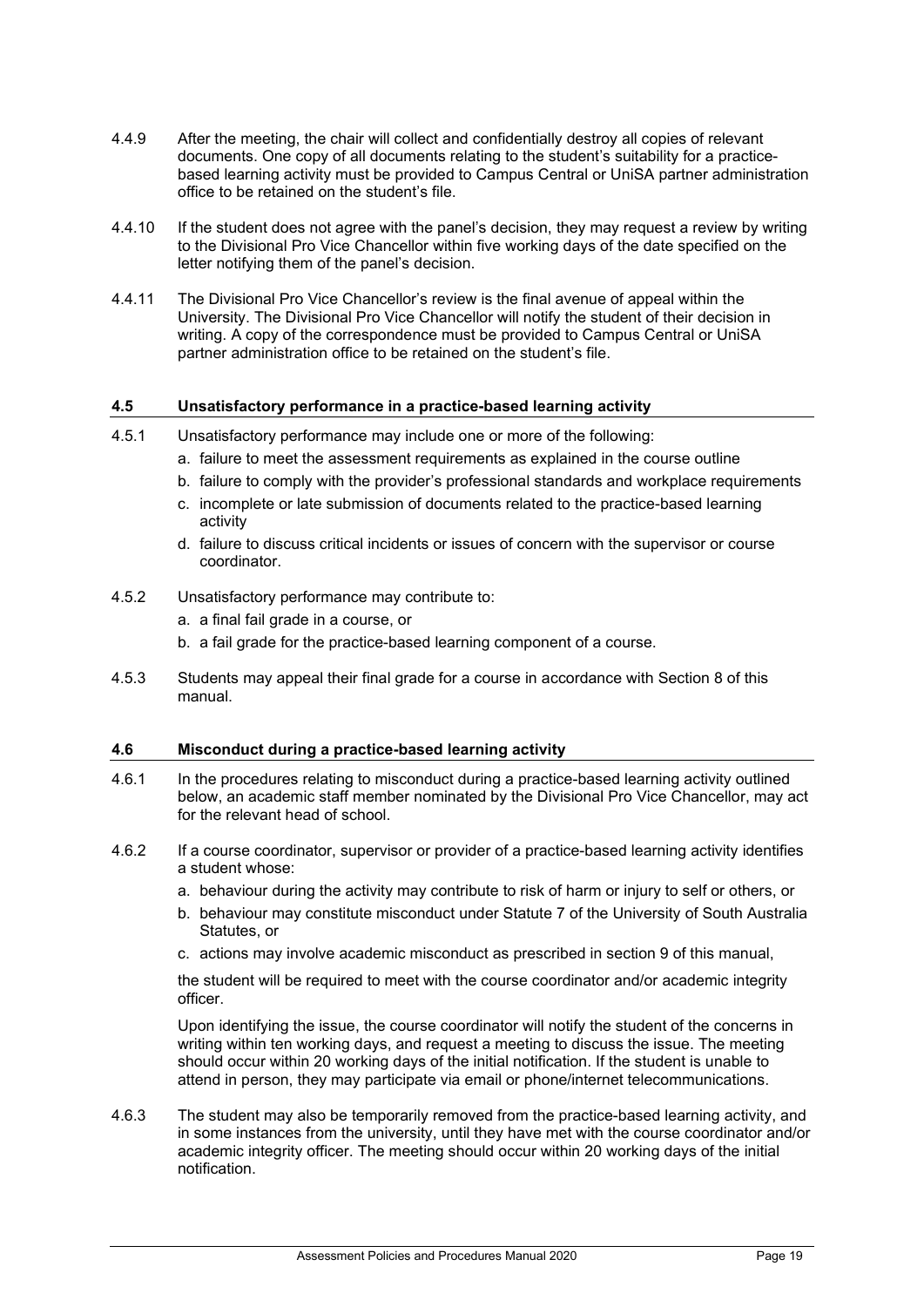4.4.9 After the meeting, the chair will collect and confidentially destroy all copies of relevant documents. One copy of all documents relating to the student's suitability for a practice-based learning activity must be provided to Campus Central or UniSA partner administration office to be retained on the student's file.

4.4.10 If the student does not agree with the panel's decision, they may request a review by writing to the Divisional Pro Vice Chancellor within five working days of the date specified on the letter notifying them of the panel's decision.

4.4.11 The Divisional Pro Vice Chancellor's review is the final avenue of appeal within the University. The Divisional Pro Vice Chancellor will notify the student of their decision in writing. A copy of the correspondence must be provided to Campus Central or UniSA partner administration office to be retained on the student's file.

### 4.5 Unsatisfactory performance in a practice-based learning activity

4.5.1 Unsatisfactory performance may include one or more of the following:

a. failure to meet the assessment requirements as explained in the course outline
b. failure to comply with the provider's professional standards and workplace requirements
c. incomplete or late submission of documents related to the practice-based learning activity
d. failure to discuss critical incidents or issues of concern with the supervisor or course coordinator.

4.5.2 Unsatisfactory performance may contribute to:

a. a final fail grade in a course, or
b. a fail grade for the practice-based learning component of a course.

4.5.3 Students may appeal their final grade for a course in accordance with Section 8 of this manual.

### 4.6 Misconduct during a practice-based learning activity

4.6.1 In the procedures relating to misconduct during a practice-based learning activity outlined below, an academic staff member nominated by the Divisional Pro Vice Chancellor, may act for the relevant head of school.

4.6.2 If a course coordinator, supervisor or provider of a practice-based learning activity identifies a student whose:

a. behaviour during the activity may contribute to risk of harm or injury to self or others, or
b. behaviour may constitute misconduct under Statute 7 of the University of South Australia Statutes, or
c. actions may involve academic misconduct as prescribed in section 9 of this manual,

the student will be required to meet with the course coordinator and/or academic integrity officer.

Upon identifying the issue, the course coordinator will notify the student of the concerns in writing within ten working days, and request a meeting to discuss the issue. The meeting should occur within 20 working days of the initial notification. If the student is unable to attend in person, they may participate via email or phone/internet telecommunications.

4.6.3 The student may also be temporarily removed from the practice-based learning activity, and in some instances from the university, until they have met with the course coordinator and/or academic integrity officer. The meeting should occur within 20 working days of the initial notification.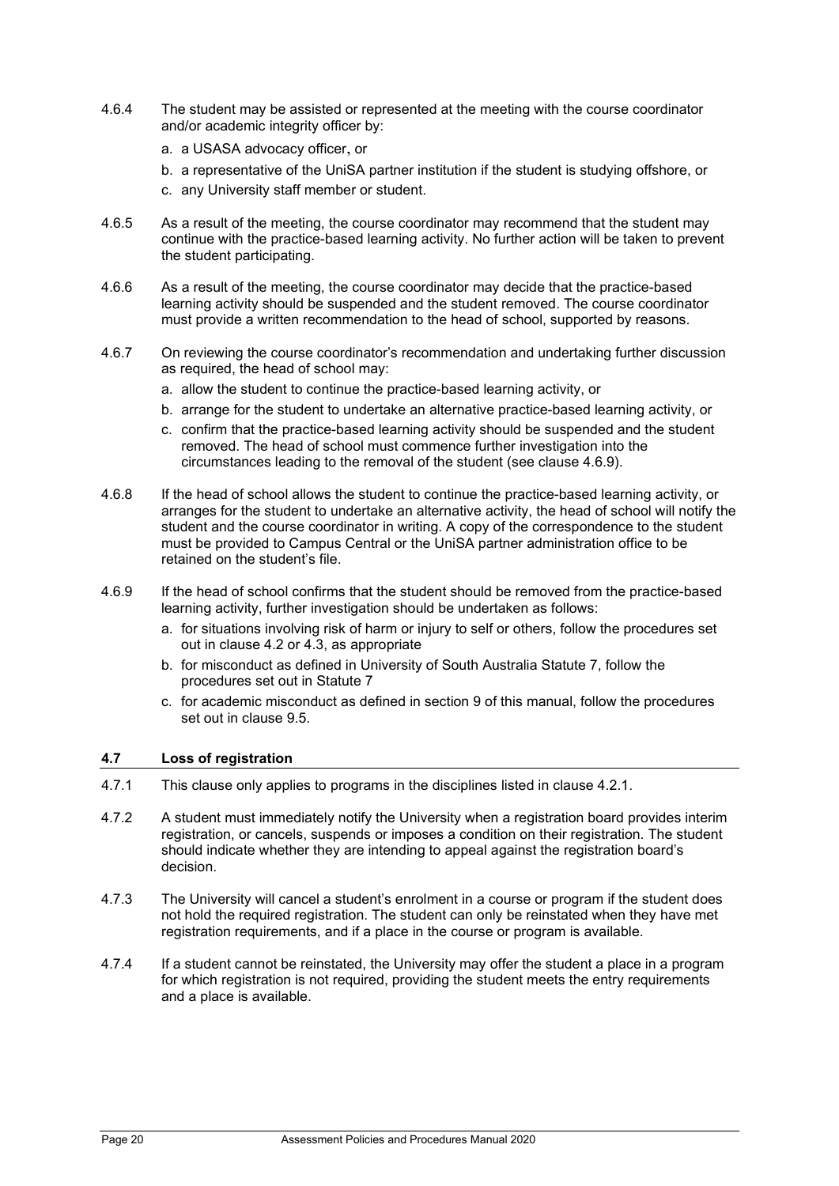4.6.4 The student may be assisted or represented at the meeting with the course coordinator and/or academic integrity officer by:

a. a USASA advocacy officer, or

b. a representative of the UniSA partner institution if the student is studying offshore, or

c. any University staff member or student.

4.6.5 As a result of the meeting, the course coordinator may recommend that the student may continue with the practice-based learning activity. No further action will be taken to prevent the student participating.

4.6.6 As a result of the meeting, the course coordinator may decide that the practice-based learning activity should be suspended and the student removed. The course coordinator must provide a written recommendation to the head of school, supported by reasons.

4.6.7 On reviewing the course coordinator's recommendation and undertaking further discussion as required, the head of school may:

a. allow the student to continue the practice-based learning activity, or

b. arrange for the student to undertake an alternative practice-based learning activity, or

c. confirm that the practice-based learning activity should be suspended and the student removed. The head of school must commence further investigation into the circumstances leading to the removal of the student (see clause 4.6.9).

4.6.8 If the head of school allows the student to continue the practice-based learning activity, or arranges for the student to undertake an alternative activity, the head of school will notify the student and the course coordinator in writing. A copy of the correspondence to the student must be provided to Campus Central or the UniSA partner administration office to be retained on the student's file.

4.6.9 If the head of school confirms that the student should be removed from the practice-based learning activity, further investigation should be undertaken as follows:

a. for situations involving risk of harm or injury to self or others, follow the procedures set out in clause 4.2 or 4.3, as appropriate

b. for misconduct as defined in University of South Australia Statute 7, follow the procedures set out in Statute 7

c. for academic misconduct as defined in section 9 of this manual, follow the procedures set out in clause 9.5.

## 4.7 Loss of registration

4.7.1 This clause only applies to programs in the disciplines listed in clause 4.2.1.

4.7.2 A student must immediately notify the University when a registration board provides interim registration, or cancels, suspends or imposes a condition on their registration. The student should indicate whether they are intending to appeal against the registration board's decision.

4.7.3 The University will cancel a student's enrolment in a course or program if the student does not hold the required registration. The student can only be reinstated when they have met registration requirements, and if a place in the course or program is available.

4.7.4 If a student cannot be reinstated, the University may offer the student a place in a program for which registration is not required, providing the student meets the entry requirements and a place is available.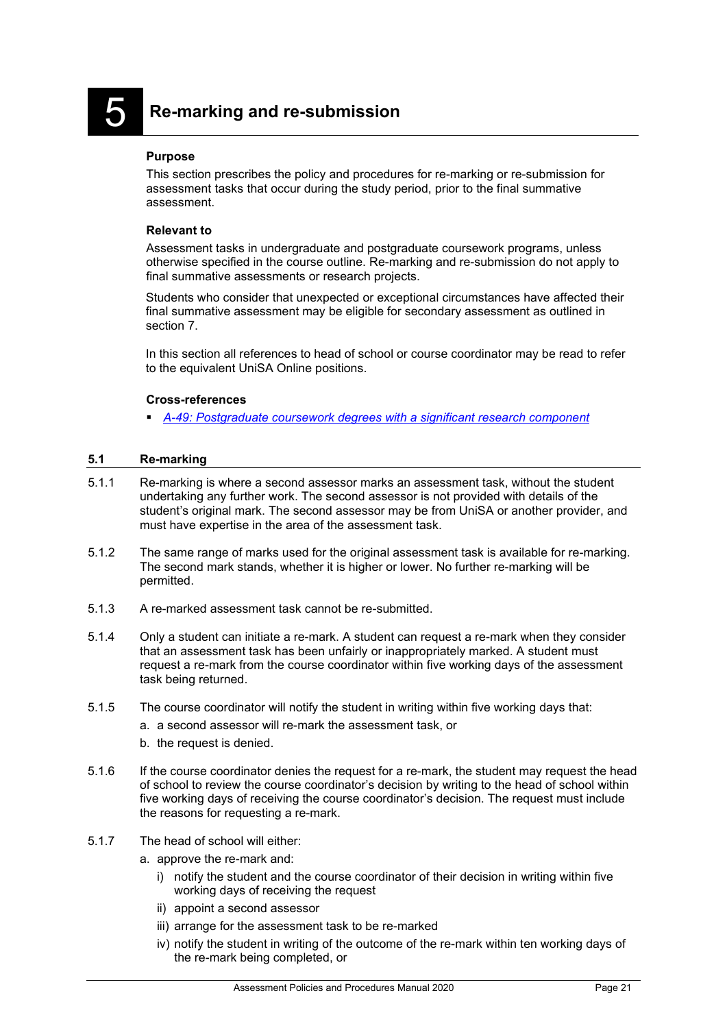# 5 Re-marking and re-submission

**Purpose**

This section prescribes the policy and procedures for re-marking or re-submission for assessment tasks that occur during the study period, prior to the final summative assessment.

**Relevant to**

Assessment tasks in undergraduate and postgraduate coursework programs, unless otherwise specified in the course outline. Re-marking and re-submission do not apply to final summative assessments or research projects.

Students who consider that unexpected or exceptional circumstances have affected their final summative assessment may be eligible for secondary assessment as outlined in section 7.

In this section all references to head of school or course coordinator may be read to refer to the equivalent UniSA Online positions.

**Cross-references**

- *A-49: Postgraduate coursework degrees with a significant research component*

## 5.1 Re-marking

5.1.1 Re-marking is where a second assessor marks an assessment task, without the student undertaking any further work. The second assessor is not provided with details of the student's original mark. The second assessor may be from UniSA or another provider, and must have expertise in the area of the assessment task.

5.1.2 The same range of marks used for the original assessment task is available for re-marking. The second mark stands, whether it is higher or lower. No further re-marking will be permitted.

5.1.3 A re-marked assessment task cannot be re-submitted.

5.1.4 Only a student can initiate a re-mark. A student can request a re-mark when they consider that an assessment task has been unfairly or inappropriately marked. A student must request a re-mark from the course coordinator within five working days of the assessment task being returned.

5.1.5 The course coordinator will notify the student in writing within five working days that:

a. a second assessor will re-mark the assessment task, or
b. the request is denied.

5.1.6 If the course coordinator denies the request for a re-mark, the student may request the head of school to review the course coordinator's decision by writing to the head of school within five working days of receiving the course coordinator's decision. The request must include the reasons for requesting a re-mark.

5.1.7 The head of school will either:

a. approve the re-mark and:
   i) notify the student and the course coordinator of their decision in writing within five working days of receiving the request
   ii) appoint a second assessor
   iii) arrange for the assessment task to be re-marked
   iv) notify the student in writing of the outcome of the re-mark within ten working days of the re-mark being completed, or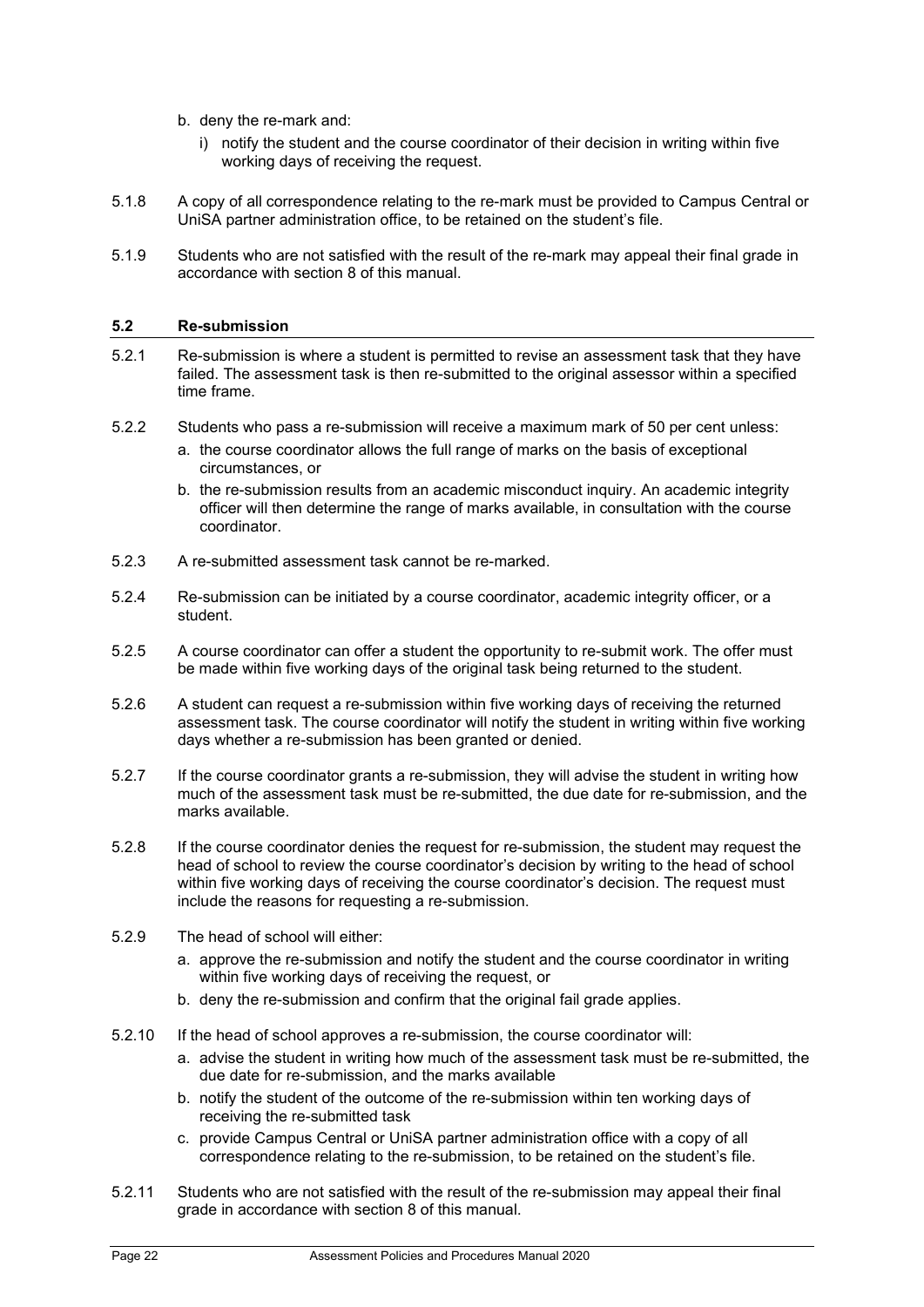b. deny the re-mark and:

   i) notify the student and the course coordinator of their decision in writing within five working days of receiving the request.

5.1.8 A copy of all correspondence relating to the re-mark must be provided to Campus Central or UniSA partner administration office, to be retained on the student's file.

5.1.9 Students who are not satisfied with the result of the re-mark may appeal their final grade in accordance with section 8 of this manual.

### 5.2 Re-submission

5.2.1 Re-submission is where a student is permitted to revise an assessment task that they have failed. The assessment task is then re-submitted to the original assessor within a specified time frame.

5.2.2 Students who pass a re-submission will receive a maximum mark of 50 per cent unless:

a. the course coordinator allows the full range of marks on the basis of exceptional circumstances, or

b. the re-submission results from an academic misconduct inquiry. An academic integrity officer will then determine the range of marks available, in consultation with the course coordinator.

5.2.3 A re-submitted assessment task cannot be re-marked.

5.2.4 Re-submission can be initiated by a course coordinator, academic integrity officer, or a student.

5.2.5 A course coordinator can offer a student the opportunity to re-submit work. The offer must be made within five working days of the original task being returned to the student.

5.2.6 A student can request a re-submission within five working days of receiving the returned assessment task. The course coordinator will notify the student in writing within five working days whether a re-submission has been granted or denied.

5.2.7 If the course coordinator grants a re-submission, they will advise the student in writing how much of the assessment task must be re-submitted, the due date for re-submission, and the marks available.

5.2.8 If the course coordinator denies the request for re-submission, the student may request the head of school to review the course coordinator's decision by writing to the head of school within five working days of receiving the course coordinator's decision. The request must include the reasons for requesting a re-submission.

5.2.9 The head of school will either:

a. approve the re-submission and notify the student and the course coordinator in writing within five working days of receiving the request, or

b. deny the re-submission and confirm that the original fail grade applies.

5.2.10 If the head of school approves a re-submission, the course coordinator will:

a. advise the student in writing how much of the assessment task must be re-submitted, the due date for re-submission, and the marks available

b. notify the student of the outcome of the re-submission within ten working days of receiving the re-submitted task

c. provide Campus Central or UniSA partner administration office with a copy of all correspondence relating to the re-submission, to be retained on the student's file.

5.2.11 Students who are not satisfied with the result of the re-submission may appeal their final grade in accordance with section 8 of this manual.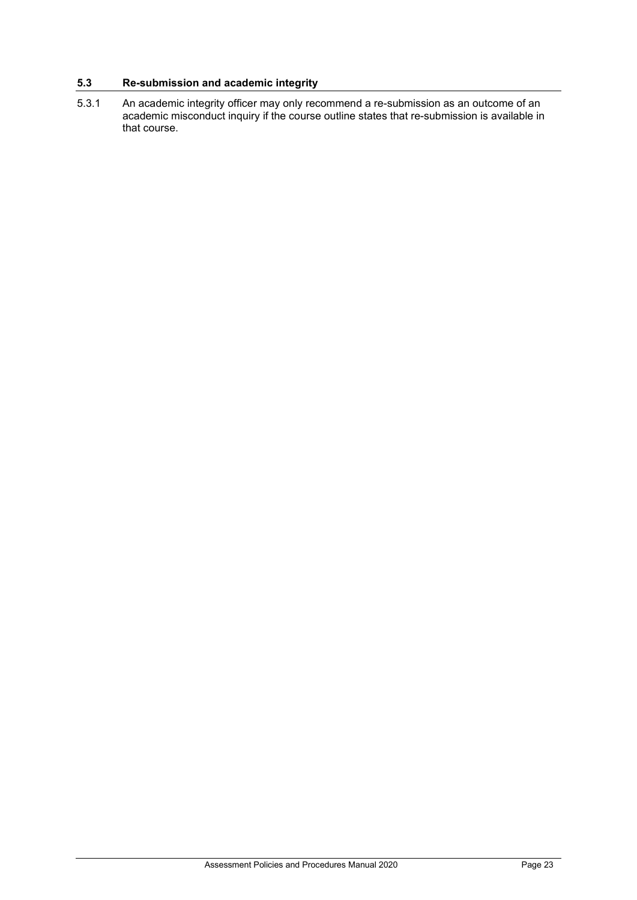### 5.3 Re-submission and academic integrity

5.3.1 An academic integrity officer may only recommend a re-submission as an outcome of an academic misconduct inquiry if the course outline states that re-submission is available in that course.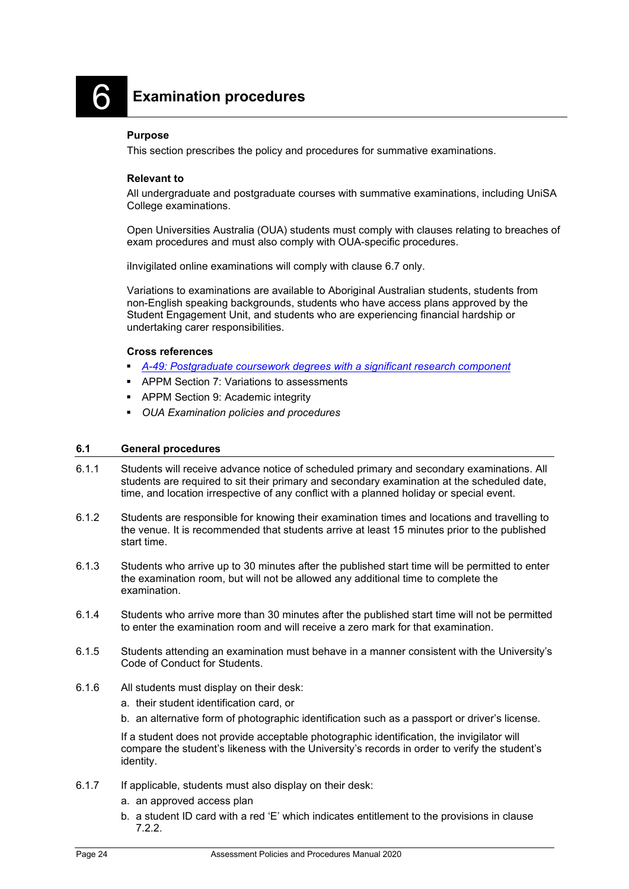# 6 Examination procedures

**Purpose**

This section prescribes the policy and procedures for summative examinations.

**Relevant to**

All undergraduate and postgraduate courses with summative examinations, including UniSA College examinations.

Open Universities Australia (OUA) students must comply with clauses relating to breaches of exam procedures and must also comply with OUA-specific procedures.

iInvigilated online examinations will comply with clause 6.7 only.

Variations to examinations are available to Aboriginal Australian students, students from non-English speaking backgrounds, students who have access plans approved by the Student Engagement Unit, and students who are experiencing financial hardship or undertaking carer responsibilities.

**Cross references**

- *A-49: Postgraduate coursework degrees with a significant research component*
- APPM Section 7: Variations to assessments
- APPM Section 9: Academic integrity
- *OUA Examination policies and procedures*

## 6.1 General procedures

6.1.1 Students will receive advance notice of scheduled primary and secondary examinations. All students are required to sit their primary and secondary examination at the scheduled date, time, and location irrespective of any conflict with a planned holiday or special event.

6.1.2 Students are responsible for knowing their examination times and locations and travelling to the venue. It is recommended that students arrive at least 15 minutes prior to the published start time.

6.1.3 Students who arrive up to 30 minutes after the published start time will be permitted to enter the examination room, but will not be allowed any additional time to complete the examination.

6.1.4 Students who arrive more than 30 minutes after the published start time will not be permitted to enter the examination room and will receive a zero mark for that examination.

6.1.5 Students attending an examination must behave in a manner consistent with the University's Code of Conduct for Students.

6.1.6 All students must display on their desk:

a. their student identification card, or

b. an alternative form of photographic identification such as a passport or driver's license.

If a student does not provide acceptable photographic identification, the invigilator will compare the student's likeness with the University's records in order to verify the student's identity.

6.1.7 If applicable, students must also display on their desk:

a. an approved access plan

b. a student ID card with a red 'E' which indicates entitlement to the provisions in clause 7.2.2.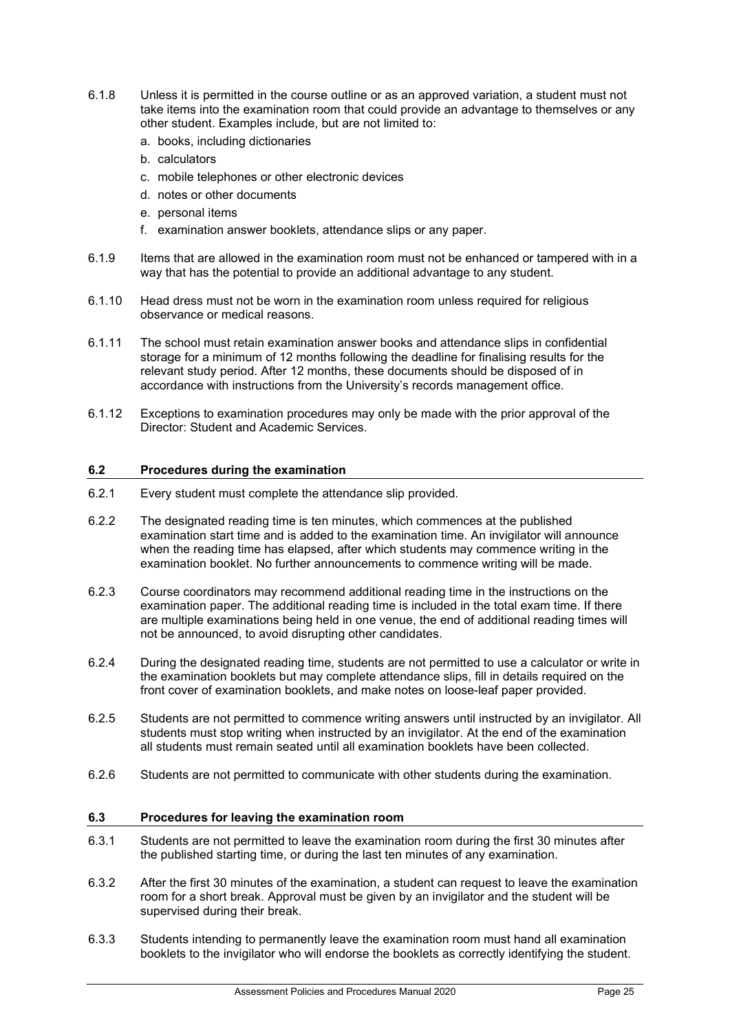6.1.8 Unless it is permitted in the course outline or as an approved variation, a student must not take items into the examination room that could provide an advantage to themselves or any other student. Examples include, but are not limited to:

a. books, including dictionaries
b. calculators
c. mobile telephones or other electronic devices
d. notes or other documents
e. personal items
f. examination answer booklets, attendance slips or any paper.

6.1.9 Items that are allowed in the examination room must not be enhanced or tampered with in a way that has the potential to provide an additional advantage to any student.

6.1.10 Head dress must not be worn in the examination room unless required for religious observance or medical reasons.

6.1.11 The school must retain examination answer books and attendance slips in confidential storage for a minimum of 12 months following the deadline for finalising results for the relevant study period. After 12 months, these documents should be disposed of in accordance with instructions from the University's records management office.

6.1.12 Exceptions to examination procedures may only be made with the prior approval of the Director: Student and Academic Services.

### 6.2 Procedures during the examination

6.2.1 Every student must complete the attendance slip provided.

6.2.2 The designated reading time is ten minutes, which commences at the published examination start time and is added to the examination time. An invigilator will announce when the reading time has elapsed, after which students may commence writing in the examination booklet. No further announcements to commence writing will be made.

6.2.3 Course coordinators may recommend additional reading time in the instructions on the examination paper. The additional reading time is included in the total exam time. If there are multiple examinations being held in one venue, the end of additional reading times will not be announced, to avoid disrupting other candidates.

6.2.4 During the designated reading time, students are not permitted to use a calculator or write in the examination booklets but may complete attendance slips, fill in details required on the front cover of examination booklets, and make notes on loose-leaf paper provided.

6.2.5 Students are not permitted to commence writing answers until instructed by an invigilator. All students must stop writing when instructed by an invigilator. At the end of the examination all students must remain seated until all examination booklets have been collected.

6.2.6 Students are not permitted to communicate with other students during the examination.

### 6.3 Procedures for leaving the examination room

6.3.1 Students are not permitted to leave the examination room during the first 30 minutes after the published starting time, or during the last ten minutes of any examination.

6.3.2 After the first 30 minutes of the examination, a student can request to leave the examination room for a short break. Approval must be given by an invigilator and the student will be supervised during their break.

6.3.3 Students intending to permanently leave the examination room must hand all examination booklets to the invigilator who will endorse the booklets as correctly identifying the student.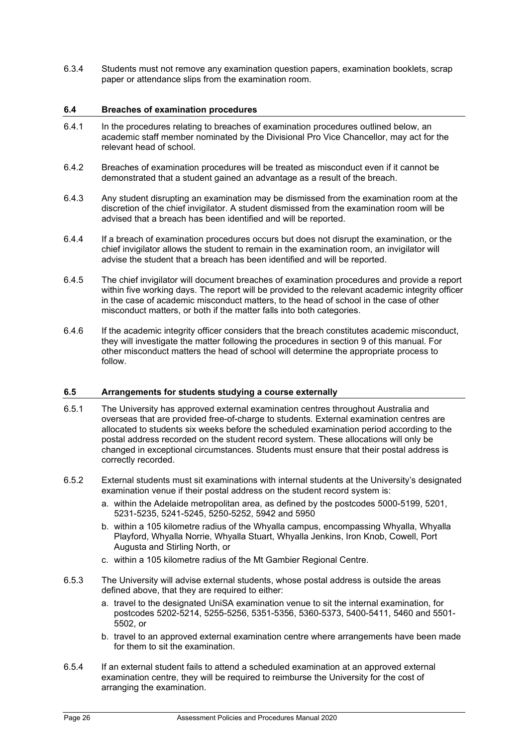6.3.4 Students must not remove any examination question papers, examination booklets, scrap paper or attendance slips from the examination room.

### 6.4 Breaches of examination procedures

6.4.1 In the procedures relating to breaches of examination procedures outlined below, an academic staff member nominated by the Divisional Pro Vice Chancellor, may act for the relevant head of school.

6.4.2 Breaches of examination procedures will be treated as misconduct even if it cannot be demonstrated that a student gained an advantage as a result of the breach.

6.4.3 Any student disrupting an examination may be dismissed from the examination room at the discretion of the chief invigilator. A student dismissed from the examination room will be advised that a breach has been identified and will be reported.

6.4.4 If a breach of examination procedures occurs but does not disrupt the examination, or the chief invigilator allows the student to remain in the examination room, an invigilator will advise the student that a breach has been identified and will be reported.

6.4.5 The chief invigilator will document breaches of examination procedures and provide a report within five working days. The report will be provided to the relevant academic integrity officer in the case of academic misconduct matters, to the head of school in the case of other misconduct matters, or both if the matter falls into both categories.

6.4.6 If the academic integrity officer considers that the breach constitutes academic misconduct, they will investigate the matter following the procedures in section 9 of this manual. For other misconduct matters the head of school will determine the appropriate process to follow.

### 6.5 Arrangements for students studying a course externally

6.5.1 The University has approved external examination centres throughout Australia and overseas that are provided free-of-charge to students. External examination centres are allocated to students six weeks before the scheduled examination period according to the postal address recorded on the student record system. These allocations will only be changed in exceptional circumstances. Students must ensure that their postal address is correctly recorded.

6.5.2 External students must sit examinations with internal students at the University's designated examination venue if their postal address on the student record system is:

a. within the Adelaide metropolitan area, as defined by the postcodes 5000-5199, 5201, 5231-5235, 5241-5245, 5250-5252, 5942 and 5950
b. within a 105 kilometre radius of the Whyalla campus, encompassing Whyalla, Whyalla Playford, Whyalla Norrie, Whyalla Stuart, Whyalla Jenkins, Iron Knob, Cowell, Port Augusta and Stirling North, or
c. within a 105 kilometre radius of the Mt Gambier Regional Centre.

6.5.3 The University will advise external students, whose postal address is outside the areas defined above, that they are required to either:

a. travel to the designated UniSA examination venue to sit the internal examination, for postcodes 5202-5214, 5255-5256, 5351-5356, 5360-5373, 5400-5411, 5460 and 5501-5502, or
b. travel to an approved external examination centre where arrangements have been made for them to sit the examination.

6.5.4 If an external student fails to attend a scheduled examination at an approved external examination centre, they will be required to reimburse the University for the cost of arranging the examination.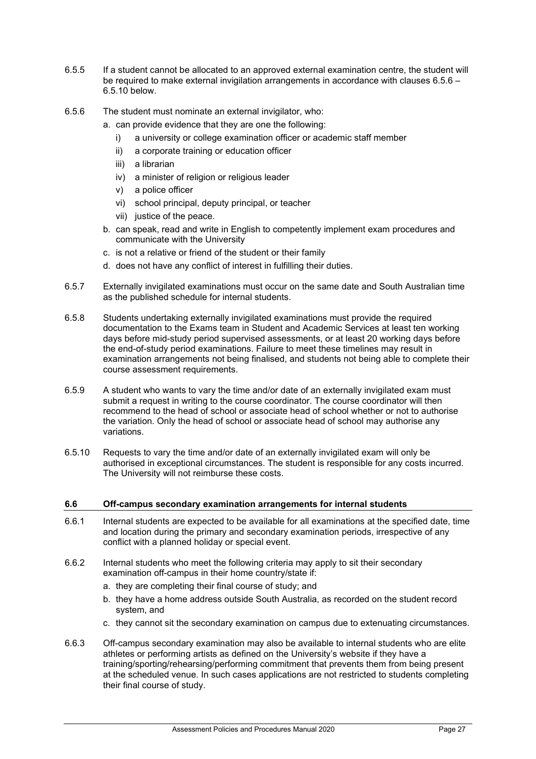6.5.5 If a student cannot be allocated to an approved external examination centre, the student will be required to make external invigilation arrangements in accordance with clauses 6.5.6 – 6.5.10 below.

6.5.6 The student must nominate an external invigilator, who:

a. can provide evidence that they are one the following:
   - i) a university or college examination officer or academic staff member
   - ii) a corporate training or education officer
   - iii) a librarian
   - iv) a minister of religion or religious leader
   - v) a police officer
   - vi) school principal, deputy principal, or teacher
   - vii) justice of the peace.

b. can speak, read and write in English to competently implement exam procedures and communicate with the University

c. is not a relative or friend of the student or their family

d. does not have any conflict of interest in fulfilling their duties.

6.5.7 Externally invigilated examinations must occur on the same date and South Australian time as the published schedule for internal students.

6.5.8 Students undertaking externally invigilated examinations must provide the required documentation to the Exams team in Student and Academic Services at least ten working days before mid-study period supervised assessments, or at least 20 working days before the end-of-study period examinations. Failure to meet these timelines may result in examination arrangements not being finalised, and students not being able to complete their course assessment requirements.

6.5.9 A student who wants to vary the time and/or date of an externally invigilated exam must submit a request in writing to the course coordinator. The course coordinator will then recommend to the head of school or associate head of school whether or not to authorise the variation. Only the head of school or associate head of school may authorise any variations.

6.5.10 Requests to vary the time and/or date of an externally invigilated exam will only be authorised in exceptional circumstances. The student is responsible for any costs incurred. The University will not reimburse these costs.

### 6.6 Off-campus secondary examination arrangements for internal students

6.6.1 Internal students are expected to be available for all examinations at the specified date, time and location during the primary and secondary examination periods, irrespective of any conflict with a planned holiday or special event.

6.6.2 Internal students who meet the following criteria may apply to sit their secondary examination off-campus in their home country/state if:

a. they are completing their final course of study; and

b. they have a home address outside South Australia, as recorded on the student record system, and

c. they cannot sit the secondary examination on campus due to extenuating circumstances.

6.6.3 Off-campus secondary examination may also be available to internal students who are elite athletes or performing artists as defined on the University's website if they have a training/sporting/rehearsing/performing commitment that prevents them from being present at the scheduled venue. In such cases applications are not restricted to students completing their final course of study.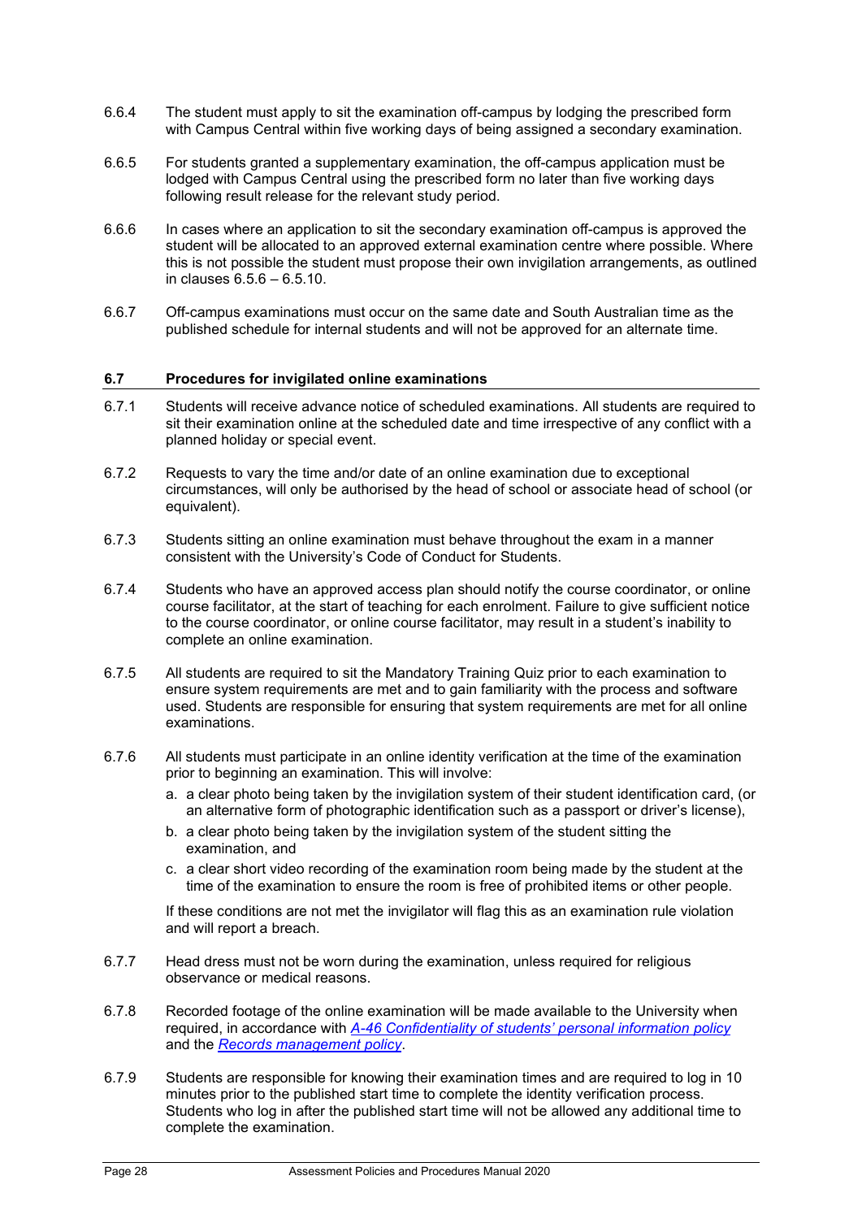6.6.4 The student must apply to sit the examination off-campus by lodging the prescribed form with Campus Central within five working days of being assigned a secondary examination.

6.6.5 For students granted a supplementary examination, the off-campus application must be lodged with Campus Central using the prescribed form no later than five working days following result release for the relevant study period.

6.6.6 In cases where an application to sit the secondary examination off-campus is approved the student will be allocated to an approved external examination centre where possible. Where this is not possible the student must propose their own invigilation arrangements, as outlined in clauses 6.5.6 – 6.5.10.

6.6.7 Off-campus examinations must occur on the same date and South Australian time as the published schedule for internal students and will not be approved for an alternate time.

### 6.7 Procedures for invigilated online examinations

6.7.1 Students will receive advance notice of scheduled examinations. All students are required to sit their examination online at the scheduled date and time irrespective of any conflict with a planned holiday or special event.

6.7.2 Requests to vary the time and/or date of an online examination due to exceptional circumstances, will only be authorised by the head of school or associate head of school (or equivalent).

6.7.3 Students sitting an online examination must behave throughout the exam in a manner consistent with the University's Code of Conduct for Students.

6.7.4 Students who have an approved access plan should notify the course coordinator, or online course facilitator, at the start of teaching for each enrolment. Failure to give sufficient notice to the course coordinator, or online course facilitator, may result in a student's inability to complete an online examination.

6.7.5 All students are required to sit the Mandatory Training Quiz prior to each examination to ensure system requirements are met and to gain familiarity with the process and software used. Students are responsible for ensuring that system requirements are met for all online examinations.

6.7.6 All students must participate in an online identity verification at the time of the examination prior to beginning an examination. This will involve:

a. a clear photo being taken by the invigilation system of their student identification card, (or an alternative form of photographic identification such as a passport or driver's license),
b. a clear photo being taken by the invigilation system of the student sitting the examination, and
c. a clear short video recording of the examination room being made by the student at the time of the examination to ensure the room is free of prohibited items or other people.

If these conditions are not met the invigilator will flag this as an examination rule violation and will report a breach.

6.7.7 Head dress must not be worn during the examination, unless required for religious observance or medical reasons.

6.7.8 Recorded footage of the online examination will be made available to the University when required, in accordance with *A-46 Confidentiality of students' personal information policy* and the *Records management policy*.

6.7.9 Students are responsible for knowing their examination times and are required to log in 10 minutes prior to the published start time to complete the identity verification process. Students who log in after the published start time will not be allowed any additional time to complete the examination.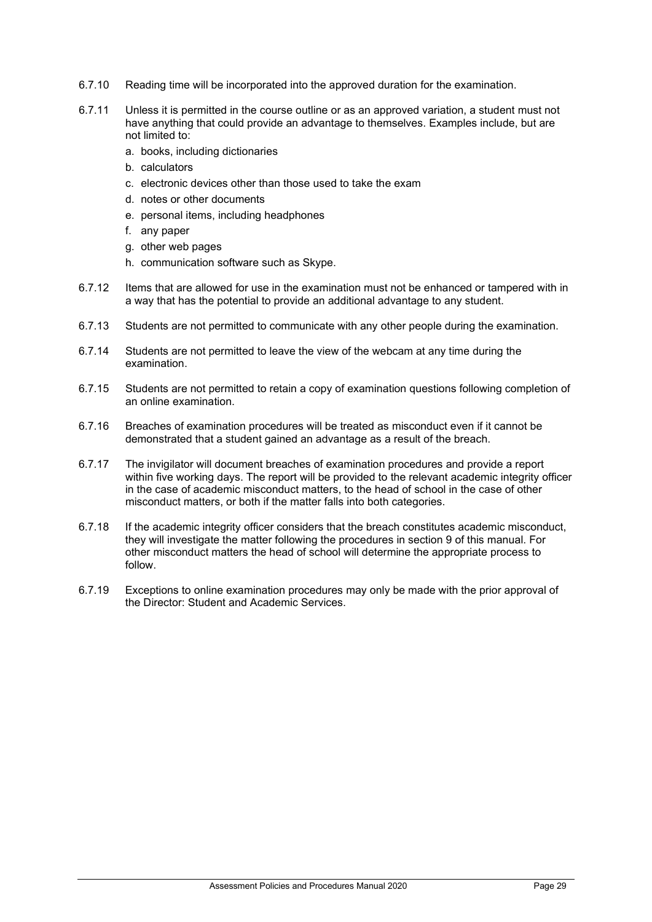6.7.10 Reading time will be incorporated into the approved duration for the examination.

6.7.11 Unless it is permitted in the course outline or as an approved variation, a student must not have anything that could provide an advantage to themselves. Examples include, but are not limited to:

a. books, including dictionaries
b. calculators
c. electronic devices other than those used to take the exam
d. notes or other documents
e. personal items, including headphones
f. any paper
g. other web pages
h. communication software such as Skype.

6.7.12 Items that are allowed for use in the examination must not be enhanced or tampered with in a way that has the potential to provide an additional advantage to any student.

6.7.13 Students are not permitted to communicate with any other people during the examination.

6.7.14 Students are not permitted to leave the view of the webcam at any time during the examination.

6.7.15 Students are not permitted to retain a copy of examination questions following completion of an online examination.

6.7.16 Breaches of examination procedures will be treated as misconduct even if it cannot be demonstrated that a student gained an advantage as a result of the breach.

6.7.17 The invigilator will document breaches of examination procedures and provide a report within five working days. The report will be provided to the relevant academic integrity officer in the case of academic misconduct matters, to the head of school in the case of other misconduct matters, or both if the matter falls into both categories.

6.7.18 If the academic integrity officer considers that the breach constitutes academic misconduct, they will investigate the matter following the procedures in section 9 of this manual. For other misconduct matters the head of school will determine the appropriate process to follow.

6.7.19 Exceptions to online examination procedures may only be made with the prior approval of the Director: Student and Academic Services.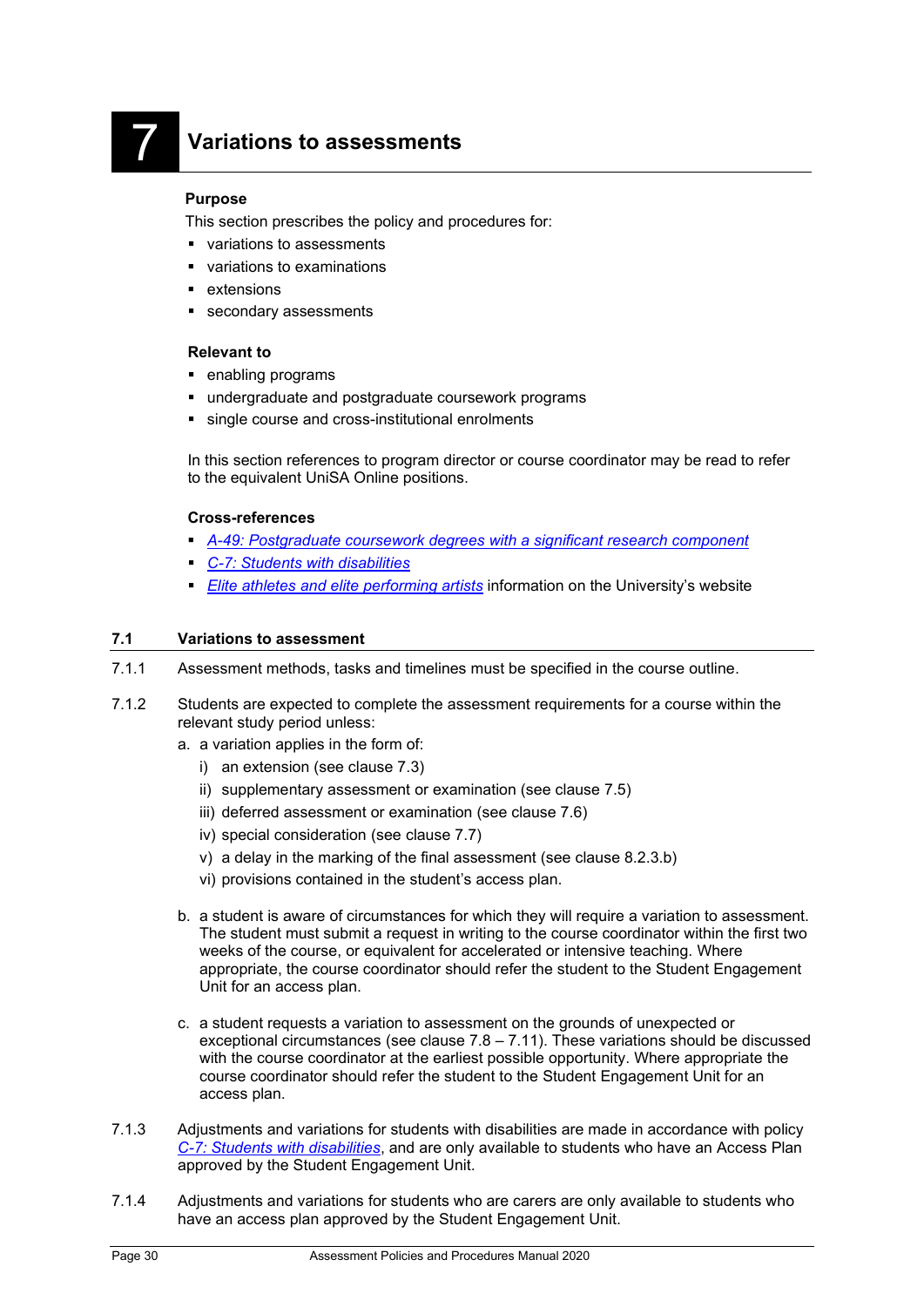# 7 Variations to assessments

**Purpose**

This section prescribes the policy and procedures for:

- variations to assessments
- variations to examinations
- extensions
- secondary assessments

**Relevant to**

- enabling programs
- undergraduate and postgraduate coursework programs
- single course and cross-institutional enrolments

In this section references to program director or course coordinator may be read to refer to the equivalent UniSA Online positions.

**Cross-references**

- *A-49: Postgraduate coursework degrees with a significant research component*
- *C-7: Students with disabilities*
- *Elite athletes and elite performing artists* information on the University's website

## 7.1 Variations to assessment

7.1.1 Assessment methods, tasks and timelines must be specified in the course outline.

7.1.2 Students are expected to complete the assessment requirements for a course within the relevant study period unless:

a. a variation applies in the form of:
   - i) an extension (see clause 7.3)
   - ii) supplementary assessment or examination (see clause 7.5)
   - iii) deferred assessment or examination (see clause 7.6)
   - iv) special consideration (see clause 7.7)
   - v) a delay in the marking of the final assessment (see clause 8.2.3.b)
   - vi) provisions contained in the student's access plan.

b. a student is aware of circumstances for which they will require a variation to assessment. The student must submit a request in writing to the course coordinator within the first two weeks of the course, or equivalent for accelerated or intensive teaching. Where appropriate, the course coordinator should refer the student to the Student Engagement Unit for an access plan.

c. a student requests a variation to assessment on the grounds of unexpected or exceptional circumstances (see clause 7.8 – 7.11). These variations should be discussed with the course coordinator at the earliest possible opportunity. Where appropriate the course coordinator should refer the student to the Student Engagement Unit for an access plan.

7.1.3 Adjustments and variations for students with disabilities are made in accordance with policy *C-7: Students with disabilities*, and are only available to students who have an Access Plan approved by the Student Engagement Unit.

7.1.4 Adjustments and variations for students who are carers are only available to students who have an access plan approved by the Student Engagement Unit.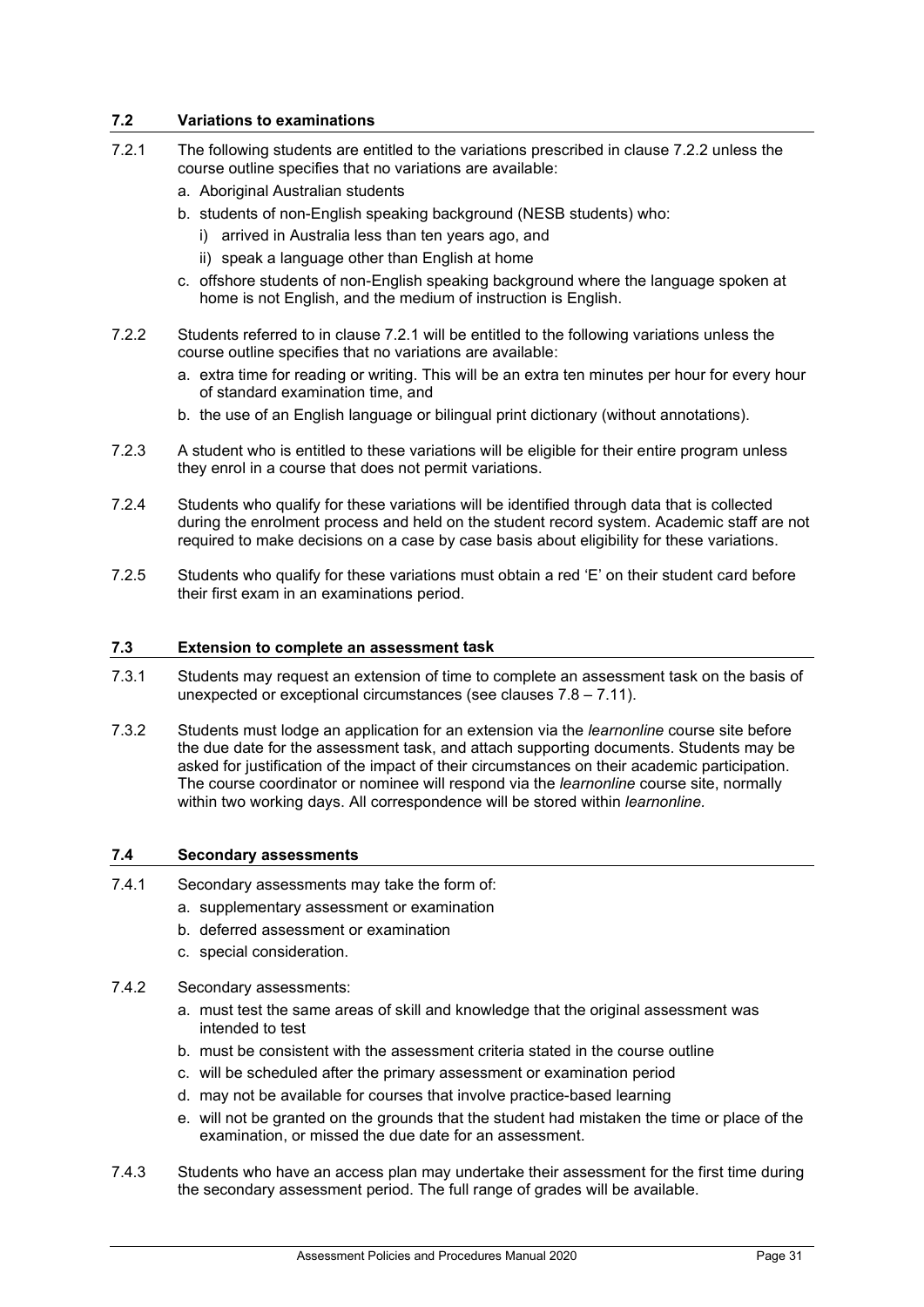## 7.2 Variations to examinations

7.2.1 The following students are entitled to the variations prescribed in clause 7.2.2 unless the course outline specifies that no variations are available:

a. Aboriginal Australian students
b. students of non-English speaking background (NESB students) who:
   i) arrived in Australia less than ten years ago, and
   ii) speak a language other than English at home
c. offshore students of non-English speaking background where the language spoken at home is not English, and the medium of instruction is English.

7.2.2 Students referred to in clause 7.2.1 will be entitled to the following variations unless the course outline specifies that no variations are available:

a. extra time for reading or writing. This will be an extra ten minutes per hour for every hour of standard examination time, and
b. the use of an English language or bilingual print dictionary (without annotations).

7.2.3 A student who is entitled to these variations will be eligible for their entire program unless they enrol in a course that does not permit variations.

7.2.4 Students who qualify for these variations will be identified through data that is collected during the enrolment process and held on the student record system. Academic staff are not required to make decisions on a case by case basis about eligibility for these variations.

7.2.5 Students who qualify for these variations must obtain a red 'E' on their student card before their first exam in an examinations period.

## 7.3 Extension to complete an assessment task

7.3.1 Students may request an extension of time to complete an assessment task on the basis of unexpected or exceptional circumstances (see clauses 7.8 – 7.11).

7.3.2 Students must lodge an application for an extension via the *learnonline* course site before the due date for the assessment task, and attach supporting documents. Students may be asked for justification of the impact of their circumstances on their academic participation. The course coordinator or nominee will respond via the *learnonline* course site, normally within two working days. All correspondence will be stored within *learnonline*.

## 7.4 Secondary assessments

7.4.1 Secondary assessments may take the form of:

a. supplementary assessment or examination
b. deferred assessment or examination
c. special consideration.

7.4.2 Secondary assessments:

a. must test the same areas of skill and knowledge that the original assessment was intended to test
b. must be consistent with the assessment criteria stated in the course outline
c. will be scheduled after the primary assessment or examination period
d. may not be available for courses that involve practice-based learning
e. will not be granted on the grounds that the student had mistaken the time or place of the examination, or missed the due date for an assessment.

7.4.3 Students who have an access plan may undertake their assessment for the first time during the secondary assessment period. The full range of grades will be available.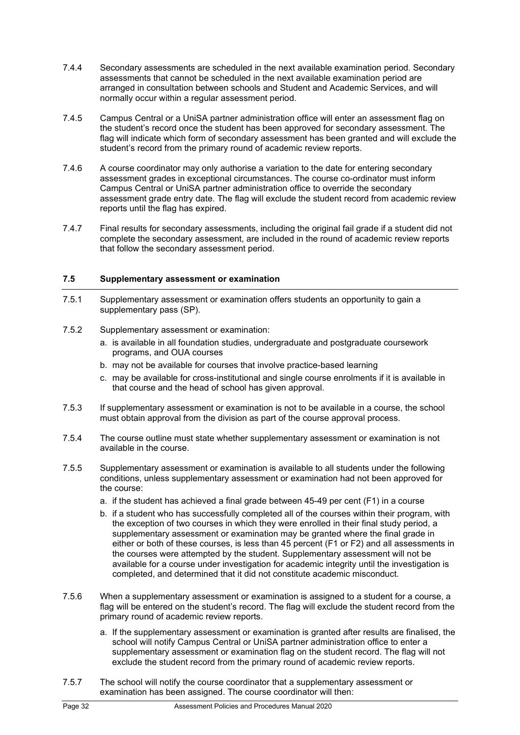7.4.4 Secondary assessments are scheduled in the next available examination period. Secondary assessments that cannot be scheduled in the next available examination period are arranged in consultation between schools and Student and Academic Services, and will normally occur within a regular assessment period.

7.4.5 Campus Central or a UniSA partner administration office will enter an assessment flag on the student's record once the student has been approved for secondary assessment. The flag will indicate which form of secondary assessment has been granted and will exclude the student's record from the primary round of academic review reports.

7.4.6 A course coordinator may only authorise a variation to the date for entering secondary assessment grades in exceptional circumstances. The course co-ordinator must inform Campus Central or UniSA partner administration office to override the secondary assessment grade entry date. The flag will exclude the student record from academic review reports until the flag has expired.

7.4.7 Final results for secondary assessments, including the original fail grade if a student did not complete the secondary assessment, are included in the round of academic review reports that follow the secondary assessment period.

### 7.5 Supplementary assessment or examination

7.5.1 Supplementary assessment or examination offers students an opportunity to gain a supplementary pass (SP).

7.5.2 Supplementary assessment or examination:

a. is available in all foundation studies, undergraduate and postgraduate coursework programs, and OUA courses
b. may not be available for courses that involve practice-based learning
c. may be available for cross-institutional and single course enrolments if it is available in that course and the head of school has given approval.

7.5.3 If supplementary assessment or examination is not to be available in a course, the school must obtain approval from the division as part of the course approval process.

7.5.4 The course outline must state whether supplementary assessment or examination is not available in the course.

7.5.5 Supplementary assessment or examination is available to all students under the following conditions, unless supplementary assessment or examination had not been approved for the course:

a. if the student has achieved a final grade between 45-49 per cent (F1) in a course
b. if a student who has successfully completed all of the courses within their program, with the exception of two courses in which they were enrolled in their final study period, a supplementary assessment or examination may be granted where the final grade in either or both of these courses, is less than 45 percent (F1 or F2) and all assessments in the courses were attempted by the student. Supplementary assessment will not be available for a course under investigation for academic integrity until the investigation is completed, and determined that it did not constitute academic misconduct.

7.5.6 When a supplementary assessment or examination is assigned to a student for a course, a flag will be entered on the student's record. The flag will exclude the student record from the primary round of academic review reports.

a. If the supplementary assessment or examination is granted after results are finalised, the school will notify Campus Central or UniSA partner administration office to enter a supplementary assessment or examination flag on the student record. The flag will not exclude the student record from the primary round of academic review reports.

7.5.7 The school will notify the course coordinator that a supplementary assessment or examination has been assigned. The course coordinator will then: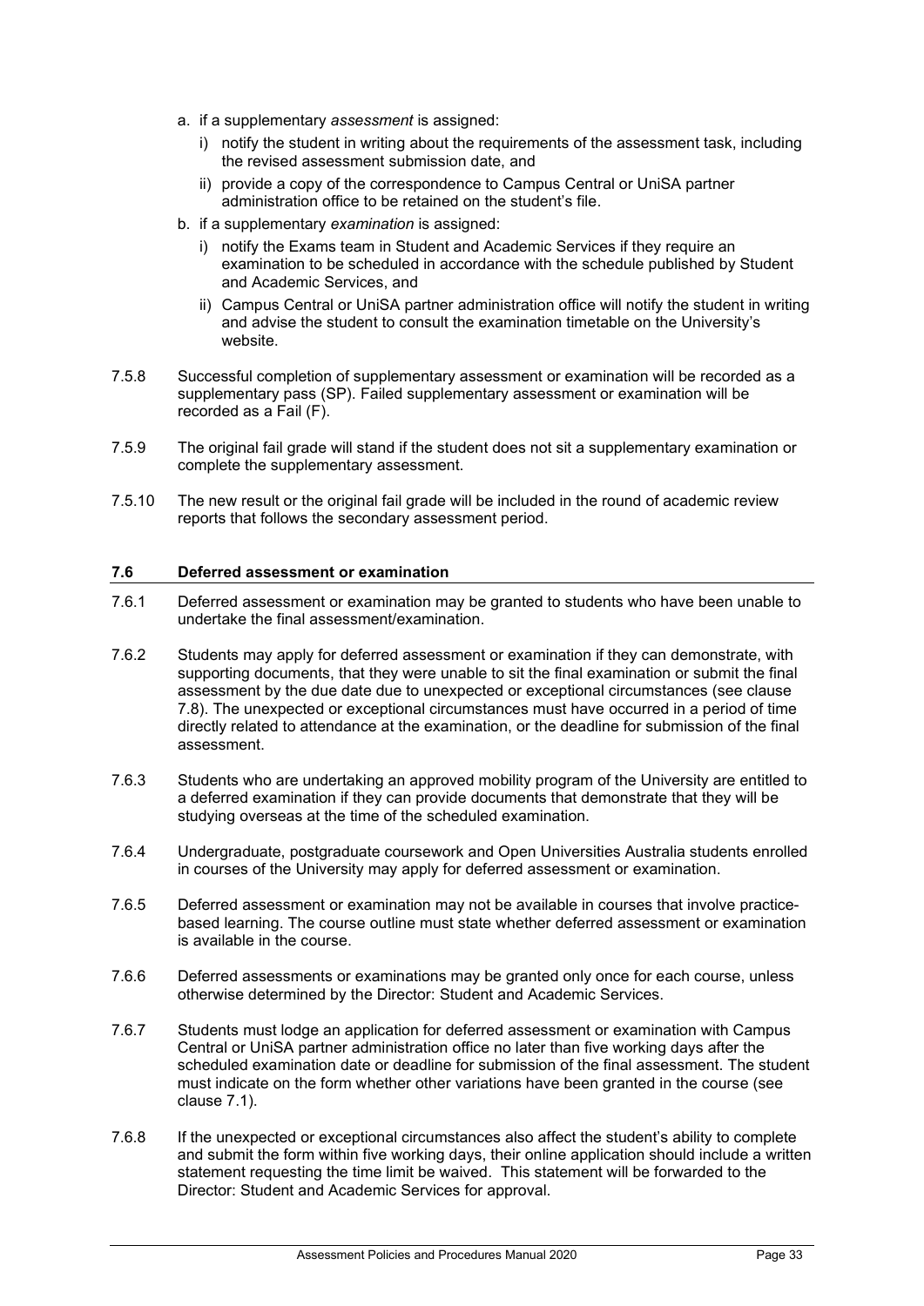a. if a supplementary *assessment* is assigned:
   i) notify the student in writing about the requirements of the assessment task, including the revised assessment submission date, and
   ii) provide a copy of the correspondence to Campus Central or UniSA partner administration office to be retained on the student's file.
b. if a supplementary *examination* is assigned:
   i) notify the Exams team in Student and Academic Services if they require an examination to be scheduled in accordance with the schedule published by Student and Academic Services, and
   ii) Campus Central or UniSA partner administration office will notify the student in writing and advise the student to consult the examination timetable on the University's website.

7.5.8 Successful completion of supplementary assessment or examination will be recorded as a supplementary pass (SP). Failed supplementary assessment or examination will be recorded as a Fail (F).

7.5.9 The original fail grade will stand if the student does not sit a supplementary examination or complete the supplementary assessment.

7.5.10 The new result or the original fail grade will be included in the round of academic review reports that follows the secondary assessment period.

### 7.6 Deferred assessment or examination

7.6.1 Deferred assessment or examination may be granted to students who have been unable to undertake the final assessment/examination.

7.6.2 Students may apply for deferred assessment or examination if they can demonstrate, with supporting documents, that they were unable to sit the final examination or submit the final assessment by the due date due to unexpected or exceptional circumstances (see clause 7.8). The unexpected or exceptional circumstances must have occurred in a period of time directly related to attendance at the examination, or the deadline for submission of the final assessment.

7.6.3 Students who are undertaking an approved mobility program of the University are entitled to a deferred examination if they can provide documents that demonstrate that they will be studying overseas at the time of the scheduled examination.

7.6.4 Undergraduate, postgraduate coursework and Open Universities Australia students enrolled in courses of the University may apply for deferred assessment or examination.

7.6.5 Deferred assessment or examination may not be available in courses that involve practice-based learning. The course outline must state whether deferred assessment or examination is available in the course.

7.6.6 Deferred assessments or examinations may be granted only once for each course, unless otherwise determined by the Director: Student and Academic Services.

7.6.7 Students must lodge an application for deferred assessment or examination with Campus Central or UniSA partner administration office no later than five working days after the scheduled examination date or deadline for submission of the final assessment. The student must indicate on the form whether other variations have been granted in the course (see clause 7.1).

7.6.8 If the unexpected or exceptional circumstances also affect the student's ability to complete and submit the form within five working days, their online application should include a written statement requesting the time limit be waived. This statement will be forwarded to the Director: Student and Academic Services for approval.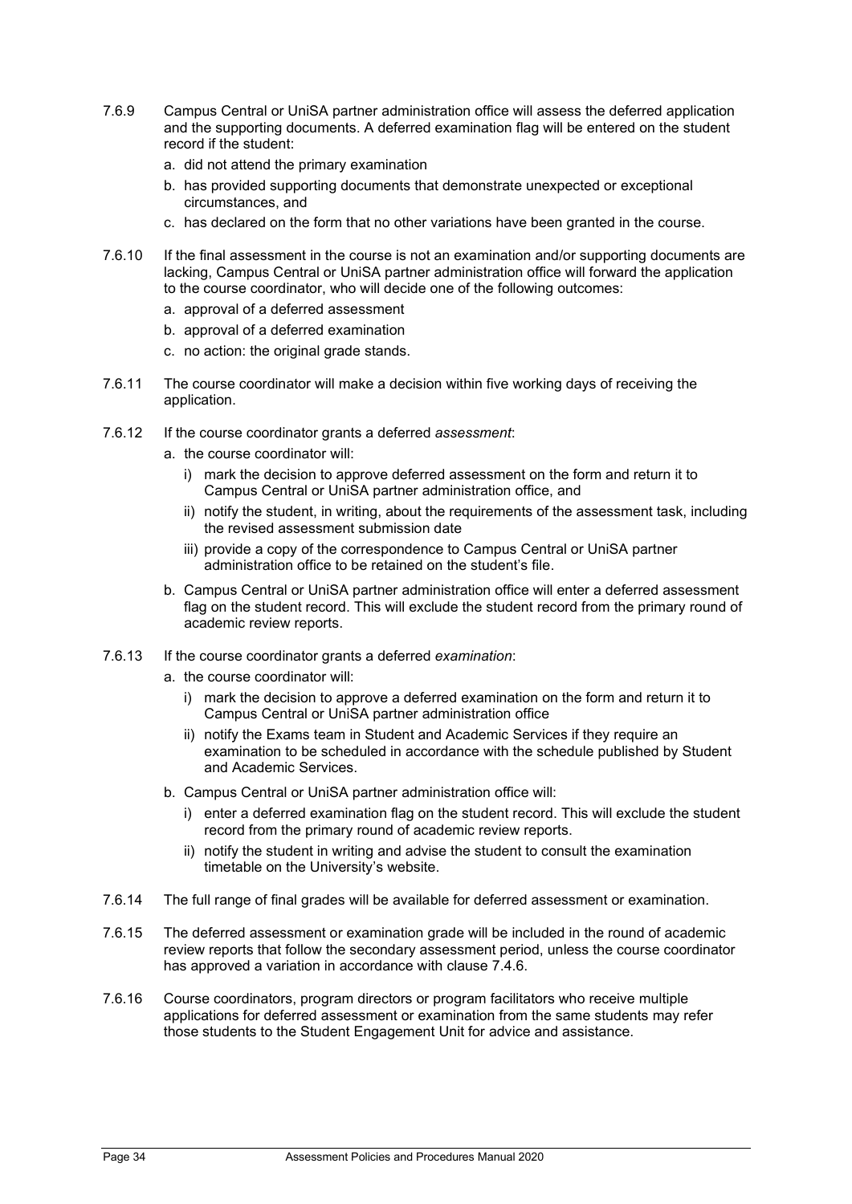7.6.9 Campus Central or UniSA partner administration office will assess the deferred application and the supporting documents. A deferred examination flag will be entered on the student record if the student:

a. did not attend the primary examination

b. has provided supporting documents that demonstrate unexpected or exceptional circumstances, and

c. has declared on the form that no other variations have been granted in the course.

7.6.10 If the final assessment in the course is not an examination and/or supporting documents are lacking, Campus Central or UniSA partner administration office will forward the application to the course coordinator, who will decide one of the following outcomes:

a. approval of a deferred assessment

b. approval of a deferred examination

c. no action: the original grade stands.

7.6.11 The course coordinator will make a decision within five working days of receiving the application.

7.6.12 If the course coordinator grants a deferred *assessment*:

a. the course coordinator will:

i) mark the decision to approve deferred assessment on the form and return it to Campus Central or UniSA partner administration office, and

ii) notify the student, in writing, about the requirements of the assessment task, including the revised assessment submission date

iii) provide a copy of the correspondence to Campus Central or UniSA partner administration office to be retained on the student's file.

b. Campus Central or UniSA partner administration office will enter a deferred assessment flag on the student record. This will exclude the student record from the primary round of academic review reports.

7.6.13 If the course coordinator grants a deferred *examination*:

a. the course coordinator will:

i) mark the decision to approve a deferred examination on the form and return it to Campus Central or UniSA partner administration office

ii) notify the Exams team in Student and Academic Services if they require an examination to be scheduled in accordance with the schedule published by Student and Academic Services.

b. Campus Central or UniSA partner administration office will:

i) enter a deferred examination flag on the student record. This will exclude the student record from the primary round of academic review reports.

ii) notify the student in writing and advise the student to consult the examination timetable on the University's website.

7.6.14 The full range of final grades will be available for deferred assessment or examination.

7.6.15 The deferred assessment or examination grade will be included in the round of academic review reports that follow the secondary assessment period, unless the course coordinator has approved a variation in accordance with clause 7.4.6.

7.6.16 Course coordinators, program directors or program facilitators who receive multiple applications for deferred assessment or examination from the same students may refer those students to the Student Engagement Unit for advice and assistance.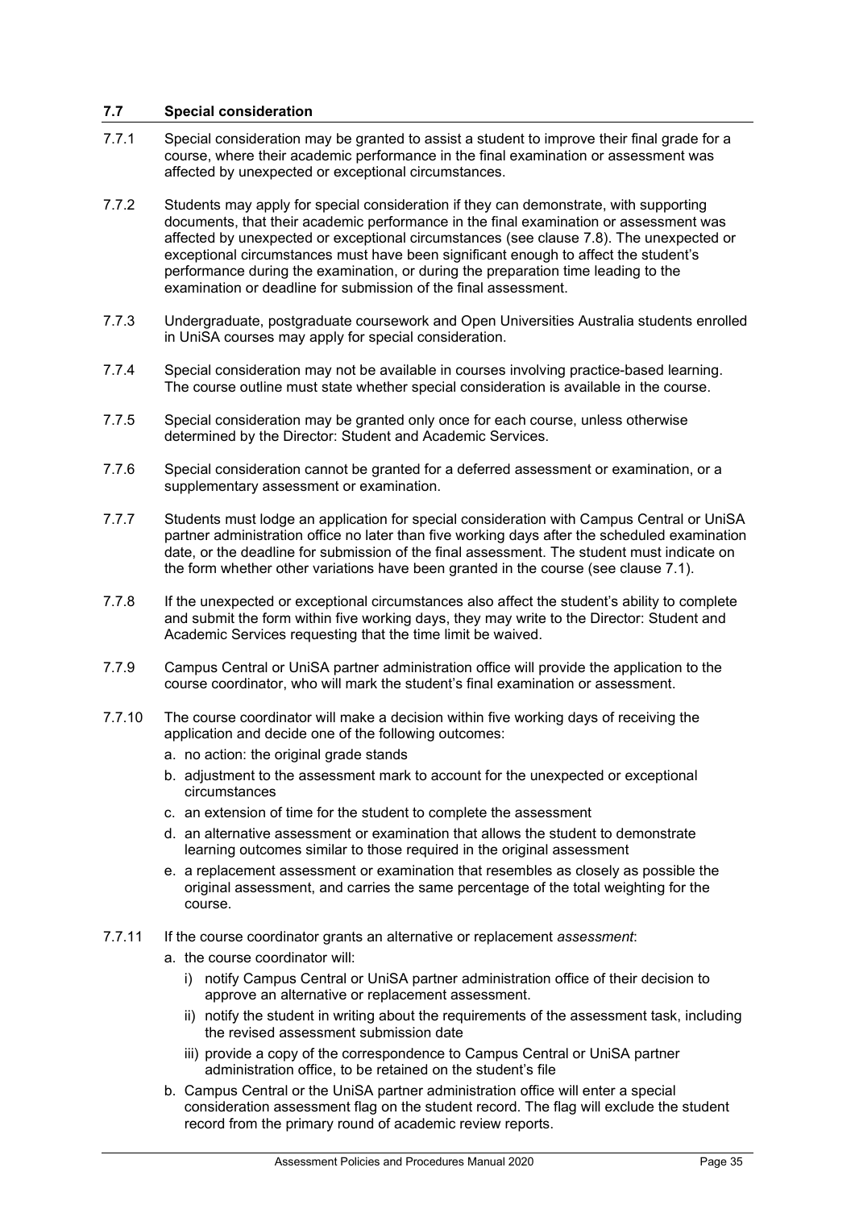### 7.7 Special consideration

7.7.1 Special consideration may be granted to assist a student to improve their final grade for a course, where their academic performance in the final examination or assessment was affected by unexpected or exceptional circumstances.

7.7.2 Students may apply for special consideration if they can demonstrate, with supporting documents, that their academic performance in the final examination or assessment was affected by unexpected or exceptional circumstances (see clause 7.8). The unexpected or exceptional circumstances must have been significant enough to affect the student's performance during the examination, or during the preparation time leading to the examination or deadline for submission of the final assessment.

7.7.3 Undergraduate, postgraduate coursework and Open Universities Australia students enrolled in UniSA courses may apply for special consideration.

7.7.4 Special consideration may not be available in courses involving practice-based learning. The course outline must state whether special consideration is available in the course.

7.7.5 Special consideration may be granted only once for each course, unless otherwise determined by the Director: Student and Academic Services.

7.7.6 Special consideration cannot be granted for a deferred assessment or examination, or a supplementary assessment or examination.

7.7.7 Students must lodge an application for special consideration with Campus Central or UniSA partner administration office no later than five working days after the scheduled examination date, or the deadline for submission of the final assessment. The student must indicate on the form whether other variations have been granted in the course (see clause 7.1).

7.7.8 If the unexpected or exceptional circumstances also affect the student's ability to complete and submit the form within five working days, they may write to the Director: Student and Academic Services requesting that the time limit be waived.

7.7.9 Campus Central or UniSA partner administration office will provide the application to the course coordinator, who will mark the student's final examination or assessment.

7.7.10 The course coordinator will make a decision within five working days of receiving the application and decide one of the following outcomes:

a. no action: the original grade stands
b. adjustment to the assessment mark to account for the unexpected or exceptional circumstances
c. an extension of time for the student to complete the assessment
d. an alternative assessment or examination that allows the student to demonstrate learning outcomes similar to those required in the original assessment
e. a replacement assessment or examination that resembles as closely as possible the original assessment, and carries the same percentage of the total weighting for the course.

7.7.11 If the course coordinator grants an alternative or replacement *assessment*:

a. the course coordinator will:
   i) notify Campus Central or UniSA partner administration office of their decision to approve an alternative or replacement assessment.
   ii) notify the student in writing about the requirements of the assessment task, including the revised assessment submission date
   iii) provide a copy of the correspondence to Campus Central or UniSA partner administration office, to be retained on the student's file
b. Campus Central or the UniSA partner administration office will enter a special consideration assessment flag on the student record. The flag will exclude the student record from the primary round of academic review reports.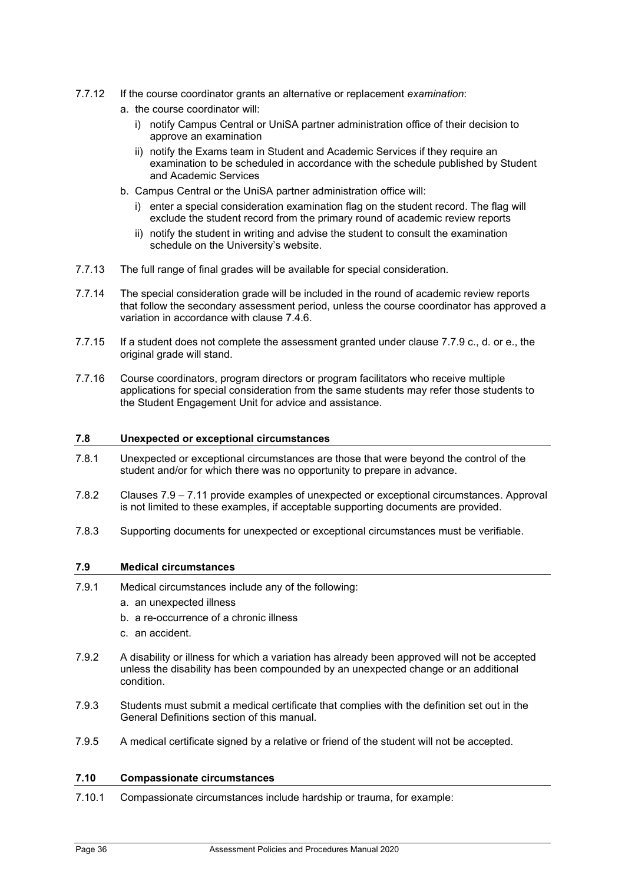7.7.12 If the course coordinator grants an alternative or replacement *examination*:

a. the course coordinator will:

i) notify Campus Central or UniSA partner administration office of their decision to approve an examination

ii) notify the Exams team in Student and Academic Services if they require an examination to be scheduled in accordance with the schedule published by Student and Academic Services

b. Campus Central or the UniSA partner administration office will:

i) enter a special consideration examination flag on the student record. The flag will exclude the student record from the primary round of academic review reports

ii) notify the student in writing and advise the student to consult the examination schedule on the University's website.

7.7.13 The full range of final grades will be available for special consideration.

7.7.14 The special consideration grade will be included in the round of academic review reports that follow the secondary assessment period, unless the course coordinator has approved a variation in accordance with clause 7.4.6.

7.7.15 If a student does not complete the assessment granted under clause 7.7.9 c., d. or e., the original grade will stand.

7.7.16 Course coordinators, program directors or program facilitators who receive multiple applications for special consideration from the same students may refer those students to the Student Engagement Unit for advice and assistance.

### 7.8 Unexpected or exceptional circumstances

7.8.1 Unexpected or exceptional circumstances are those that were beyond the control of the student and/or for which there was no opportunity to prepare in advance.

7.8.2 Clauses 7.9 – 7.11 provide examples of unexpected or exceptional circumstances. Approval is not limited to these examples, if acceptable supporting documents are provided.

7.8.3 Supporting documents for unexpected or exceptional circumstances must be verifiable.

### 7.9 Medical circumstances

7.9.1 Medical circumstances include any of the following:

a. an unexpected illness

b. a re-occurrence of a chronic illness

c. an accident.

7.9.2 A disability or illness for which a variation has already been approved will not be accepted unless the disability has been compounded by an unexpected change or an additional condition.

7.9.3 Students must submit a medical certificate that complies with the definition set out in the General Definitions section of this manual.

7.9.5 A medical certificate signed by a relative or friend of the student will not be accepted.

### 7.10 Compassionate circumstances

7.10.1 Compassionate circumstances include hardship or trauma, for example: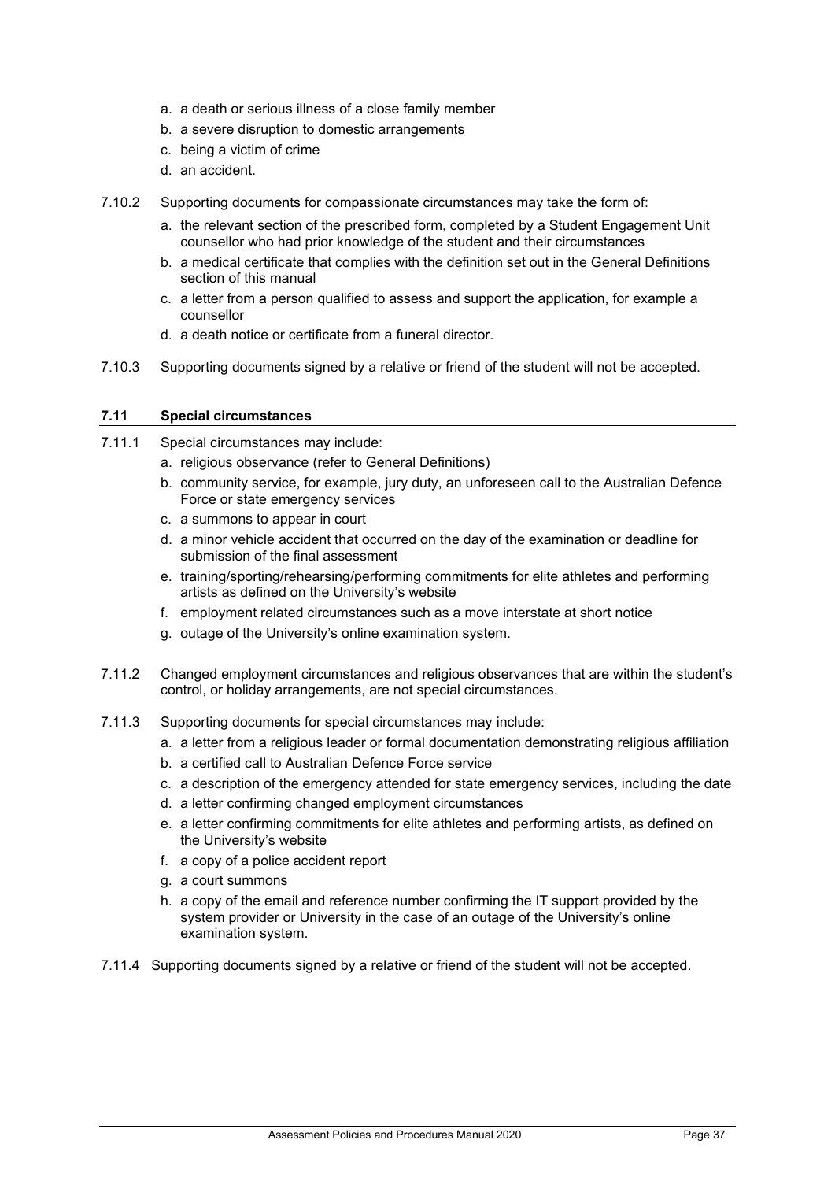a. a death or serious illness of a close family member
b. a severe disruption to domestic arrangements
c. being a victim of crime
d. an accident.

7.10.2 Supporting documents for compassionate circumstances may take the form of:

a. the relevant section of the prescribed form, completed by a Student Engagement Unit counsellor who had prior knowledge of the student and their circumstances
b. a medical certificate that complies with the definition set out in the General Definitions section of this manual
c. a letter from a person qualified to assess and support the application, for example a counsellor
d. a death notice or certificate from a funeral director.

7.10.3 Supporting documents signed by a relative or friend of the student will not be accepted.

### 7.11 Special circumstances

7.11.1 Special circumstances may include:

a. religious observance (refer to General Definitions)
b. community service, for example, jury duty, an unforeseen call to the Australian Defence Force or state emergency services
c. a summons to appear in court
d. a minor vehicle accident that occurred on the day of the examination or deadline for submission of the final assessment
e. training/sporting/rehearsing/performing commitments for elite athletes and performing artists as defined on the University's website
f. employment related circumstances such as a move interstate at short notice
g. outage of the University's online examination system.

7.11.2 Changed employment circumstances and religious observances that are within the student's control, or holiday arrangements, are not special circumstances.

7.11.3 Supporting documents for special circumstances may include:

a. a letter from a religious leader or formal documentation demonstrating religious affiliation
b. a certified call to Australian Defence Force service
c. a description of the emergency attended for state emergency services, including the date
d. a letter confirming changed employment circumstances
e. a letter confirming commitments for elite athletes and performing artists, as defined on the University's website
f. a copy of a police accident report
g. a court summons
h. a copy of the email and reference number confirming the IT support provided by the system provider or University in the case of an outage of the University's online examination system.

7.11.4 Supporting documents signed by a relative or friend of the student will not be accepted.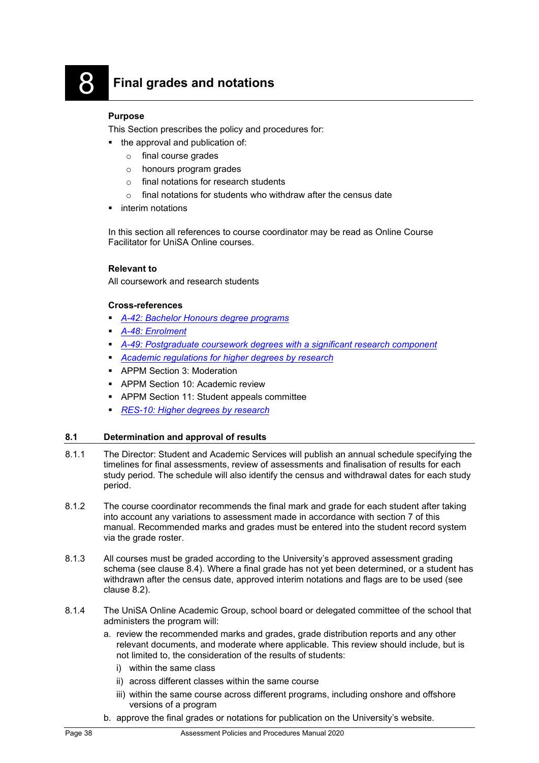# 8 Final grades and notations

**Purpose**

This Section prescribes the policy and procedures for:

- the approval and publication of:
  - final course grades
  - honours program grades
  - final notations for research students
  - final notations for students who withdraw after the census date
- interim notations

In this section all references to course coordinator may be read as Online Course Facilitator for UniSA Online courses.

**Relevant to**

All coursework and research students

**Cross-references**

- *A-42: Bachelor Honours degree programs*
- *A-48: Enrolment*
- *A-49: Postgraduate coursework degrees with a significant research component*
- *Academic regulations for higher degrees by research*
- APPM Section 3: Moderation
- APPM Section 10: Academic review
- APPM Section 11: Student appeals committee
- *RES-10: Higher degrees by research*

## 8.1 Determination and approval of results

8.1.1 The Director: Student and Academic Services will publish an annual schedule specifying the timelines for final assessments, review of assessments and finalisation of results for each study period. The schedule will also identify the census and withdrawal dates for each study period.

8.1.2 The course coordinator recommends the final mark and grade for each student after taking into account any variations to assessment made in accordance with section 7 of this manual. Recommended marks and grades must be entered into the student record system via the grade roster.

8.1.3 All courses must be graded according to the University's approved assessment grading schema (see clause 8.4). Where a final grade has not yet been determined, or a student has withdrawn after the census date, approved interim notations and flags are to be used (see clause 8.2).

8.1.4 The UniSA Online Academic Group, school board or delegated committee of the school that administers the program will:

a. review the recommended marks and grades, grade distribution reports and any other relevant documents, and moderate where applicable. This review should include, but is not limited to, the consideration of the results of students:
   i) within the same class
   ii) across different classes within the same course
   iii) within the same course across different programs, including onshore and offshore versions of a program
b. approve the final grades or notations for publication on the University's website.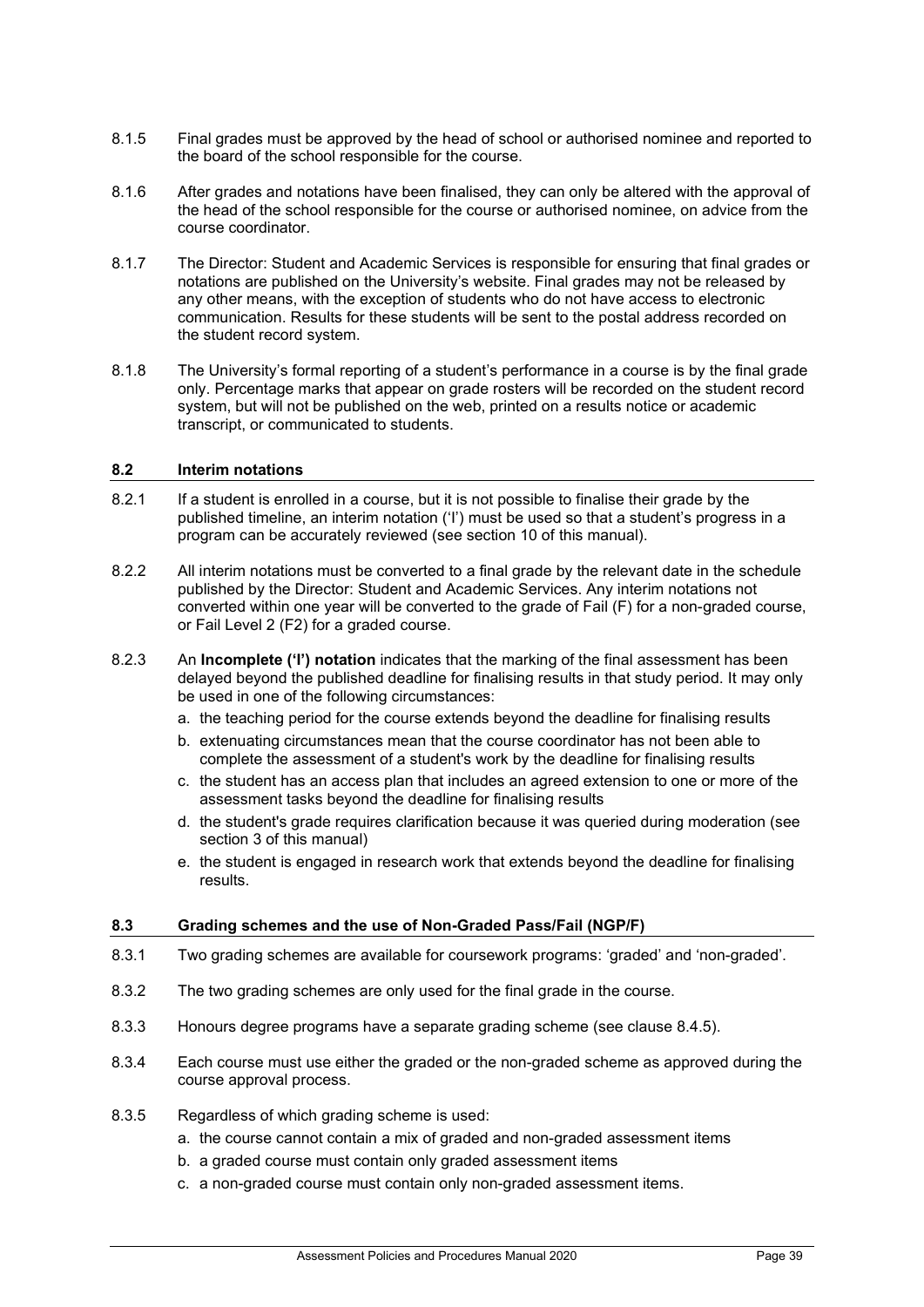8.1.5 Final grades must be approved by the head of school or authorised nominee and reported to the board of the school responsible for the course.

8.1.6 After grades and notations have been finalised, they can only be altered with the approval of the head of the school responsible for the course or authorised nominee, on advice from the course coordinator.

8.1.7 The Director: Student and Academic Services is responsible for ensuring that final grades or notations are published on the University's website. Final grades may not be released by any other means, with the exception of students who do not have access to electronic communication. Results for these students will be sent to the postal address recorded on the student record system.

8.1.8 The University's formal reporting of a student's performance in a course is by the final grade only. Percentage marks that appear on grade rosters will be recorded on the student record system, but will not be published on the web, printed on a results notice or academic transcript, or communicated to students.

## 8.2 Interim notations

8.2.1 If a student is enrolled in a course, but it is not possible to finalise their grade by the published timeline, an interim notation ('I') must be used so that a student's progress in a program can be accurately reviewed (see section 10 of this manual).

8.2.2 All interim notations must be converted to a final grade by the relevant date in the schedule published by the Director: Student and Academic Services. Any interim notations not converted within one year will be converted to the grade of Fail (F) for a non-graded course, or Fail Level 2 (F2) for a graded course.

8.2.3 An **Incomplete ('I') notation** indicates that the marking of the final assessment has been delayed beyond the published deadline for finalising results in that study period. It may only be used in one of the following circumstances:

a. the teaching period for the course extends beyond the deadline for finalising results
b. extenuating circumstances mean that the course coordinator has not been able to complete the assessment of a student's work by the deadline for finalising results
c. the student has an access plan that includes an agreed extension to one or more of the assessment tasks beyond the deadline for finalising results
d. the student's grade requires clarification because it was queried during moderation (see section 3 of this manual)
e. the student is engaged in research work that extends beyond the deadline for finalising results.

## 8.3 Grading schemes and the use of Non-Graded Pass/Fail (NGP/F)

8.3.1 Two grading schemes are available for coursework programs: 'graded' and 'non-graded'.

8.3.2 The two grading schemes are only used for the final grade in the course.

8.3.3 Honours degree programs have a separate grading scheme (see clause 8.4.5).

8.3.4 Each course must use either the graded or the non-graded scheme as approved during the course approval process.

8.3.5 Regardless of which grading scheme is used:

a. the course cannot contain a mix of graded and non-graded assessment items
b. a graded course must contain only graded assessment items
c. a non-graded course must contain only non-graded assessment items.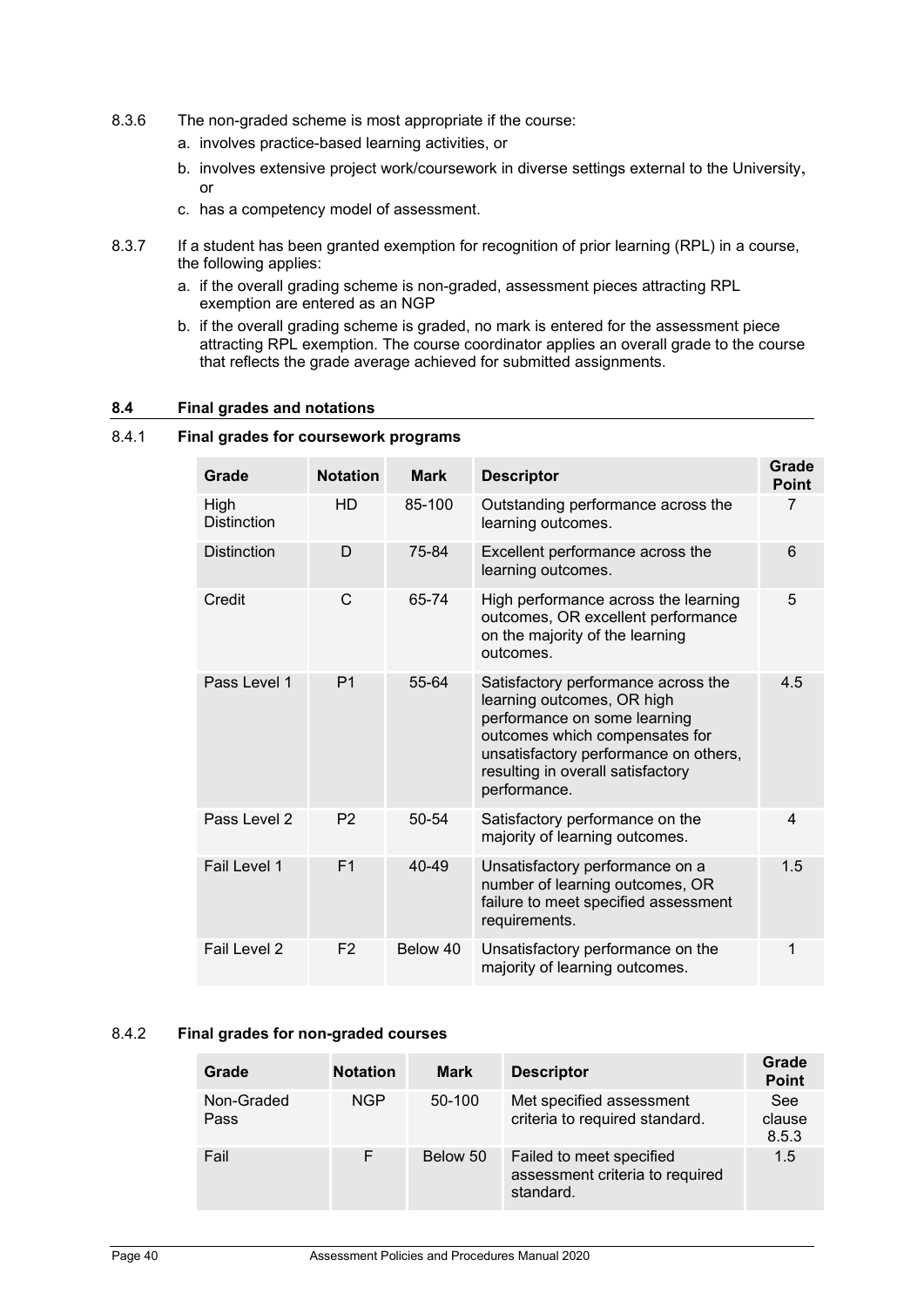8.3.6 The non-graded scheme is most appropriate if the course:

a. involves practice-based learning activities, or

b. involves extensive project work/coursework in diverse settings external to the University, or

c. has a competency model of assessment.

8.3.7 If a student has been granted exemption for recognition of prior learning (RPL) in a course, the following applies:

a. if the overall grading scheme is non-graded, assessment pieces attracting RPL exemption are entered as an NGP

b. if the overall grading scheme is graded, no mark is entered for the assessment piece attracting RPL exemption. The course coordinator applies an overall grade to the course that reflects the grade average achieved for submitted assignments.

## 8.4 Final grades and notations

### 8.4.1 Final grades for coursework programs

| Grade | Notation | Mark | Descriptor | Grade Point |
|---|---|---|---|---|
| High Distinction | HD | 85-100 | Outstanding performance across the learning outcomes. | 7 |
| Distinction | D | 75-84 | Excellent performance across the learning outcomes. | 6 |
| Credit | C | 65-74 | High performance across the learning outcomes, OR excellent performance on the majority of the learning outcomes. | 5 |
| Pass Level 1 | P1 | 55-64 | Satisfactory performance across the learning outcomes, OR high performance on some learning outcomes which compensates for unsatisfactory performance on others, resulting in overall satisfactory performance. | 4.5 |
| Pass Level 2 | P2 | 50-54 | Satisfactory performance on the majority of learning outcomes. | 4 |
| Fail Level 1 | F1 | 40-49 | Unsatisfactory performance on a number of learning outcomes, OR failure to meet specified assessment requirements. | 1.5 |
| Fail Level 2 | F2 | Below 40 | Unsatisfactory performance on the majority of learning outcomes. | 1 |

### 8.4.2 Final grades for non-graded courses

| Grade | Notation | Mark | Descriptor | Grade Point |
|---|---|---|---|---|
| Non-Graded Pass | NGP | 50-100 | Met specified assessment criteria to required standard. | See clause 8.5.3 |
| Fail | F | Below 50 | Failed to meet specified assessment criteria to required standard. | 1.5 |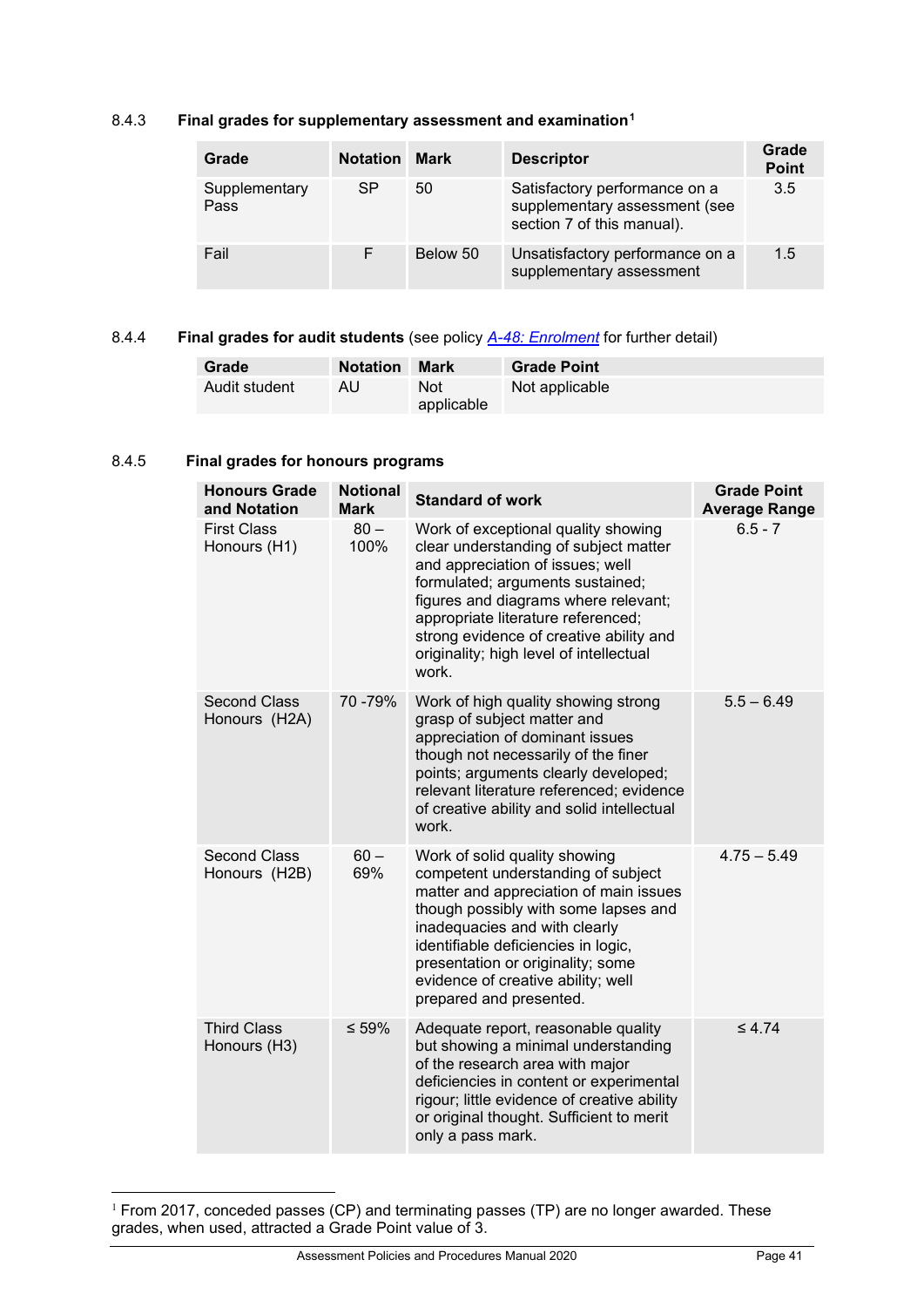#### 8.4.3 Final grades for supplementary assessment and examination[1]

| Grade | Notation | Mark | Descriptor | Grade Point |
|---|---|---|---|---|
| Supplementary Pass | SP | 50 | Satisfactory performance on a supplementary assessment (see section 7 of this manual). | 3.5 |
| Fail | F | Below 50 | Unsatisfactory performance on a supplementary assessment | 1.5 |

#### 8.4.4 Final grades for audit students (see policy *A-48: Enrolment* for further detail)

| Grade | Notation | Mark | Grade Point |
|---|---|---|---|
| Audit student | AU | Not applicable | Not applicable |

#### 8.4.5 Final grades for honours programs

| Honours Grade and Notation | Notional Mark | Standard of work | Grade Point Average Range |
|---|---|---|---|
| First Class Honours (H1) | 80 – 100% | Work of exceptional quality showing clear understanding of subject matter and appreciation of issues; well formulated; arguments sustained; figures and diagrams where relevant; appropriate literature referenced; strong evidence of creative ability and originality; high level of intellectual work. | 6.5 - 7 |
| Second Class Honours (H2A) | 70 -79% | Work of high quality showing strong grasp of subject matter and appreciation of dominant issues though not necessarily of the finer points; arguments clearly developed; relevant literature referenced; evidence of creative ability and solid intellectual work. | 5.5 – 6.49 |
| Second Class Honours (H2B) | 60 – 69% | Work of solid quality showing competent understanding of subject matter and appreciation of main issues though possibly with some lapses and inadequacies and with clearly identifiable deficiencies in logic, presentation or originality; some evidence of creative ability; well prepared and presented. | 4.75 – 5.49 |
| Third Class Honours (H3) | ≤ 59% | Adequate report, reasonable quality but showing a minimal understanding of the research area with major deficiencies in content or experimental rigour; little evidence of creative ability or original thought. Sufficient to merit only a pass mark. | ≤ 4.74 |

[1] From 2017, conceded passes (CP) and terminating passes (TP) are no longer awarded. These grades, when used, attracted a Grade Point value of 3.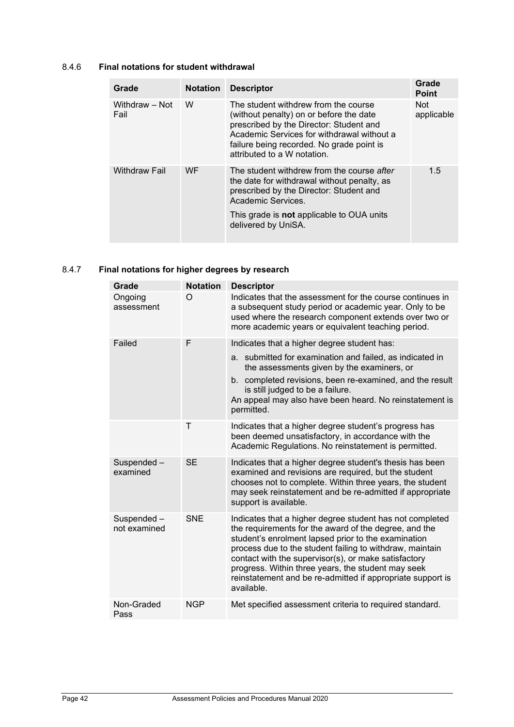### 8.4.6 Final notations for student withdrawal

| Grade | Notation | Descriptor | Grade Point |
|---|---|---|---|
| Withdraw – Not Fail | W | The student withdrew from the course (without penalty) on or before the date prescribed by the Director: Student and Academic Services for withdrawal without a failure being recorded. No grade point is attributed to a W notation. | Not applicable |
| Withdraw Fail | WF | The student withdrew from the course *after* the date for withdrawal without penalty, as prescribed by the Director: Student and Academic Services.<br><br>This grade is **not** applicable to OUA units delivered by UniSA. | 1.5 |

### 8.4.7 Final notations for higher degrees by research

| Grade | Notation | Descriptor |
|---|---|---|
| Ongoing assessment | O | Indicates that the assessment for the course continues in a subsequent study period or academic year. Only to be used where the research component extends over two or more academic years or equivalent teaching period. |
| Failed | F | Indicates that a higher degree student has:<br>a. submitted for examination and failed, as indicated in the assessments given by the examiners, or<br>b. completed revisions, been re-examined, and the result is still judged to be a failure.<br>An appeal may also have been heard. No reinstatement is permitted. |
| | T | Indicates that a higher degree student's progress has been deemed unsatisfactory, in accordance with the Academic Regulations. No reinstatement is permitted. |
| Suspended – examined | SE | Indicates that a higher degree student's thesis has been examined and revisions are required, but the student chooses not to complete. Within three years, the student may seek reinstatement and be re-admitted if appropriate support is available. |
| Suspended – not examined | SNE | Indicates that a higher degree student has not completed the requirements for the award of the degree, and the student's enrolment lapsed prior to the examination process due to the student failing to withdraw, maintain contact with the supervisor(s), or make satisfactory progress. Within three years, the student may seek reinstatement and be re-admitted if appropriate support is available. |
| Non-Graded Pass | NGP | Met specified assessment criteria to required standard. |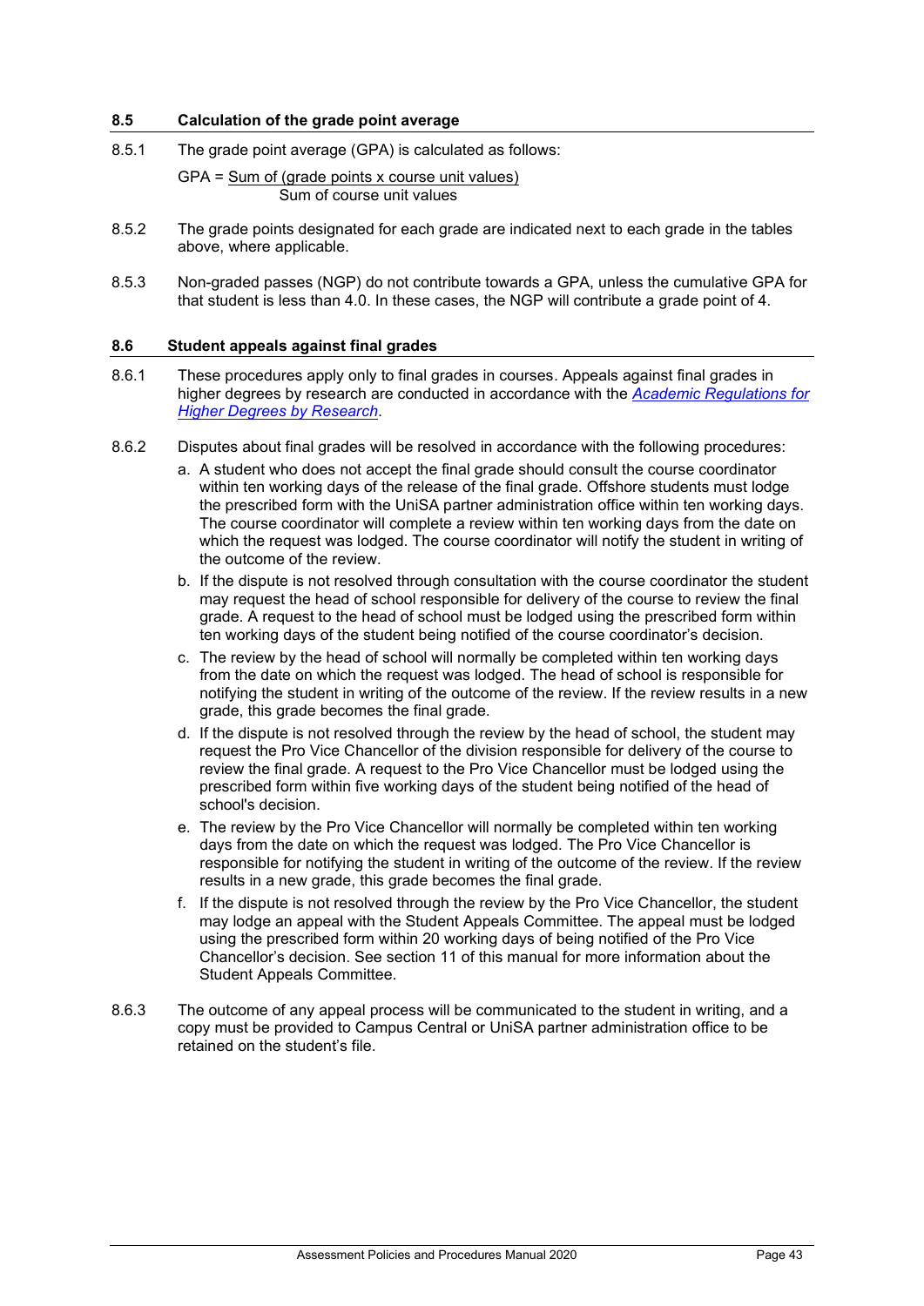### 8.5 Calculation of the grade point average

8.5.1 The grade point average (GPA) is calculated as follows:

$$\text{GPA} = \frac{\text{Sum of (grade points x course unit values)}}{\text{Sum of course unit values}}$$

8.5.2 The grade points designated for each grade are indicated next to each grade in the tables above, where applicable.

8.5.3 Non-graded passes (NGP) do not contribute towards a GPA, unless the cumulative GPA for that student is less than 4.0. In these cases, the NGP will contribute a grade point of 4.

### 8.6 Student appeals against final grades

8.6.1 These procedures apply only to final grades in courses. Appeals against final grades in higher degrees by research are conducted in accordance with the *Academic Regulations for Higher Degrees by Research*.

8.6.2 Disputes about final grades will be resolved in accordance with the following procedures:

a. A student who does not accept the final grade should consult the course coordinator within ten working days of the release of the final grade. Offshore students must lodge the prescribed form with the UniSA partner administration office within ten working days. The course coordinator will complete a review within ten working days from the date on which the request was lodged. The course coordinator will notify the student in writing of the outcome of the review.

b. If the dispute is not resolved through consultation with the course coordinator the student may request the head of school responsible for delivery of the course to review the final grade. A request to the head of school must be lodged using the prescribed form within ten working days of the student being notified of the course coordinator's decision.

c. The review by the head of school will normally be completed within ten working days from the date on which the request was lodged. The head of school is responsible for notifying the student in writing of the outcome of the review. If the review results in a new grade, this grade becomes the final grade.

d. If the dispute is not resolved through the review by the head of school, the student may request the Pro Vice Chancellor of the division responsible for delivery of the course to review the final grade. A request to the Pro Vice Chancellor must be lodged using the prescribed form within five working days of the student being notified of the head of school's decision.

e. The review by the Pro Vice Chancellor will normally be completed within ten working days from the date on which the request was lodged. The Pro Vice Chancellor is responsible for notifying the student in writing of the outcome of the review. If the review results in a new grade, this grade becomes the final grade.

f. If the dispute is not resolved through the review by the Pro Vice Chancellor, the student may lodge an appeal with the Student Appeals Committee. The appeal must be lodged using the prescribed form within 20 working days of being notified of the Pro Vice Chancellor's decision. See section 11 of this manual for more information about the Student Appeals Committee.

8.6.3 The outcome of any appeal process will be communicated to the student in writing, and a copy must be provided to Campus Central or UniSA partner administration office to be retained on the student's file.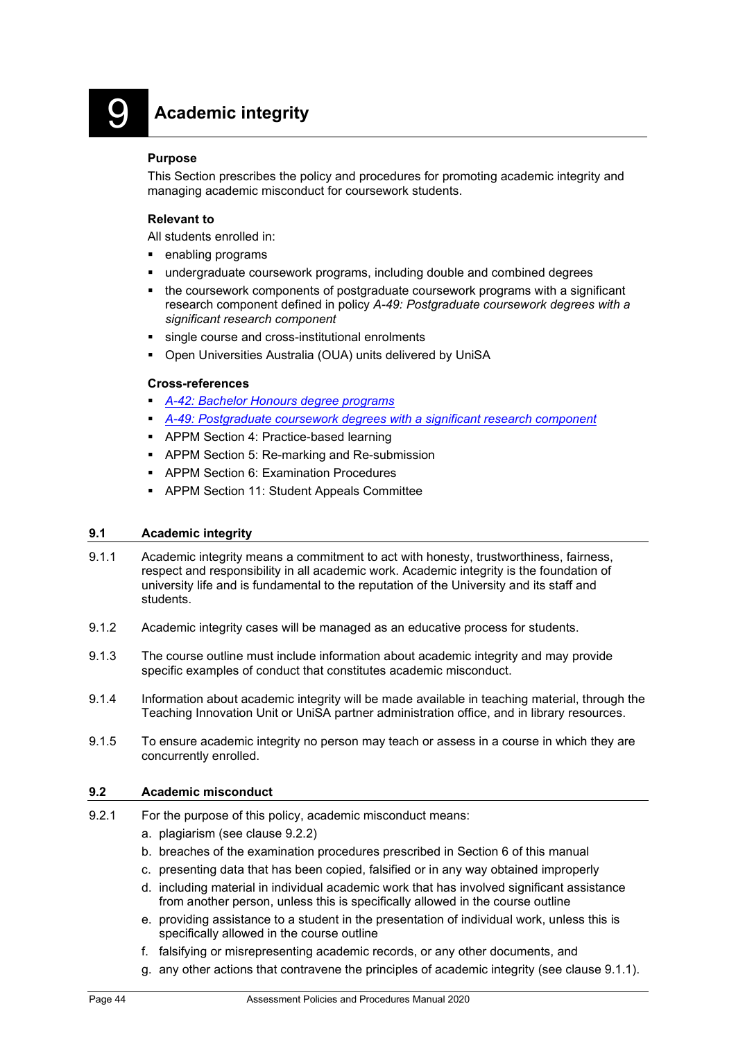# 9 Academic integrity

**Purpose**

This Section prescribes the policy and procedures for promoting academic integrity and managing academic misconduct for coursework students.

**Relevant to**

All students enrolled in:

- enabling programs
- undergraduate coursework programs, including double and combined degrees
- the coursework components of postgraduate coursework programs with a significant research component defined in policy *A-49: Postgraduate coursework degrees with a significant research component*
- single course and cross-institutional enrolments
- Open Universities Australia (OUA) units delivered by UniSA

**Cross-references**

- *A-42: Bachelor Honours degree programs*
- *A-49: Postgraduate coursework degrees with a significant research component*
- APPM Section 4: Practice-based learning
- APPM Section 5: Re-marking and Re-submission
- APPM Section 6: Examination Procedures
- APPM Section 11: Student Appeals Committee

## 9.1 Academic integrity

9.1.1 Academic integrity means a commitment to act with honesty, trustworthiness, fairness, respect and responsibility in all academic work. Academic integrity is the foundation of university life and is fundamental to the reputation of the University and its staff and students.

9.1.2 Academic integrity cases will be managed as an educative process for students.

9.1.3 The course outline must include information about academic integrity and may provide specific examples of conduct that constitutes academic misconduct.

9.1.4 Information about academic integrity will be made available in teaching material, through the Teaching Innovation Unit or UniSA partner administration office, and in library resources.

9.1.5 To ensure academic integrity no person may teach or assess in a course in which they are concurrently enrolled.

## 9.2 Academic misconduct

9.2.1 For the purpose of this policy, academic misconduct means:

a. plagiarism (see clause 9.2.2)
b. breaches of the examination procedures prescribed in Section 6 of this manual
c. presenting data that has been copied, falsified or in any way obtained improperly
d. including material in individual academic work that has involved significant assistance from another person, unless this is specifically allowed in the course outline
e. providing assistance to a student in the presentation of individual work, unless this is specifically allowed in the course outline
f. falsifying or misrepresenting academic records, or any other documents, and
g. any other actions that contravene the principles of academic integrity (see clause 9.1.1).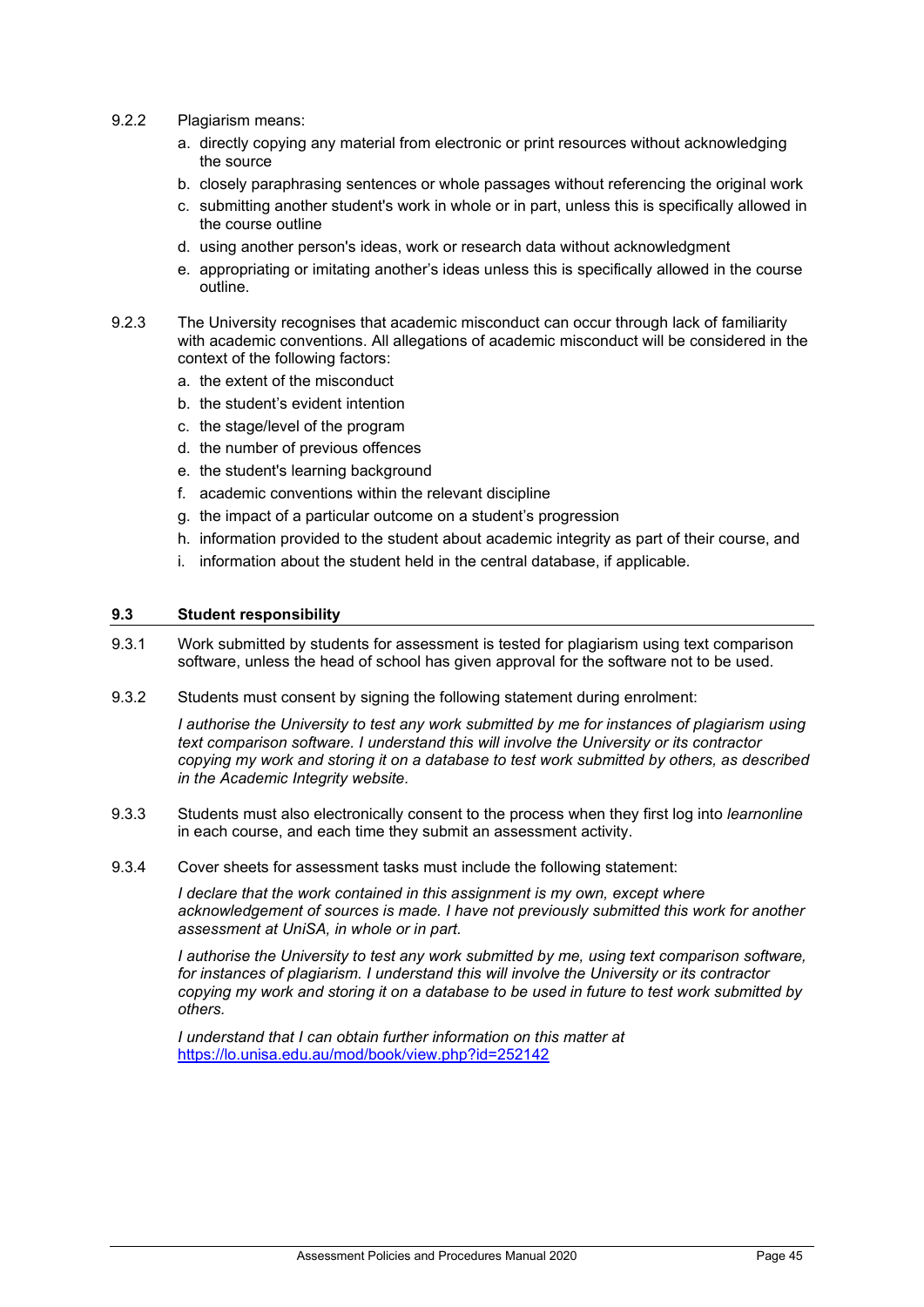9.2.2 Plagiarism means:

a. directly copying any material from electronic or print resources without acknowledging the source
b. closely paraphrasing sentences or whole passages without referencing the original work
c. submitting another student's work in whole or in part, unless this is specifically allowed in the course outline
d. using another person's ideas, work or research data without acknowledgment
e. appropriating or imitating another's ideas unless this is specifically allowed in the course outline.

9.2.3 The University recognises that academic misconduct can occur through lack of familiarity with academic conventions. All allegations of academic misconduct will be considered in the context of the following factors:

a. the extent of the misconduct
b. the student's evident intention
c. the stage/level of the program
d. the number of previous offences
e. the student's learning background
f. academic conventions within the relevant discipline
g. the impact of a particular outcome on a student's progression
h. information provided to the student about academic integrity as part of their course, and
i. information about the student held in the central database, if applicable.

### 9.3 Student responsibility

9.3.1 Work submitted by students for assessment is tested for plagiarism using text comparison software, unless the head of school has given approval for the software not to be used.

9.3.2 Students must consent by signing the following statement during enrolment:

*I authorise the University to test any work submitted by me for instances of plagiarism using text comparison software. I understand this will involve the University or its contractor copying my work and storing it on a database to test work submitted by others, as described in the Academic Integrity website.*

9.3.3 Students must also electronically consent to the process when they first log into *learnonline* in each course, and each time they submit an assessment activity.

9.3.4 Cover sheets for assessment tasks must include the following statement:

*I declare that the work contained in this assignment is my own, except where acknowledgement of sources is made. I have not previously submitted this work for another assessment at UniSA, in whole or in part.*

*I authorise the University to test any work submitted by me, using text comparison software, for instances of plagiarism. I understand this will involve the University or its contractor copying my work and storing it on a database to be used in future to test work submitted by others.*

*I understand that I can obtain further information on this matter at* https://lo.unisa.edu.au/mod/book/view.php?id=252142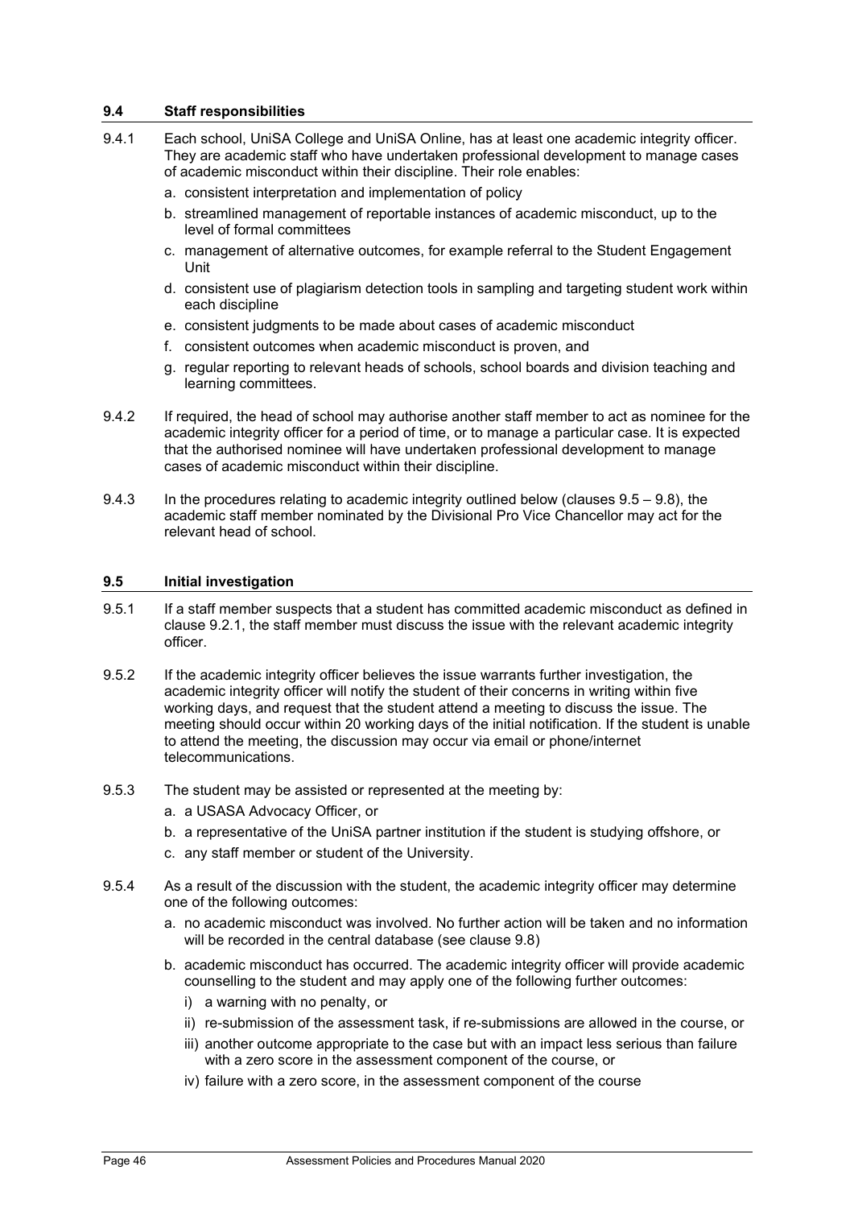### 9.4 Staff responsibilities

9.4.1 Each school, UniSA College and UniSA Online, has at least one academic integrity officer. They are academic staff who have undertaken professional development to manage cases of academic misconduct within their discipline. Their role enables:

a. consistent interpretation and implementation of policy
b. streamlined management of reportable instances of academic misconduct, up to the level of formal committees
c. management of alternative outcomes, for example referral to the Student Engagement Unit
d. consistent use of plagiarism detection tools in sampling and targeting student work within each discipline
e. consistent judgments to be made about cases of academic misconduct
f. consistent outcomes when academic misconduct is proven, and
g. regular reporting to relevant heads of schools, school boards and division teaching and learning committees.

9.4.2 If required, the head of school may authorise another staff member to act as nominee for the academic integrity officer for a period of time, or to manage a particular case. It is expected that the authorised nominee will have undertaken professional development to manage cases of academic misconduct within their discipline.

9.4.3 In the procedures relating to academic integrity outlined below (clauses 9.5 – 9.8), the academic staff member nominated by the Divisional Pro Vice Chancellor may act for the relevant head of school.

### 9.5 Initial investigation

9.5.1 If a staff member suspects that a student has committed academic misconduct as defined in clause 9.2.1, the staff member must discuss the issue with the relevant academic integrity officer.

9.5.2 If the academic integrity officer believes the issue warrants further investigation, the academic integrity officer will notify the student of their concerns in writing within five working days, and request that the student attend a meeting to discuss the issue. The meeting should occur within 20 working days of the initial notification. If the student is unable to attend the meeting, the discussion may occur via email or phone/internet telecommunications.

9.5.3 The student may be assisted or represented at the meeting by:

a. a USASA Advocacy Officer, or
b. a representative of the UniSA partner institution if the student is studying offshore, or
c. any staff member or student of the University.

9.5.4 As a result of the discussion with the student, the academic integrity officer may determine one of the following outcomes:

a. no academic misconduct was involved. No further action will be taken and no information will be recorded in the central database (see clause 9.8)
b. academic misconduct has occurred. The academic integrity officer will provide academic counselling to the student and may apply one of the following further outcomes:
   i) a warning with no penalty, or
   ii) re-submission of the assessment task, if re-submissions are allowed in the course, or
   iii) another outcome appropriate to the case but with an impact less serious than failure with a zero score in the assessment component of the course, or
   iv) failure with a zero score, in the assessment component of the course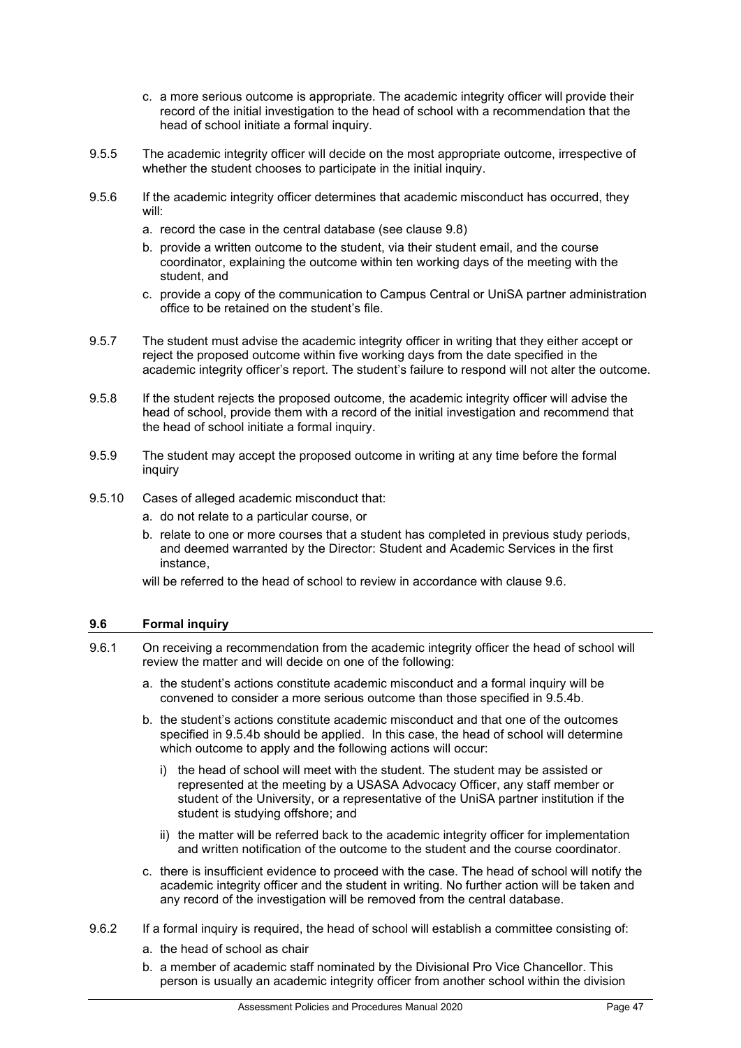c. a more serious outcome is appropriate. The academic integrity officer will provide their record of the initial investigation to the head of school with a recommendation that the head of school initiate a formal inquiry.

9.5.5 The academic integrity officer will decide on the most appropriate outcome, irrespective of whether the student chooses to participate in the initial inquiry.

9.5.6 If the academic integrity officer determines that academic misconduct has occurred, they will:

a. record the case in the central database (see clause 9.8)

b. provide a written outcome to the student, via their student email, and the course coordinator, explaining the outcome within ten working days of the meeting with the student, and

c. provide a copy of the communication to Campus Central or UniSA partner administration office to be retained on the student's file.

9.5.7 The student must advise the academic integrity officer in writing that they either accept or reject the proposed outcome within five working days from the date specified in the academic integrity officer's report. The student's failure to respond will not alter the outcome.

9.5.8 If the student rejects the proposed outcome, the academic integrity officer will advise the head of school, provide them with a record of the initial investigation and recommend that the head of school initiate a formal inquiry.

9.5.9 The student may accept the proposed outcome in writing at any time before the formal inquiry

9.5.10 Cases of alleged academic misconduct that:

a. do not relate to a particular course, or

b. relate to one or more courses that a student has completed in previous study periods, and deemed warranted by the Director: Student and Academic Services in the first instance,

will be referred to the head of school to review in accordance with clause 9.6.

### 9.6 Formal inquiry

9.6.1 On receiving a recommendation from the academic integrity officer the head of school will review the matter and will decide on one of the following:

a. the student's actions constitute academic misconduct and a formal inquiry will be convened to consider a more serious outcome than those specified in 9.5.4b.

b. the student's actions constitute academic misconduct and that one of the outcomes specified in 9.5.4b should be applied. In this case, the head of school will determine which outcome to apply and the following actions will occur:

i) the head of school will meet with the student. The student may be assisted or represented at the meeting by a USASA Advocacy Officer, any staff member or student of the University, or a representative of the UniSA partner institution if the student is studying offshore; and

ii) the matter will be referred back to the academic integrity officer for implementation and written notification of the outcome to the student and the course coordinator.

c. there is insufficient evidence to proceed with the case. The head of school will notify the academic integrity officer and the student in writing. No further action will be taken and any record of the investigation will be removed from the central database.

9.6.2 If a formal inquiry is required, the head of school will establish a committee consisting of:

a. the head of school as chair

b. a member of academic staff nominated by the Divisional Pro Vice Chancellor. This person is usually an academic integrity officer from another school within the division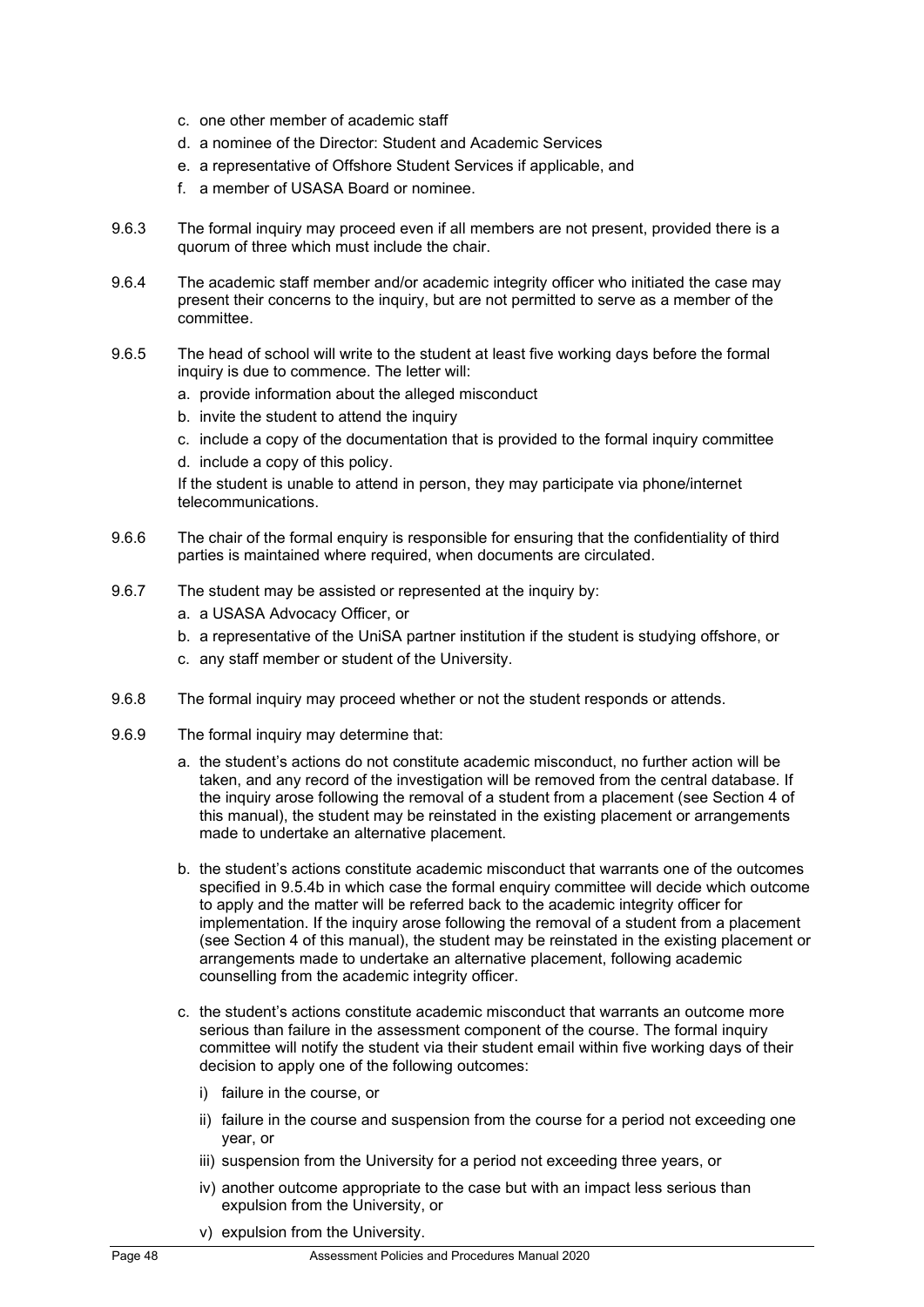c. one other member of academic staff
d. a nominee of the Director: Student and Academic Services
e. a representative of Offshore Student Services if applicable, and
f. a member of USASA Board or nominee.

9.6.3 The formal inquiry may proceed even if all members are not present, provided there is a quorum of three which must include the chair.

9.6.4 The academic staff member and/or academic integrity officer who initiated the case may present their concerns to the inquiry, but are not permitted to serve as a member of the committee.

9.6.5 The head of school will write to the student at least five working days before the formal inquiry is due to commence. The letter will:

a. provide information about the alleged misconduct
b. invite the student to attend the inquiry
c. include a copy of the documentation that is provided to the formal inquiry committee
d. include a copy of this policy.

If the student is unable to attend in person, they may participate via phone/internet telecommunications.

9.6.6 The chair of the formal enquiry is responsible for ensuring that the confidentiality of third parties is maintained where required, when documents are circulated.

9.6.7 The student may be assisted or represented at the inquiry by:

a. a USASA Advocacy Officer, or
b. a representative of the UniSA partner institution if the student is studying offshore, or
c. any staff member or student of the University.

9.6.8 The formal inquiry may proceed whether or not the student responds or attends.

9.6.9 The formal inquiry may determine that:

a. the student's actions do not constitute academic misconduct, no further action will be taken, and any record of the investigation will be removed from the central database. If the inquiry arose following the removal of a student from a placement (see Section 4 of this manual), the student may be reinstated in the existing placement or arrangements made to undertake an alternative placement.

b. the student's actions constitute academic misconduct that warrants one of the outcomes specified in 9.5.4b in which case the formal enquiry committee will decide which outcome to apply and the matter will be referred back to the academic integrity officer for implementation. If the inquiry arose following the removal of a student from a placement (see Section 4 of this manual), the student may be reinstated in the existing placement or arrangements made to undertake an alternative placement, following academic counselling from the academic integrity officer.

c. the student's actions constitute academic misconduct that warrants an outcome more serious than failure in the assessment component of the course. The formal inquiry committee will notify the student via their student email within five working days of their decision to apply one of the following outcomes:

   i) failure in the course, or
   ii) failure in the course and suspension from the course for a period not exceeding one year, or
   iii) suspension from the University for a period not exceeding three years, or
   iv) another outcome appropriate to the case but with an impact less serious than expulsion from the University, or
   v) expulsion from the University.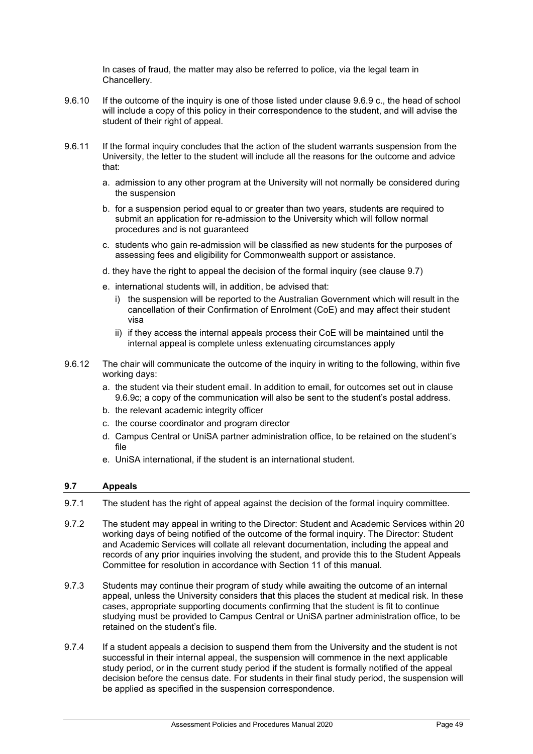In cases of fraud, the matter may also be referred to police, via the legal team in Chancellery.

9.6.10 If the outcome of the inquiry is one of those listed under clause 9.6.9 c., the head of school will include a copy of this policy in their correspondence to the student, and will advise the student of their right of appeal.

9.6.11 If the formal inquiry concludes that the action of the student warrants suspension from the University, the letter to the student will include all the reasons for the outcome and advice that:

a. admission to any other program at the University will not normally be considered during the suspension

b. for a suspension period equal to or greater than two years, students are required to submit an application for re-admission to the University which will follow normal procedures and is not guaranteed

c. students who gain re-admission will be classified as new students for the purposes of assessing fees and eligibility for Commonwealth support or assistance.

d. they have the right to appeal the decision of the formal inquiry (see clause 9.7)

e. international students will, in addition, be advised that:

i) the suspension will be reported to the Australian Government which will result in the cancellation of their Confirmation of Enrolment (CoE) and may affect their student visa

ii) if they access the internal appeals process their CoE will be maintained until the internal appeal is complete unless extenuating circumstances apply

9.6.12 The chair will communicate the outcome of the inquiry in writing to the following, within five working days:

a. the student via their student email. In addition to email, for outcomes set out in clause 9.6.9c; a copy of the communication will also be sent to the student's postal address.

b. the relevant academic integrity officer

c. the course coordinator and program director

d. Campus Central or UniSA partner administration office, to be retained on the student's file

e. UniSA international, if the student is an international student.

### 9.7 Appeals

9.7.1 The student has the right of appeal against the decision of the formal inquiry committee.

9.7.2 The student may appeal in writing to the Director: Student and Academic Services within 20 working days of being notified of the outcome of the formal inquiry. The Director: Student and Academic Services will collate all relevant documentation, including the appeal and records of any prior inquiries involving the student, and provide this to the Student Appeals Committee for resolution in accordance with Section 11 of this manual.

9.7.3 Students may continue their program of study while awaiting the outcome of an internal appeal, unless the University considers that this places the student at medical risk. In these cases, appropriate supporting documents confirming that the student is fit to continue studying must be provided to Campus Central or UniSA partner administration office, to be retained on the student's file.

9.7.4 If a student appeals a decision to suspend them from the University and the student is not successful in their internal appeal, the suspension will commence in the next applicable study period, or in the current study period if the student is formally notified of the appeal decision before the census date. For students in their final study period, the suspension will be applied as specified in the suspension correspondence.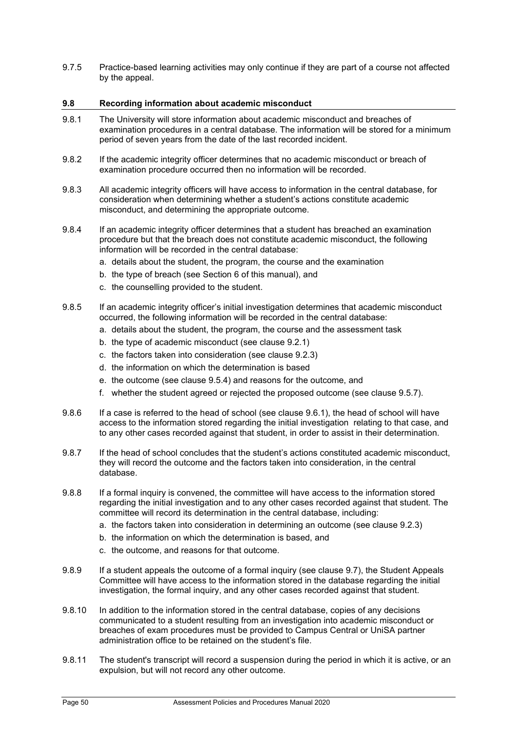9.7.5 Practice-based learning activities may only continue if they are part of a course not affected by the appeal.

### 9.8 Recording information about academic misconduct

9.8.1 The University will store information about academic misconduct and breaches of examination procedures in a central database. The information will be stored for a minimum period of seven years from the date of the last recorded incident.

9.8.2 If the academic integrity officer determines that no academic misconduct or breach of examination procedure occurred then no information will be recorded.

9.8.3 All academic integrity officers will have access to information in the central database, for consideration when determining whether a student's actions constitute academic misconduct, and determining the appropriate outcome.

9.8.4 If an academic integrity officer determines that a student has breached an examination procedure but that the breach does not constitute academic misconduct, the following information will be recorded in the central database:

a. details about the student, the program, the course and the examination
b. the type of breach (see Section 6 of this manual), and
c. the counselling provided to the student.

9.8.5 If an academic integrity officer's initial investigation determines that academic misconduct occurred, the following information will be recorded in the central database:

a. details about the student, the program, the course and the assessment task
b. the type of academic misconduct (see clause 9.2.1)
c. the factors taken into consideration (see clause 9.2.3)
d. the information on which the determination is based
e. the outcome (see clause 9.5.4) and reasons for the outcome, and
f. whether the student agreed or rejected the proposed outcome (see clause 9.5.7).

9.8.6 If a case is referred to the head of school (see clause 9.6.1), the head of school will have access to the information stored regarding the initial investigation relating to that case, and to any other cases recorded against that student, in order to assist in their determination.

9.8.7 If the head of school concludes that the student's actions constituted academic misconduct, they will record the outcome and the factors taken into consideration, in the central database.

9.8.8 If a formal inquiry is convened, the committee will have access to the information stored regarding the initial investigation and to any other cases recorded against that student. The committee will record its determination in the central database, including:

a. the factors taken into consideration in determining an outcome (see clause 9.2.3)
b. the information on which the determination is based, and
c. the outcome, and reasons for that outcome.

9.8.9 If a student appeals the outcome of a formal inquiry (see clause 9.7), the Student Appeals Committee will have access to the information stored in the database regarding the initial investigation, the formal inquiry, and any other cases recorded against that student.

9.8.10 In addition to the information stored in the central database, copies of any decisions communicated to a student resulting from an investigation into academic misconduct or breaches of exam procedures must be provided to Campus Central or UniSA partner administration office to be retained on the student's file.

9.8.11 The student's transcript will record a suspension during the period in which it is active, or an expulsion, but will not record any other outcome.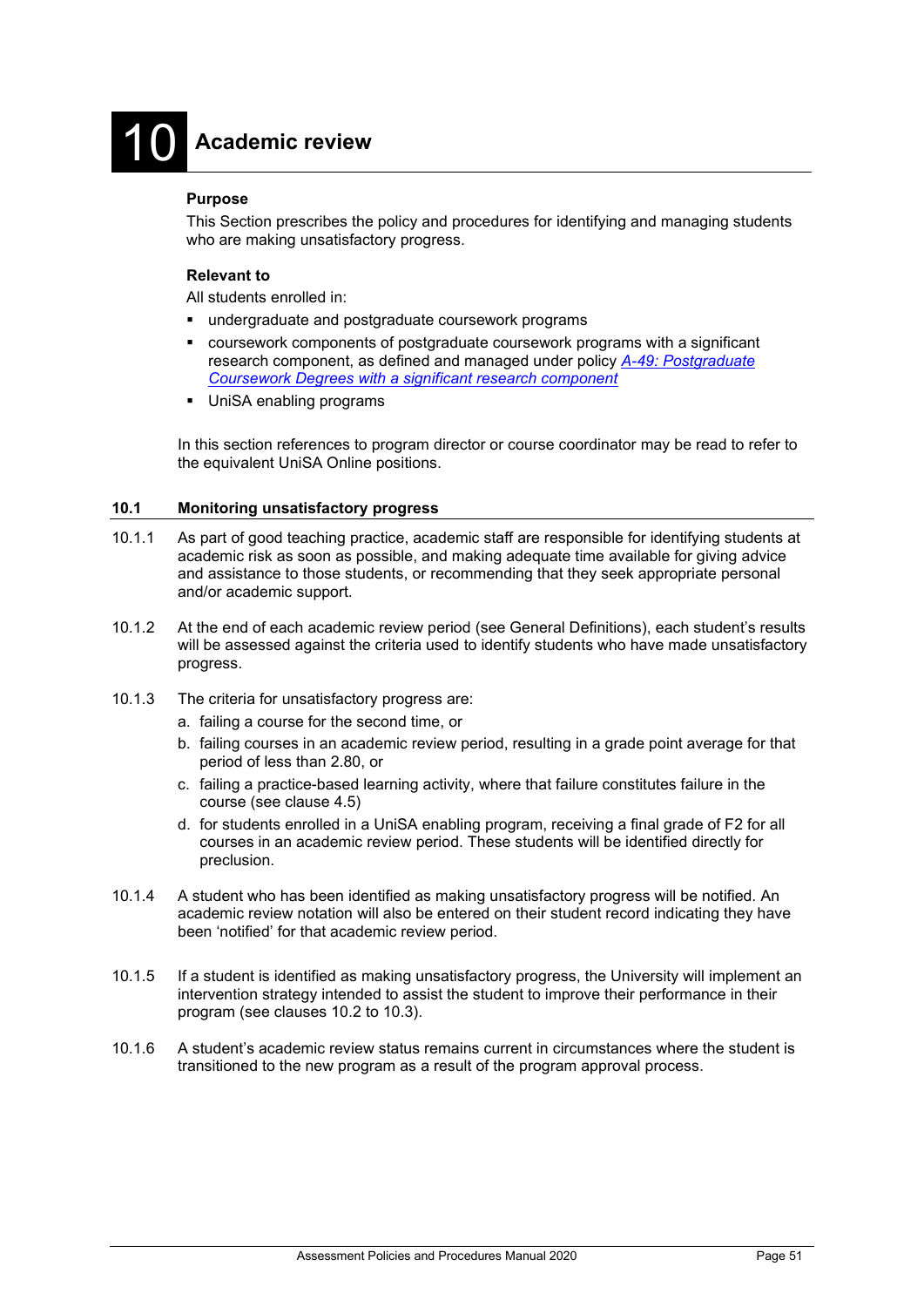# 10 Academic review

**Purpose**

This Section prescribes the policy and procedures for identifying and managing students who are making unsatisfactory progress.

**Relevant to**

All students enrolled in:

- undergraduate and postgraduate coursework programs
- coursework components of postgraduate coursework programs with a significant research component, as defined and managed under policy *A-49: Postgraduate Coursework Degrees with a significant research component*
- UniSA enabling programs

In this section references to program director or course coordinator may be read to refer to the equivalent UniSA Online positions.

## 10.1 Monitoring unsatisfactory progress

10.1.1 As part of good teaching practice, academic staff are responsible for identifying students at academic risk as soon as possible, and making adequate time available for giving advice and assistance to those students, or recommending that they seek appropriate personal and/or academic support.

10.1.2 At the end of each academic review period (see General Definitions), each student's results will be assessed against the criteria used to identify students who have made unsatisfactory progress.

10.1.3 The criteria for unsatisfactory progress are:

a. failing a course for the second time, or
b. failing courses in an academic review period, resulting in a grade point average for that period of less than 2.80, or
c. failing a practice-based learning activity, where that failure constitutes failure in the course (see clause 4.5)
d. for students enrolled in a UniSA enabling program, receiving a final grade of F2 for all courses in an academic review period. These students will be identified directly for preclusion.

10.1.4 A student who has been identified as making unsatisfactory progress will be notified. An academic review notation will also be entered on their student record indicating they have been 'notified' for that academic review period.

10.1.5 If a student is identified as making unsatisfactory progress, the University will implement an intervention strategy intended to assist the student to improve their performance in their program (see clauses 10.2 to 10.3).

10.1.6 A student's academic review status remains current in circumstances where the student is transitioned to the new program as a result of the program approval process.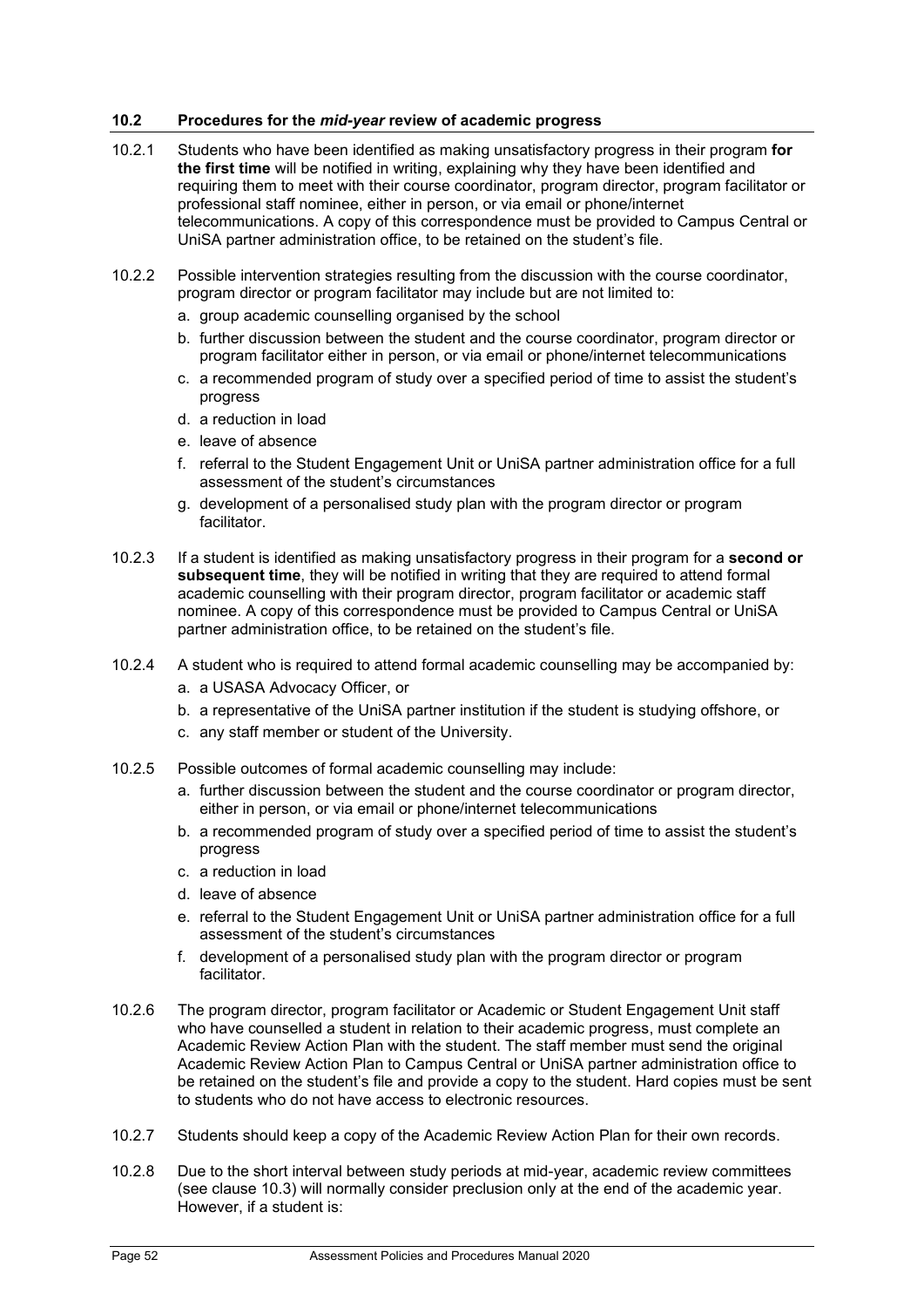### 10.2 Procedures for the *mid-year* review of academic progress

10.2.1 Students who have been identified as making unsatisfactory progress in their program **for the first time** will be notified in writing, explaining why they have been identified and requiring them to meet with their course coordinator, program director, program facilitator or professional staff nominee, either in person, or via email or phone/internet telecommunications. A copy of this correspondence must be provided to Campus Central or UniSA partner administration office, to be retained on the student's file.

10.2.2 Possible intervention strategies resulting from the discussion with the course coordinator, program director or program facilitator may include but are not limited to:

a. group academic counselling organised by the school
b. further discussion between the student and the course coordinator, program director or program facilitator either in person, or via email or phone/internet telecommunications
c. a recommended program of study over a specified period of time to assist the student's progress
d. a reduction in load
e. leave of absence
f. referral to the Student Engagement Unit or UniSA partner administration office for a full assessment of the student's circumstances
g. development of a personalised study plan with the program director or program facilitator.

10.2.3 If a student is identified as making unsatisfactory progress in their program for a **second or subsequent time**, they will be notified in writing that they are required to attend formal academic counselling with their program director, program facilitator or academic staff nominee. A copy of this correspondence must be provided to Campus Central or UniSA partner administration office, to be retained on the student's file.

10.2.4 A student who is required to attend formal academic counselling may be accompanied by:

a. a USASA Advocacy Officer, or
b. a representative of the UniSA partner institution if the student is studying offshore, or
c. any staff member or student of the University.

10.2.5 Possible outcomes of formal academic counselling may include:

a. further discussion between the student and the course coordinator or program director, either in person, or via email or phone/internet telecommunications
b. a recommended program of study over a specified period of time to assist the student's progress
c. a reduction in load
d. leave of absence
e. referral to the Student Engagement Unit or UniSA partner administration office for a full assessment of the student's circumstances
f. development of a personalised study plan with the program director or program facilitator.

10.2.6 The program director, program facilitator or Academic or Student Engagement Unit staff who have counselled a student in relation to their academic progress, must complete an Academic Review Action Plan with the student. The staff member must send the original Academic Review Action Plan to Campus Central or UniSA partner administration office to be retained on the student's file and provide a copy to the student. Hard copies must be sent to students who do not have access to electronic resources.

10.2.7 Students should keep a copy of the Academic Review Action Plan for their own records.

10.2.8 Due to the short interval between study periods at mid-year, academic review committees (see clause 10.3) will normally consider preclusion only at the end of the academic year. However, if a student is: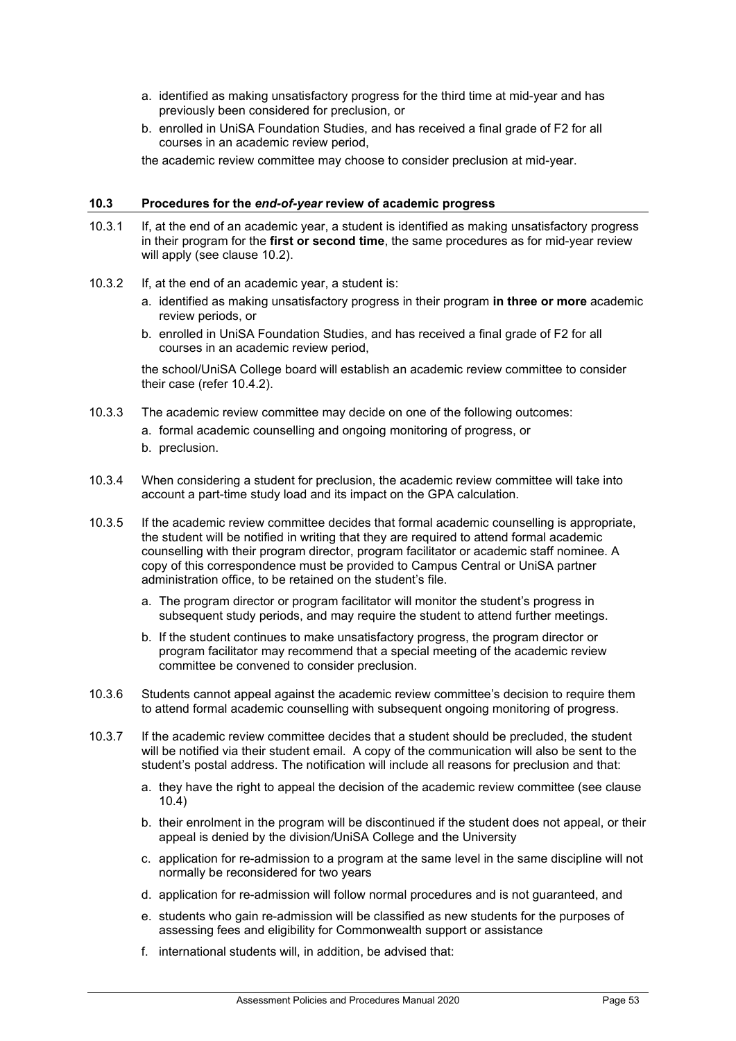a. identified as making unsatisfactory progress for the third time at mid-year and has previously been considered for preclusion, or

b. enrolled in UniSA Foundation Studies, and has received a final grade of F2 for all courses in an academic review period,

the academic review committee may choose to consider preclusion at mid-year.

### 10.3 Procedures for the *end-of-year* review of academic progress

10.3.1 If, at the end of an academic year, a student is identified as making unsatisfactory progress in their program for the **first or second time**, the same procedures as for mid-year review will apply (see clause 10.2).

10.3.2 If, at the end of an academic year, a student is:

a. identified as making unsatisfactory progress in their program **in three or more** academic review periods, or

b. enrolled in UniSA Foundation Studies, and has received a final grade of F2 for all courses in an academic review period,

the school/UniSA College board will establish an academic review committee to consider their case (refer 10.4.2).

10.3.3 The academic review committee may decide on one of the following outcomes:

a. formal academic counselling and ongoing monitoring of progress, or

b. preclusion.

10.3.4 When considering a student for preclusion, the academic review committee will take into account a part-time study load and its impact on the GPA calculation.

10.3.5 If the academic review committee decides that formal academic counselling is appropriate, the student will be notified in writing that they are required to attend formal academic counselling with their program director, program facilitator or academic staff nominee. A copy of this correspondence must be provided to Campus Central or UniSA partner administration office, to be retained on the student's file.

a. The program director or program facilitator will monitor the student's progress in subsequent study periods, and may require the student to attend further meetings.

b. If the student continues to make unsatisfactory progress, the program director or program facilitator may recommend that a special meeting of the academic review committee be convened to consider preclusion.

10.3.6 Students cannot appeal against the academic review committee's decision to require them to attend formal academic counselling with subsequent ongoing monitoring of progress.

10.3.7 If the academic review committee decides that a student should be precluded, the student will be notified via their student email. A copy of the communication will also be sent to the student's postal address. The notification will include all reasons for preclusion and that:

a. they have the right to appeal the decision of the academic review committee (see clause 10.4)

b. their enrolment in the program will be discontinued if the student does not appeal, or their appeal is denied by the division/UniSA College and the University

c. application for re-admission to a program at the same level in the same discipline will not normally be reconsidered for two years

d. application for re-admission will follow normal procedures and is not guaranteed, and

e. students who gain re-admission will be classified as new students for the purposes of assessing fees and eligibility for Commonwealth support or assistance

f. international students will, in addition, be advised that: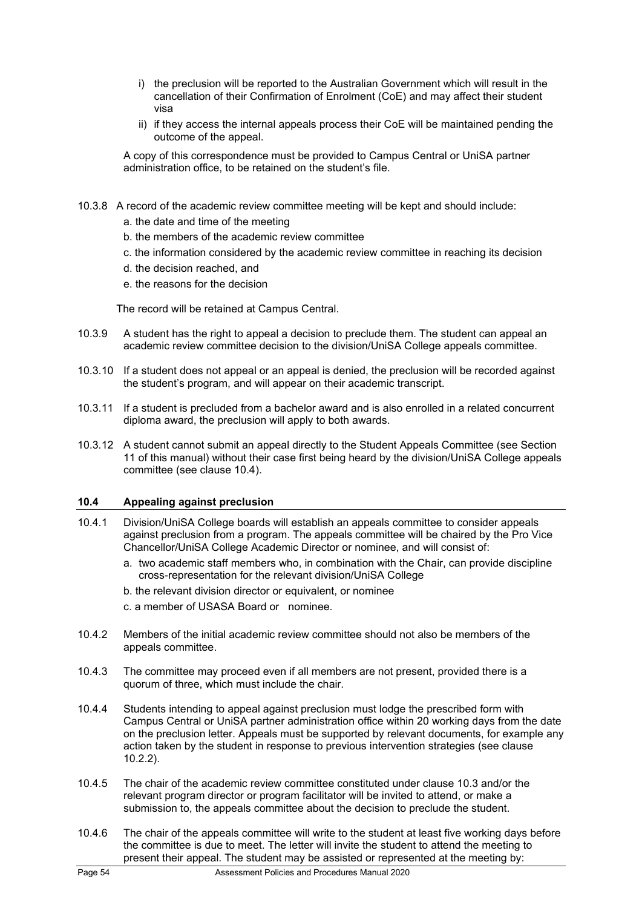i) the preclusion will be reported to the Australian Government which will result in the cancellation of their Confirmation of Enrolment (CoE) and may affect their student visa

ii) if they access the internal appeals process their CoE will be maintained pending the outcome of the appeal.

A copy of this correspondence must be provided to Campus Central or UniSA partner administration office, to be retained on the student's file.

10.3.8 A record of the academic review committee meeting will be kept and should include:

a. the date and time of the meeting

b. the members of the academic review committee

c. the information considered by the academic review committee in reaching its decision

d. the decision reached, and

e. the reasons for the decision

The record will be retained at Campus Central.

10.3.9 A student has the right to appeal a decision to preclude them. The student can appeal an academic review committee decision to the division/UniSA College appeals committee.

10.3.10 If a student does not appeal or an appeal is denied, the preclusion will be recorded against the student's program, and will appear on their academic transcript.

10.3.11 If a student is precluded from a bachelor award and is also enrolled in a related concurrent diploma award, the preclusion will apply to both awards.

10.3.12 A student cannot submit an appeal directly to the Student Appeals Committee (see Section 11 of this manual) without their case first being heard by the division/UniSA College appeals committee (see clause 10.4).

## 10.4 Appealing against preclusion

10.4.1 Division/UniSA College boards will establish an appeals committee to consider appeals against preclusion from a program. The appeals committee will be chaired by the Pro Vice Chancellor/UniSA College Academic Director or nominee, and will consist of:

a. two academic staff members who, in combination with the Chair, can provide discipline cross-representation for the relevant division/UniSA College

b. the relevant division director or equivalent, or nominee

c. a member of USASA Board or nominee.

10.4.2 Members of the initial academic review committee should not also be members of the appeals committee.

10.4.3 The committee may proceed even if all members are not present, provided there is a quorum of three, which must include the chair.

10.4.4 Students intending to appeal against preclusion must lodge the prescribed form with Campus Central or UniSA partner administration office within 20 working days from the date on the preclusion letter. Appeals must be supported by relevant documents, for example any action taken by the student in response to previous intervention strategies (see clause 10.2.2).

10.4.5 The chair of the academic review committee constituted under clause 10.3 and/or the relevant program director or program facilitator will be invited to attend, or make a submission to, the appeals committee about the decision to preclude the student.

10.4.6 The chair of the appeals committee will write to the student at least five working days before the committee is due to meet. The letter will invite the student to attend the meeting to present their appeal. The student may be assisted or represented at the meeting by: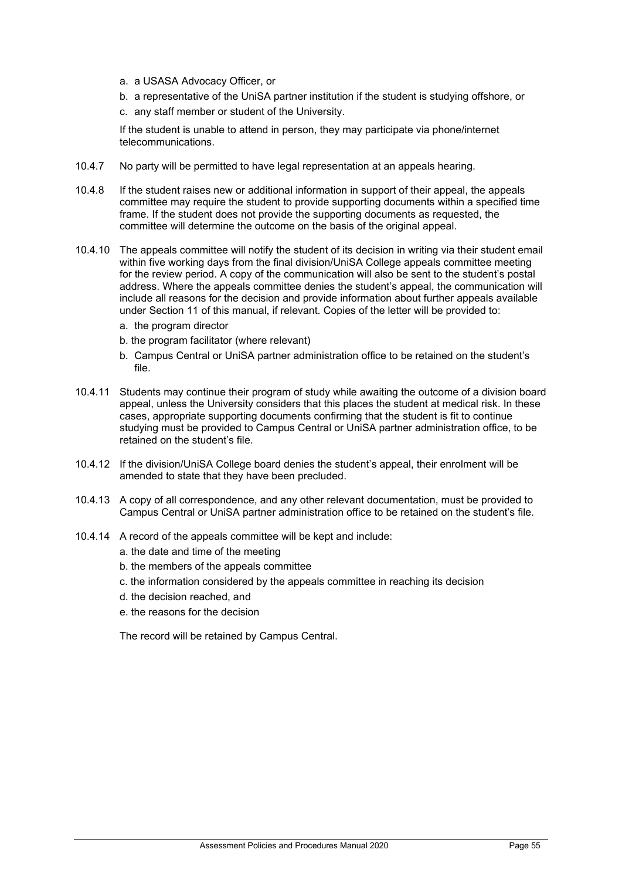a. a USASA Advocacy Officer, or
b. a representative of the UniSA partner institution if the student is studying offshore, or
c. any staff member or student of the University.

If the student is unable to attend in person, they may participate via phone/internet telecommunications.

10.4.7 No party will be permitted to have legal representation at an appeals hearing.

10.4.8 If the student raises new or additional information in support of their appeal, the appeals committee may require the student to provide supporting documents within a specified time frame. If the student does not provide the supporting documents as requested, the committee will determine the outcome on the basis of the original appeal.

10.4.10 The appeals committee will notify the student of its decision in writing via their student email within five working days from the final division/UniSA College appeals committee meeting for the review period. A copy of the communication will also be sent to the student's postal address. Where the appeals committee denies the student's appeal, the communication will include all reasons for the decision and provide information about further appeals available under Section 11 of this manual, if relevant. Copies of the letter will be provided to:

a. the program director
b. the program facilitator (where relevant)
b. Campus Central or UniSA partner administration office to be retained on the student's file.

10.4.11 Students may continue their program of study while awaiting the outcome of a division board appeal, unless the University considers that this places the student at medical risk. In these cases, appropriate supporting documents confirming that the student is fit to continue studying must be provided to Campus Central or UniSA partner administration office, to be retained on the student's file.

10.4.12 If the division/UniSA College board denies the student's appeal, their enrolment will be amended to state that they have been precluded.

10.4.13 A copy of all correspondence, and any other relevant documentation, must be provided to Campus Central or UniSA partner administration office to be retained on the student's file.

10.4.14 A record of the appeals committee will be kept and include:

a. the date and time of the meeting
b. the members of the appeals committee
c. the information considered by the appeals committee in reaching its decision
d. the decision reached, and
e. the reasons for the decision

The record will be retained by Campus Central.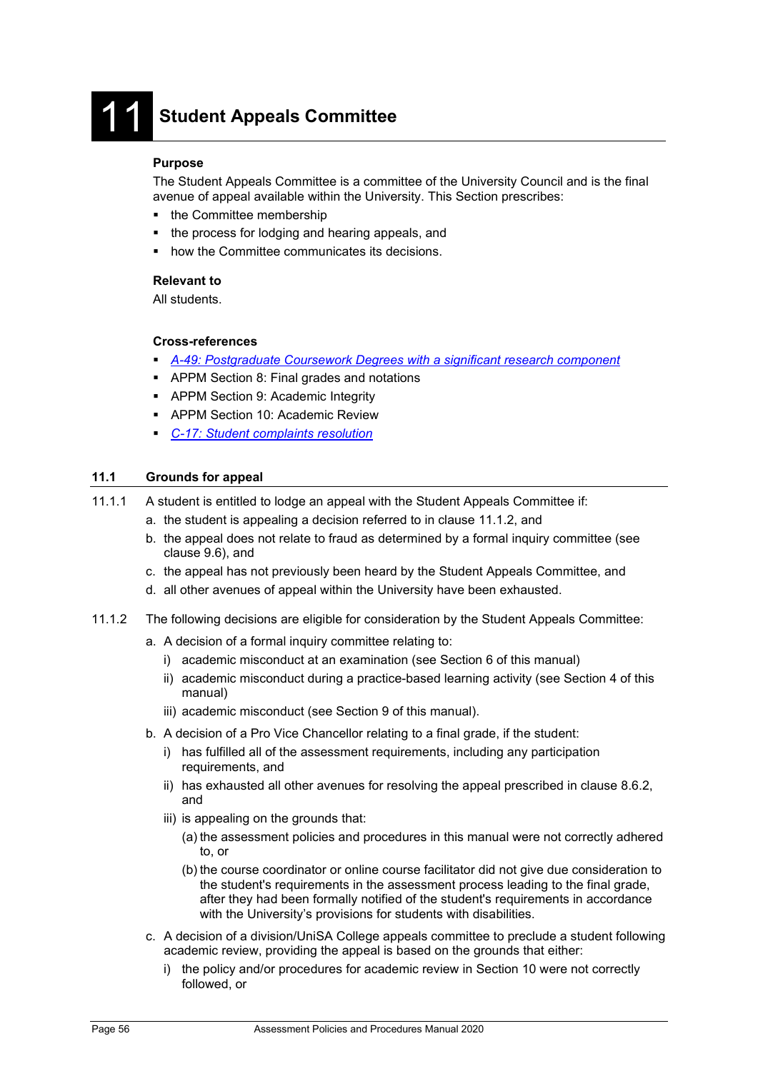# 11 Student Appeals Committee

**Purpose**

The Student Appeals Committee is a committee of the University Council and is the final avenue of appeal available within the University. This Section prescribes:

- the Committee membership
- the process for lodging and hearing appeals, and
- how the Committee communicates its decisions.

**Relevant to**

All students.

**Cross-references**

- *A-49: Postgraduate Coursework Degrees with a significant research component*
- APPM Section 8: Final grades and notations
- APPM Section 9: Academic Integrity
- APPM Section 10: Academic Review
- *C-17: Student complaints resolution*

## 11.1 Grounds for appeal

11.1.1 A student is entitled to lodge an appeal with the Student Appeals Committee if:

a. the student is appealing a decision referred to in clause 11.1.2, and

b. the appeal does not relate to fraud as determined by a formal inquiry committee (see clause 9.6), and

c. the appeal has not previously been heard by the Student Appeals Committee, and

d. all other avenues of appeal within the University have been exhausted.

11.1.2 The following decisions are eligible for consideration by the Student Appeals Committee:

a. A decision of a formal inquiry committee relating to:

   i) academic misconduct at an examination (see Section 6 of this manual)

   ii) academic misconduct during a practice-based learning activity (see Section 4 of this manual)

   iii) academic misconduct (see Section 9 of this manual).

b. A decision of a Pro Vice Chancellor relating to a final grade, if the student:

   i) has fulfilled all of the assessment requirements, including any participation requirements, and

   ii) has exhausted all other avenues for resolving the appeal prescribed in clause 8.6.2, and

   iii) is appealing on the grounds that:

      (a) the assessment policies and procedures in this manual were not correctly adhered to, or

      (b) the course coordinator or online course facilitator did not give due consideration to the student's requirements in the assessment process leading to the final grade, after they had been formally notified of the student's requirements in accordance with the University's provisions for students with disabilities.

c. A decision of a division/UniSA College appeals committee to preclude a student following academic review, providing the appeal is based on the grounds that either:

   i) the policy and/or procedures for academic review in Section 10 were not correctly followed, or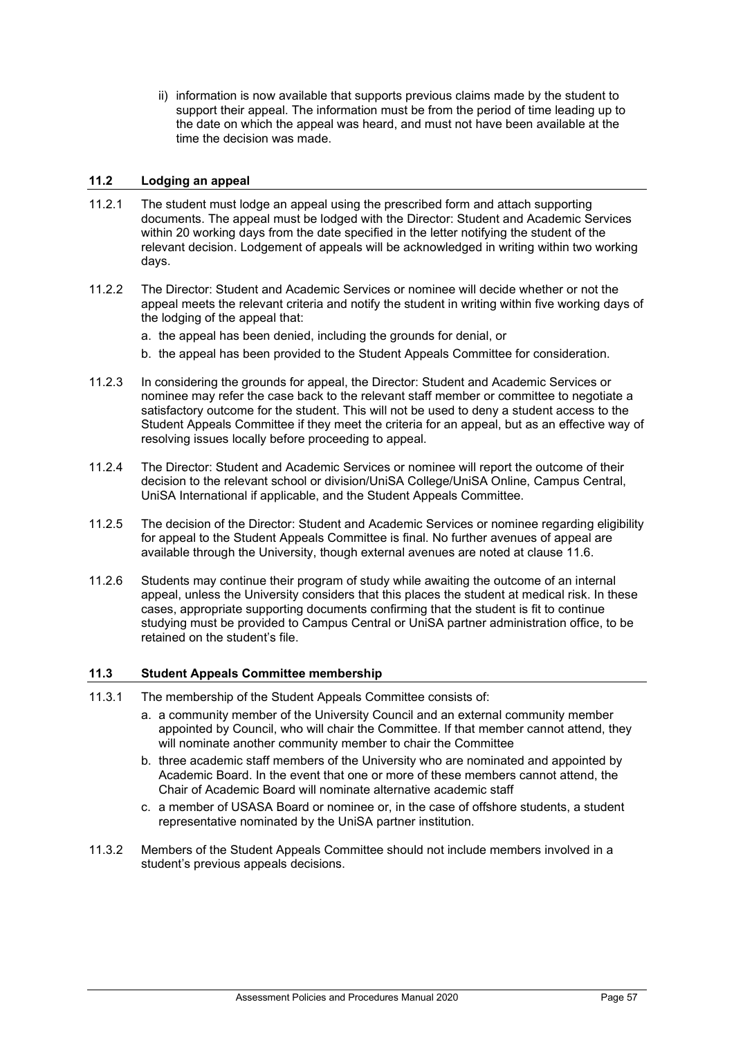ii) information is now available that supports previous claims made by the student to support their appeal. The information must be from the period of time leading up to the date on which the appeal was heard, and must not have been available at the time the decision was made.

### 11.2 Lodging an appeal

11.2.1 The student must lodge an appeal using the prescribed form and attach supporting documents. The appeal must be lodged with the Director: Student and Academic Services within 20 working days from the date specified in the letter notifying the student of the relevant decision. Lodgement of appeals will be acknowledged in writing within two working days.

11.2.2 The Director: Student and Academic Services or nominee will decide whether or not the appeal meets the relevant criteria and notify the student in writing within five working days of the lodging of the appeal that:

a. the appeal has been denied, including the grounds for denial, or

b. the appeal has been provided to the Student Appeals Committee for consideration.

11.2.3 In considering the grounds for appeal, the Director: Student and Academic Services or nominee may refer the case back to the relevant staff member or committee to negotiate a satisfactory outcome for the student. This will not be used to deny a student access to the Student Appeals Committee if they meet the criteria for an appeal, but as an effective way of resolving issues locally before proceeding to appeal.

11.2.4 The Director: Student and Academic Services or nominee will report the outcome of their decision to the relevant school or division/UniSA College/UniSA Online, Campus Central, UniSA International if applicable, and the Student Appeals Committee.

11.2.5 The decision of the Director: Student and Academic Services or nominee regarding eligibility for appeal to the Student Appeals Committee is final. No further avenues of appeal are available through the University, though external avenues are noted at clause 11.6.

11.2.6 Students may continue their program of study while awaiting the outcome of an internal appeal, unless the University considers that this places the student at medical risk. In these cases, appropriate supporting documents confirming that the student is fit to continue studying must be provided to Campus Central or UniSA partner administration office, to be retained on the student's file.

### 11.3 Student Appeals Committee membership

11.3.1 The membership of the Student Appeals Committee consists of:

a. a community member of the University Council and an external community member appointed by Council, who will chair the Committee. If that member cannot attend, they will nominate another community member to chair the Committee

b. three academic staff members of the University who are nominated and appointed by Academic Board. In the event that one or more of these members cannot attend, the Chair of Academic Board will nominate alternative academic staff

c. a member of USASA Board or nominee or, in the case of offshore students, a student representative nominated by the UniSA partner institution.

11.3.2 Members of the Student Appeals Committee should not include members involved in a student's previous appeals decisions.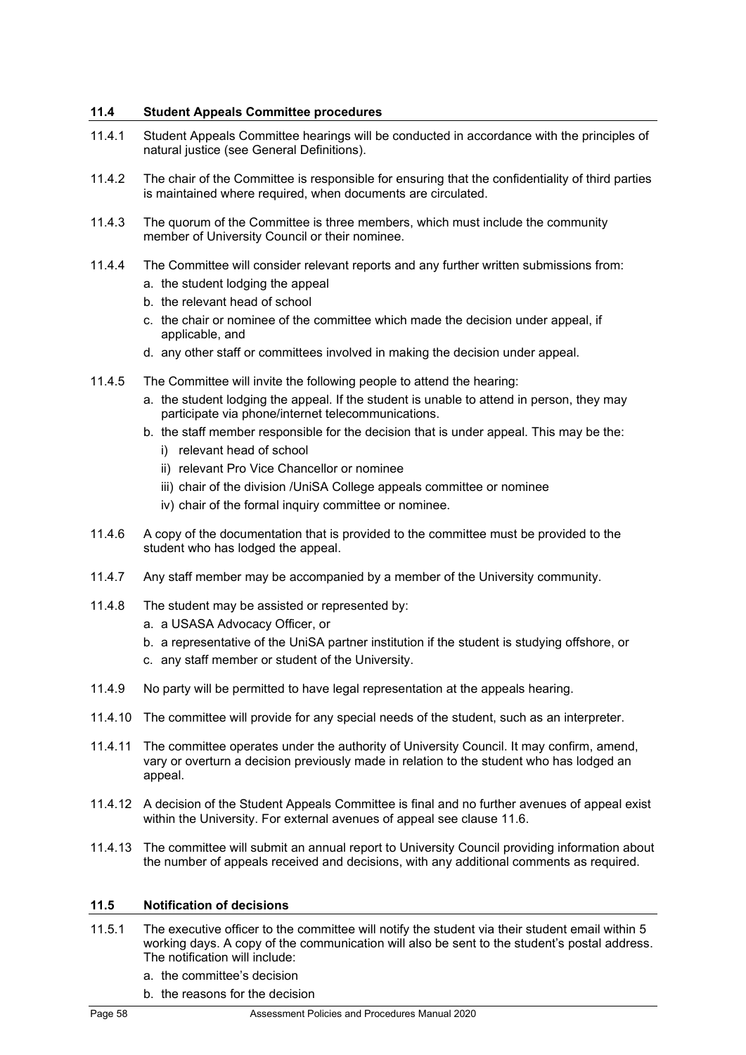### 11.4 Student Appeals Committee procedures

11.4.1 Student Appeals Committee hearings will be conducted in accordance with the principles of natural justice (see General Definitions).

11.4.2 The chair of the Committee is responsible for ensuring that the confidentiality of third parties is maintained where required, when documents are circulated.

11.4.3 The quorum of the Committee is three members, which must include the community member of University Council or their nominee.

11.4.4 The Committee will consider relevant reports and any further written submissions from:

a. the student lodging the appeal
b. the relevant head of school
c. the chair or nominee of the committee which made the decision under appeal, if applicable, and
d. any other staff or committees involved in making the decision under appeal.

11.4.5 The Committee will invite the following people to attend the hearing:

a. the student lodging the appeal. If the student is unable to attend in person, they may participate via phone/internet telecommunications.
b. the staff member responsible for the decision that is under appeal. This may be the:
   i) relevant head of school
   ii) relevant Pro Vice Chancellor or nominee
   iii) chair of the division /UniSA College appeals committee or nominee
   iv) chair of the formal inquiry committee or nominee.

11.4.6 A copy of the documentation that is provided to the committee must be provided to the student who has lodged the appeal.

11.4.7 Any staff member may be accompanied by a member of the University community.

11.4.8 The student may be assisted or represented by:

a. a USASA Advocacy Officer, or
b. a representative of the UniSA partner institution if the student is studying offshore, or
c. any staff member or student of the University.

11.4.9 No party will be permitted to have legal representation at the appeals hearing.

11.4.10 The committee will provide for any special needs of the student, such as an interpreter.

11.4.11 The committee operates under the authority of University Council. It may confirm, amend, vary or overturn a decision previously made in relation to the student who has lodged an appeal.

11.4.12 A decision of the Student Appeals Committee is final and no further avenues of appeal exist within the University. For external avenues of appeal see clause 11.6.

11.4.13 The committee will submit an annual report to University Council providing information about the number of appeals received and decisions, with any additional comments as required.

### 11.5 Notification of decisions

11.5.1 The executive officer to the committee will notify the student via their student email within 5 working days. A copy of the communication will also be sent to the student's postal address. The notification will include:

a. the committee's decision
b. the reasons for the decision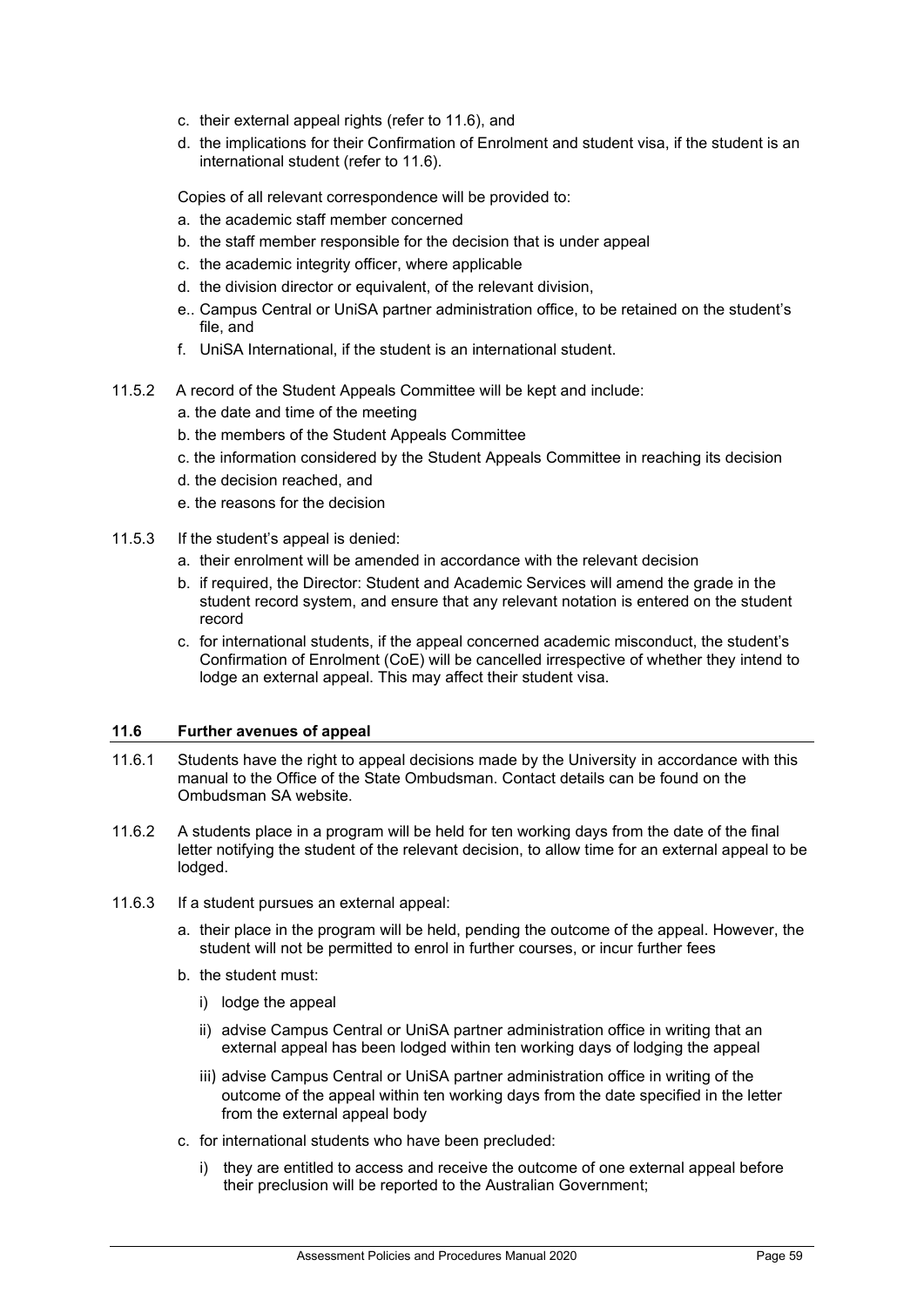c. their external appeal rights (refer to 11.6), and

d. the implications for their Confirmation of Enrolment and student visa, if the student is an international student (refer to 11.6).

Copies of all relevant correspondence will be provided to:

a. the academic staff member concerned

b. the staff member responsible for the decision that is under appeal

c. the academic integrity officer, where applicable

d. the division director or equivalent, of the relevant division,

e.. Campus Central or UniSA partner administration office, to be retained on the student's file, and

f. UniSA International, if the student is an international student.

11.5.2 A record of the Student Appeals Committee will be kept and include:

a. the date and time of the meeting

b. the members of the Student Appeals Committee

c. the information considered by the Student Appeals Committee in reaching its decision

d. the decision reached, and

e. the reasons for the decision

11.5.3 If the student's appeal is denied:

a. their enrolment will be amended in accordance with the relevant decision

b. if required, the Director: Student and Academic Services will amend the grade in the student record system, and ensure that any relevant notation is entered on the student record

c. for international students, if the appeal concerned academic misconduct, the student's Confirmation of Enrolment (CoE) will be cancelled irrespective of whether they intend to lodge an external appeal. This may affect their student visa.

### 11.6 Further avenues of appeal

11.6.1 Students have the right to appeal decisions made by the University in accordance with this manual to the Office of the State Ombudsman. Contact details can be found on the Ombudsman SA website.

11.6.2 A students place in a program will be held for ten working days from the date of the final letter notifying the student of the relevant decision, to allow time for an external appeal to be lodged.

11.6.3 If a student pursues an external appeal:

a. their place in the program will be held, pending the outcome of the appeal. However, the student will not be permitted to enrol in further courses, or incur further fees

b. the student must:

i) lodge the appeal

ii) advise Campus Central or UniSA partner administration office in writing that an external appeal has been lodged within ten working days of lodging the appeal

iii) advise Campus Central or UniSA partner administration office in writing of the outcome of the appeal within ten working days from the date specified in the letter from the external appeal body

c. for international students who have been precluded:

i) they are entitled to access and receive the outcome of one external appeal before their preclusion will be reported to the Australian Government;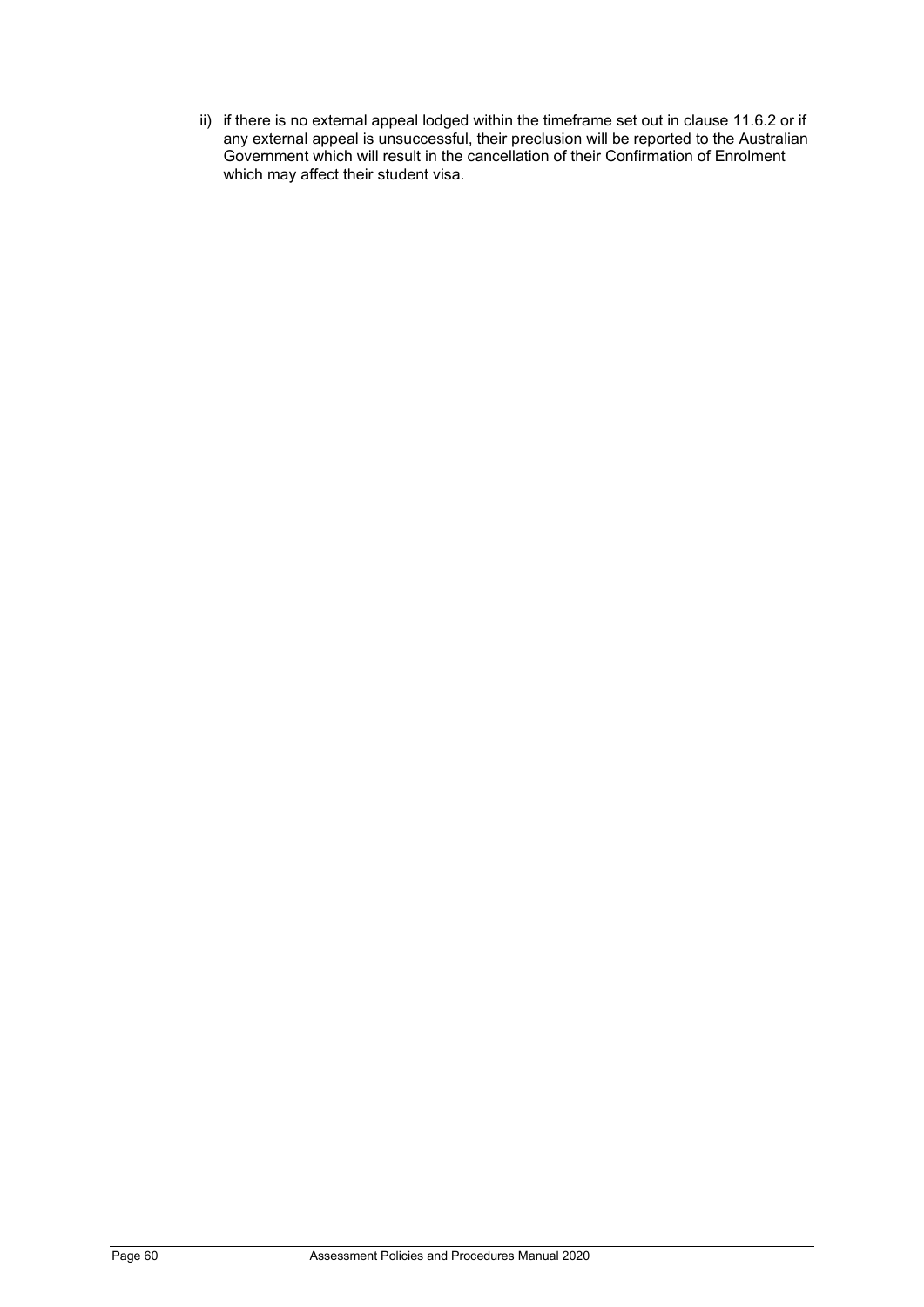ii) if there is no external appeal lodged within the timeframe set out in clause 11.6.2 or if any external appeal is unsuccessful, their preclusion will be reported to the Australian Government which will result in the cancellation of their Confirmation of Enrolment which may affect their student visa.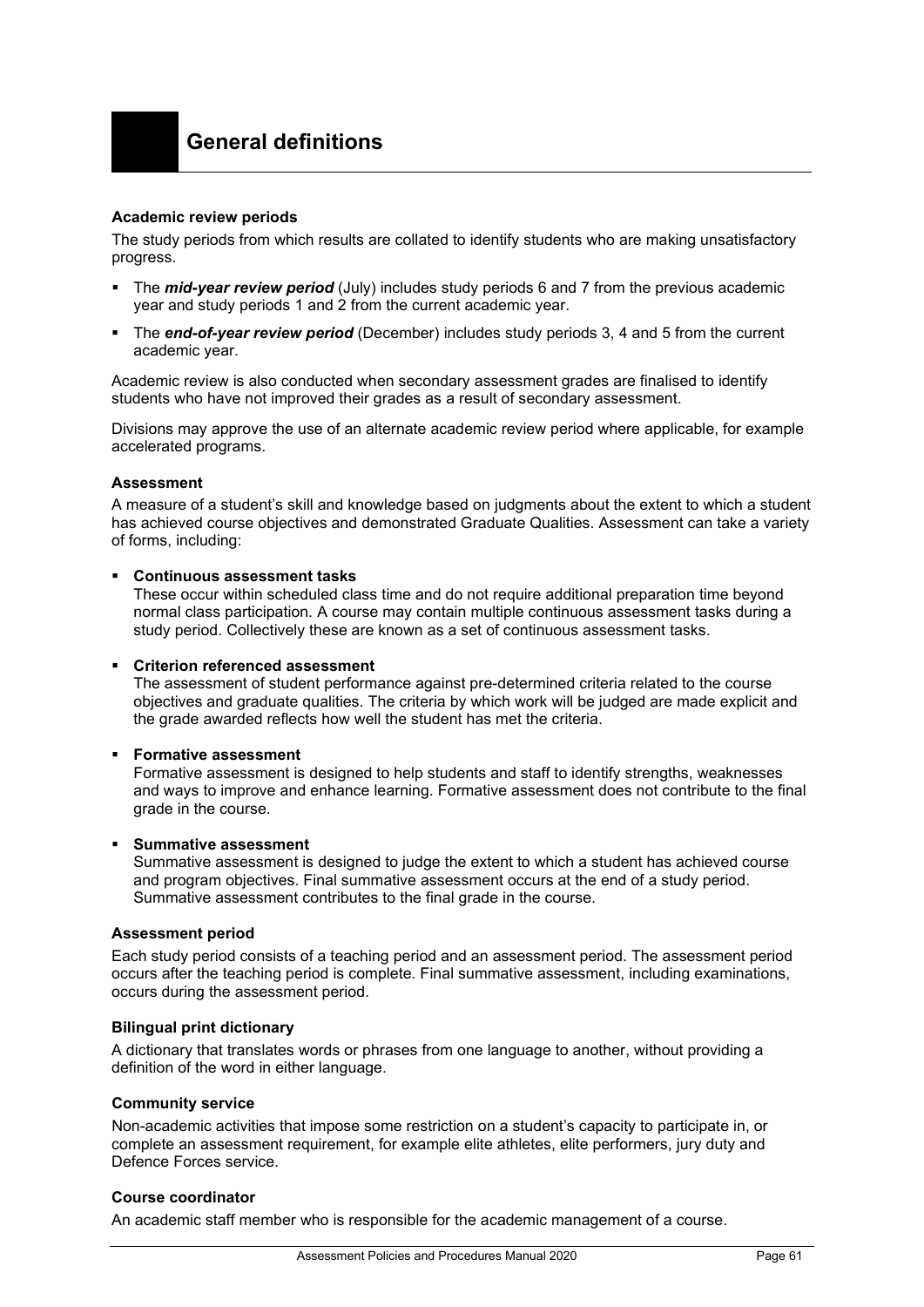# General definitions

### Academic review periods

The study periods from which results are collated to identify students who are making unsatisfactory progress.

- The ***mid-year review period*** (July) includes study periods 6 and 7 from the previous academic year and study periods 1 and 2 from the current academic year.
- The ***end-of-year review period*** (December) includes study periods 3, 4 and 5 from the current academic year.

Academic review is also conducted when secondary assessment grades are finalised to identify students who have not improved their grades as a result of secondary assessment.

Divisions may approve the use of an alternate academic review period where applicable, for example accelerated programs.

### Assessment

A measure of a student's skill and knowledge based on judgments about the extent to which a student has achieved course objectives and demonstrated Graduate Qualities. Assessment can take a variety of forms, including:

- **Continuous assessment tasks**
  These occur within scheduled class time and do not require additional preparation time beyond normal class participation. A course may contain multiple continuous assessment tasks during a study period. Collectively these are known as a set of continuous assessment tasks.
- **Criterion referenced assessment**
  The assessment of student performance against pre-determined criteria related to the course objectives and graduate qualities. The criteria by which work will be judged are made explicit and the grade awarded reflects how well the student has met the criteria.
- **Formative assessment**
  Formative assessment is designed to help students and staff to identify strengths, weaknesses and ways to improve and enhance learning. Formative assessment does not contribute to the final grade in the course.
- **Summative assessment**
  Summative assessment is designed to judge the extent to which a student has achieved course and program objectives. Final summative assessment occurs at the end of a study period. Summative assessment contributes to the final grade in the course.

### Assessment period

Each study period consists of a teaching period and an assessment period. The assessment period occurs after the teaching period is complete. Final summative assessment, including examinations, occurs during the assessment period.

### Bilingual print dictionary

A dictionary that translates words or phrases from one language to another, without providing a definition of the word in either language.

### Community service

Non-academic activities that impose some restriction on a student's capacity to participate in, or complete an assessment requirement, for example elite athletes, elite performers, jury duty and Defence Forces service.

### Course coordinator

An academic staff member who is responsible for the academic management of a course.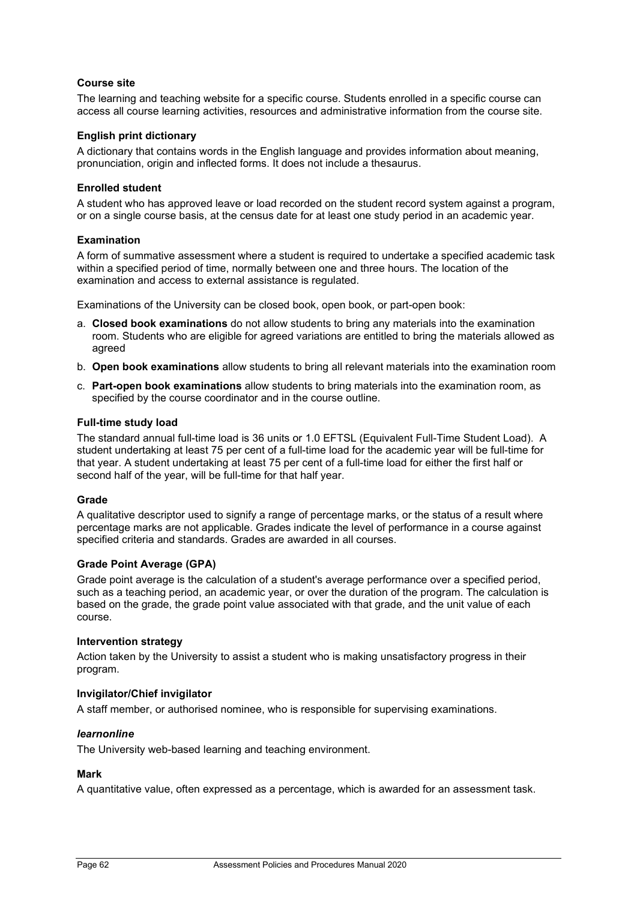**Course site**

The learning and teaching website for a specific course. Students enrolled in a specific course can access all course learning activities, resources and administrative information from the course site.

**English print dictionary**

A dictionary that contains words in the English language and provides information about meaning, pronunciation, origin and inflected forms. It does not include a thesaurus.

**Enrolled student**

A student who has approved leave or load recorded on the student record system against a program, or on a single course basis, at the census date for at least one study period in an academic year.

**Examination**

A form of summative assessment where a student is required to undertake a specified academic task within a specified period of time, normally between one and three hours. The location of the examination and access to external assistance is regulated.

Examinations of the University can be closed book, open book, or part-open book:

a. **Closed book examinations** do not allow students to bring any materials into the examination room. Students who are eligible for agreed variations are entitled to bring the materials allowed as agreed

b. **Open book examinations** allow students to bring all relevant materials into the examination room

c. **Part-open book examinations** allow students to bring materials into the examination room, as specified by the course coordinator and in the course outline.

**Full-time study load**

The standard annual full-time load is 36 units or 1.0 EFTSL (Equivalent Full-Time Student Load). A student undertaking at least 75 per cent of a full-time load for the academic year will be full-time for that year. A student undertaking at least 75 per cent of a full-time load for either the first half or second half of the year, will be full-time for that half year.

**Grade**

A qualitative descriptor used to signify a range of percentage marks, or the status of a result where percentage marks are not applicable. Grades indicate the level of performance in a course against specified criteria and standards. Grades are awarded in all courses.

**Grade Point Average (GPA)**

Grade point average is the calculation of a student's average performance over a specified period, such as a teaching period, an academic year, or over the duration of the program. The calculation is based on the grade, the grade point value associated with that grade, and the unit value of each course.

**Intervention strategy**

Action taken by the University to assist a student who is making unsatisfactory progress in their program.

**Invigilator/Chief invigilator**

A staff member, or authorised nominee, who is responsible for supervising examinations.

***learnonline***

The University web-based learning and teaching environment.

**Mark**

A quantitative value, often expressed as a percentage, which is awarded for an assessment task.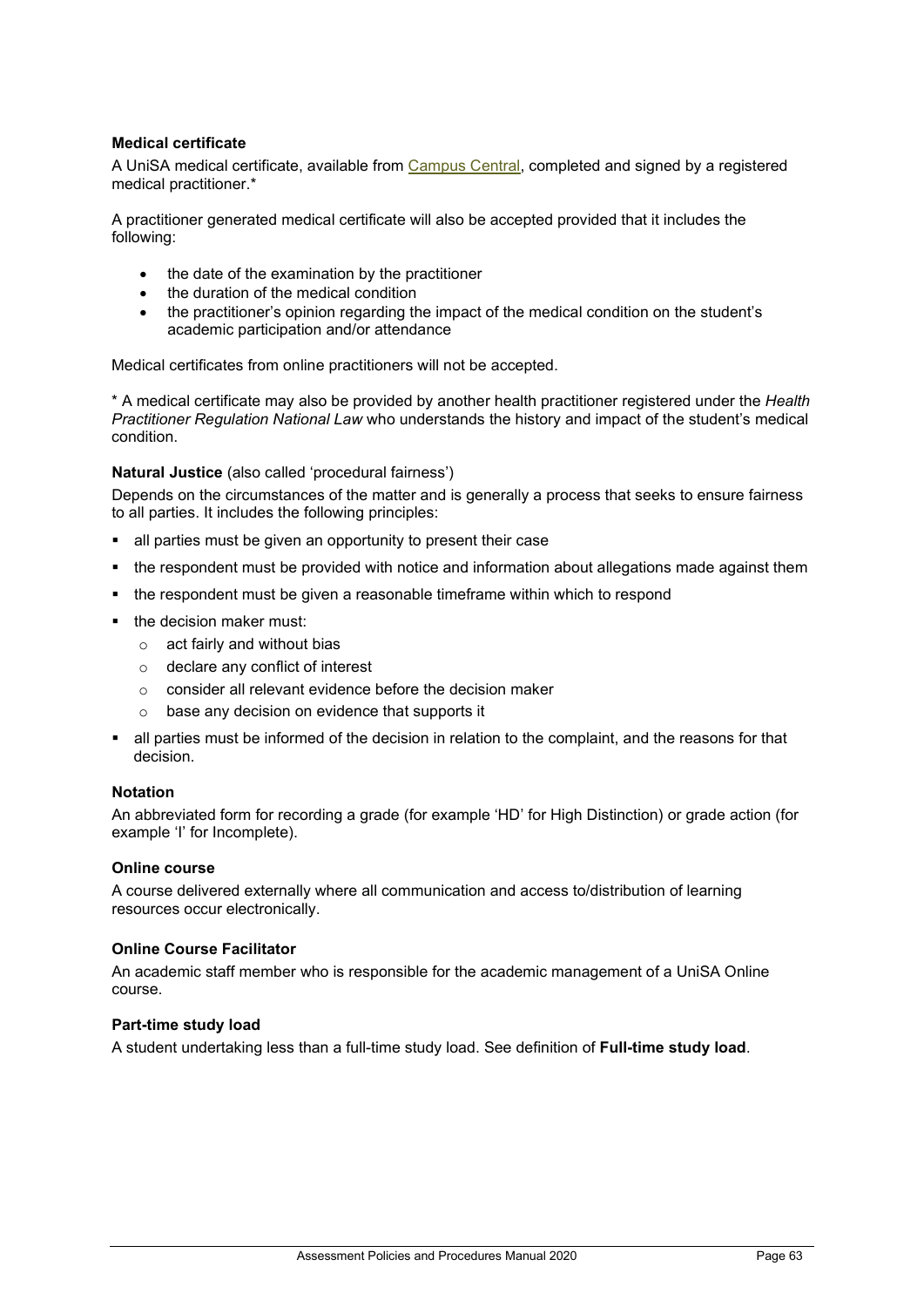**Medical certificate**

A UniSA medical certificate, available from Campus Central, completed and signed by a registered medical practitioner.*

A practitioner generated medical certificate will also be accepted provided that it includes the following:

- the date of the examination by the practitioner
- the duration of the medical condition
- the practitioner's opinion regarding the impact of the medical condition on the student's academic participation and/or attendance

Medical certificates from online practitioners will not be accepted.

* A medical certificate may also be provided by another health practitioner registered under the *Health Practitioner Regulation National Law* who understands the history and impact of the student's medical condition.

**Natural Justice** (also called 'procedural fairness')

Depends on the circumstances of the matter and is generally a process that seeks to ensure fairness to all parties. It includes the following principles:

- all parties must be given an opportunity to present their case
- the respondent must be provided with notice and information about allegations made against them
- the respondent must be given a reasonable timeframe within which to respond
- the decision maker must:
  - act fairly and without bias
  - declare any conflict of interest
  - consider all relevant evidence before the decision maker
  - base any decision on evidence that supports it
- all parties must be informed of the decision in relation to the complaint, and the reasons for that decision.

**Notation**

An abbreviated form for recording a grade (for example 'HD' for High Distinction) or grade action (for example 'I' for Incomplete).

**Online course**

A course delivered externally where all communication and access to/distribution of learning resources occur electronically.

**Online Course Facilitator**

An academic staff member who is responsible for the academic management of a UniSA Online course.

**Part-time study load**

A student undertaking less than a full-time study load. See definition of **Full-time study load**.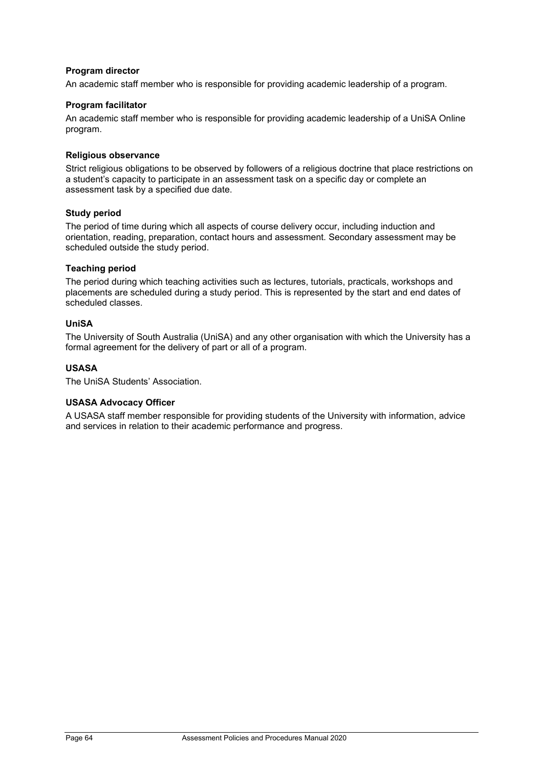**Program director**

An academic staff member who is responsible for providing academic leadership of a program.

**Program facilitator**

An academic staff member who is responsible for providing academic leadership of a UniSA Online program.

**Religious observance**

Strict religious obligations to be observed by followers of a religious doctrine that place restrictions on a student's capacity to participate in an assessment task on a specific day or complete an assessment task by a specified due date.

**Study period**

The period of time during which all aspects of course delivery occur, including induction and orientation, reading, preparation, contact hours and assessment. Secondary assessment may be scheduled outside the study period.

**Teaching period**

The period during which teaching activities such as lectures, tutorials, practicals, workshops and placements are scheduled during a study period. This is represented by the start and end dates of scheduled classes.

**UniSA**

The University of South Australia (UniSA) and any other organisation with which the University has a formal agreement for the delivery of part or all of a program.

**USASA**

The UniSA Students' Association.

**USASA Advocacy Officer**

A USASA staff member responsible for providing students of the University with information, advice and services in relation to their academic performance and progress.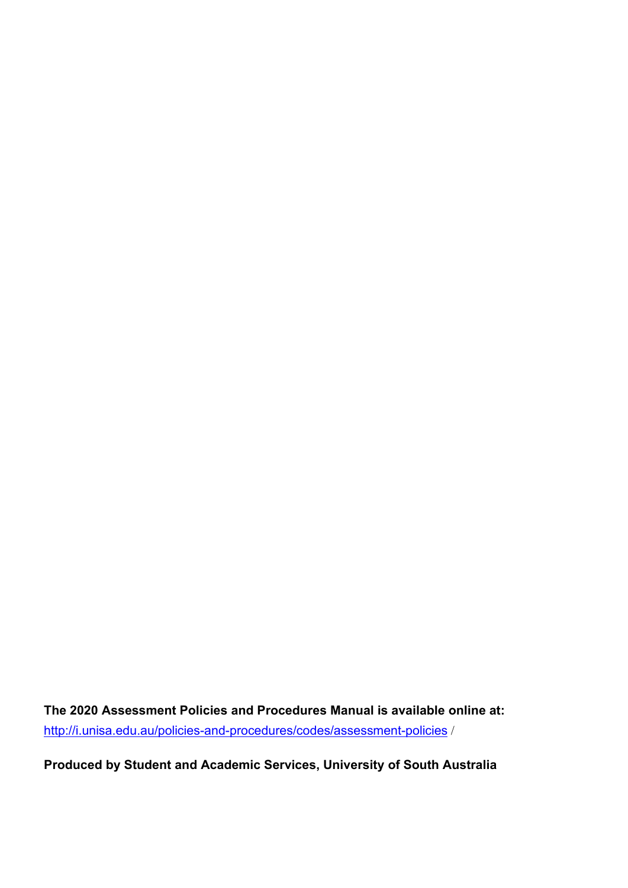**The 2020 Assessment Policies and Procedures Manual is available online at:**
[http://i.unisa.edu.au/policies-and-procedures/codes/assessment-policies](http://i.unisa.edu.au/policies-and-procedures/codes/assessment-policies) /

**Produced by Student and Academic Services, University of South Australia**